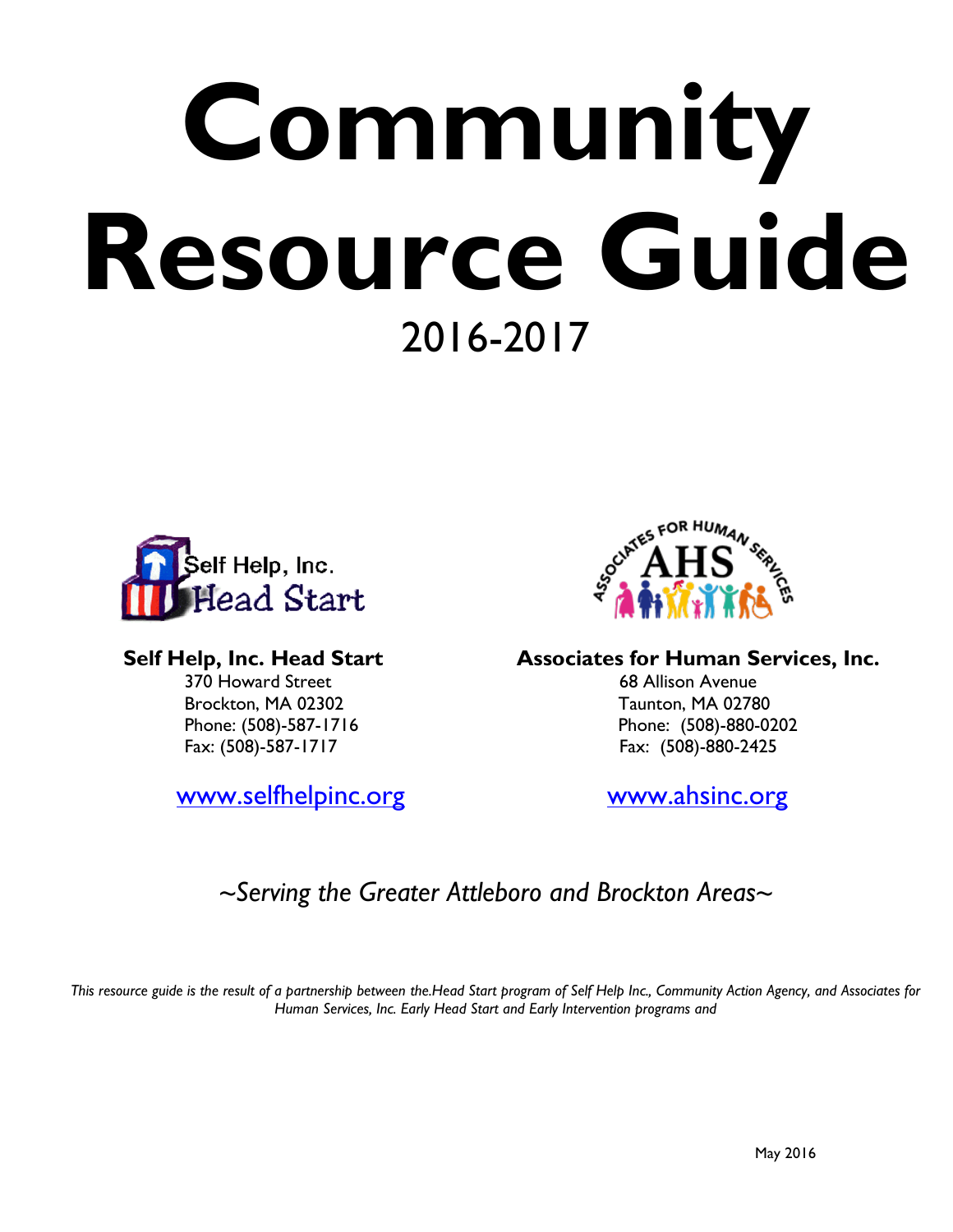# Community Resource Guide

2016-2017

**Self Help, Inc. Head Start**
370 Howard Street
Brockton, MA 02302
Phone: (508)-587-1716
Fax: (508)-587-1717

www.selfhelpinc.org

**Associates for Human Services, Inc.**
68 Allison Avenue
Taunton, MA 02780
Phone: (508)-880-0202
Fax: (508)-880-2425

www.ahsinc.org

*~Serving the Greater Attleboro and Brockton Areas~*

*This resource guide is the result of a partnership between the.Head Start program of Self Help Inc., Community Action Agency, and Associates for Human Services, Inc. Early Head Start and Early Intervention programs and*

May 2016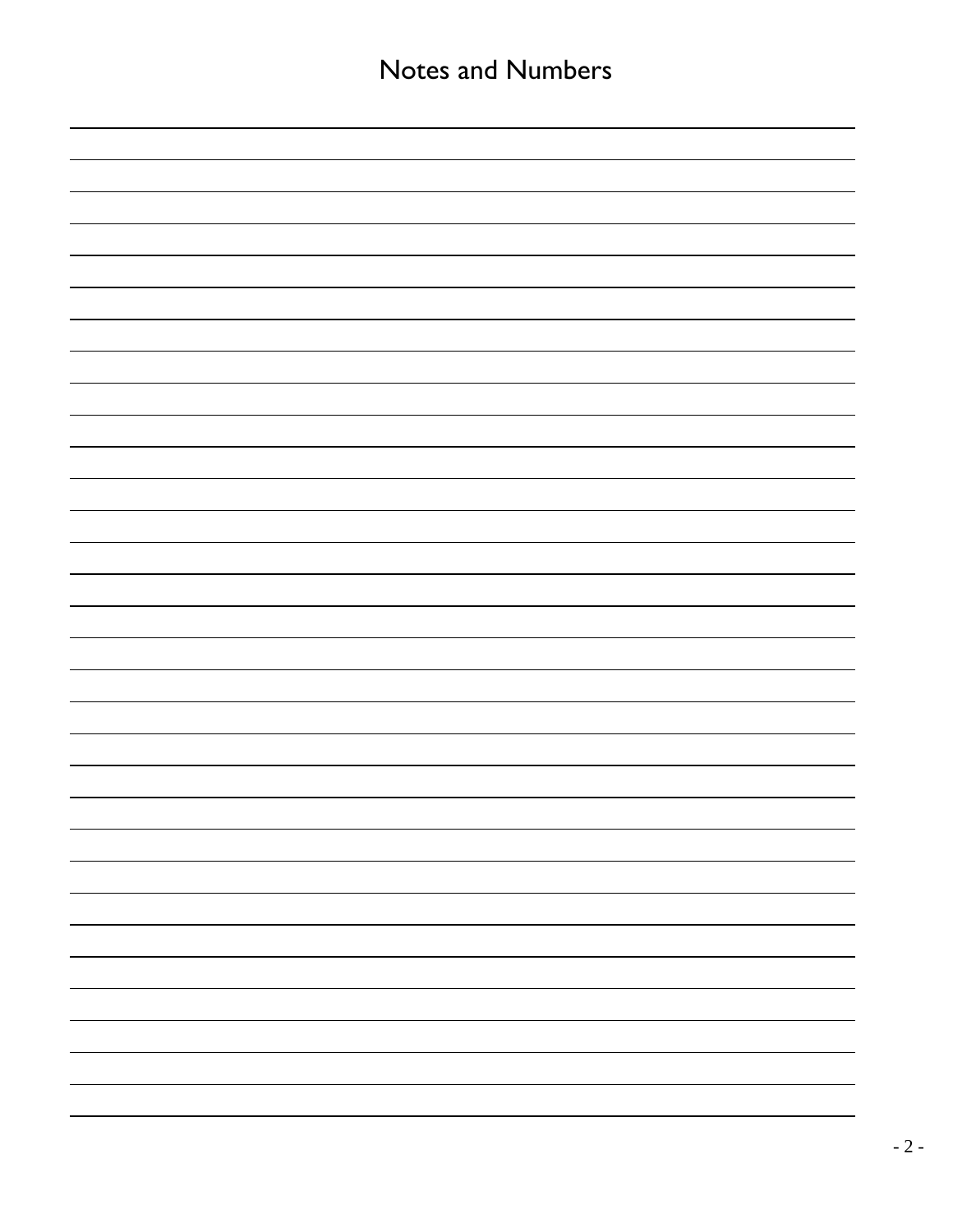# Notes and Numbers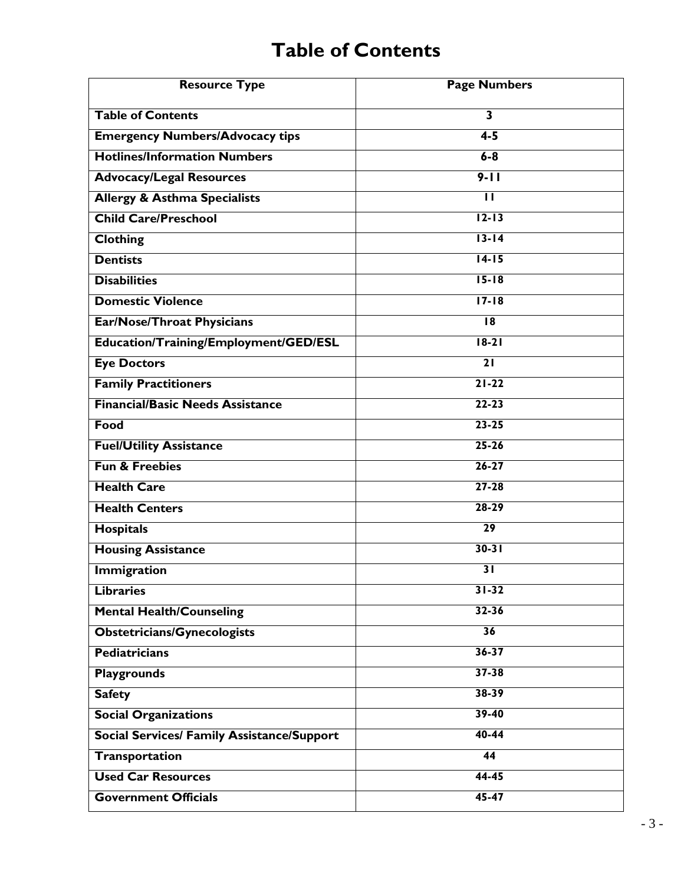# Table of Contents

| Resource Type | Page Numbers |
|---|---|
| **Table of Contents** | **3** |
| **Emergency Numbers/Advocacy tips** | **4-5** |
| **Hotlines/Information Numbers** | **6-8** |
| **Advocacy/Legal Resources** | **9-11** |
| **Allergy & Asthma Specialists** | **11** |
| **Child Care/Preschool** | **12-13** |
| **Clothing** | **13-14** |
| **Dentists** | **14-15** |
| **Disabilities** | **15-18** |
| **Domestic Violence** | **17-18** |
| **Ear/Nose/Throat Physicians** | **18** |
| **Education/Training/Employment/GED/ESL** | **18-21** |
| **Eye Doctors** | **21** |
| **Family Practitioners** | **21-22** |
| **Financial/Basic Needs Assistance** | **22-23** |
| **Food** | **23-25** |
| **Fuel/Utility Assistance** | **25-26** |
| **Fun & Freebies** | **26-27** |
| **Health Care** | **27-28** |
| **Health Centers** | **28-29** |
| **Hospitals** | **29** |
| **Housing Assistance** | **30-31** |
| **Immigration** | **31** |
| **Libraries** | **31-32** |
| **Mental Health/Counseling** | **32-36** |
| **Obstetricians/Gynecologists** | **36** |
| **Pediatricians** | **36-37** |
| **Playgrounds** | **37-38** |
| **Safety** | **38-39** |
| **Social Organizations** | **39-40** |
| **Social Services/ Family Assistance/Support** | **40-44** |
| **Transportation** | **44** |
| **Used Car Resources** | **44-45** |
| **Government Officials** | **45-47** |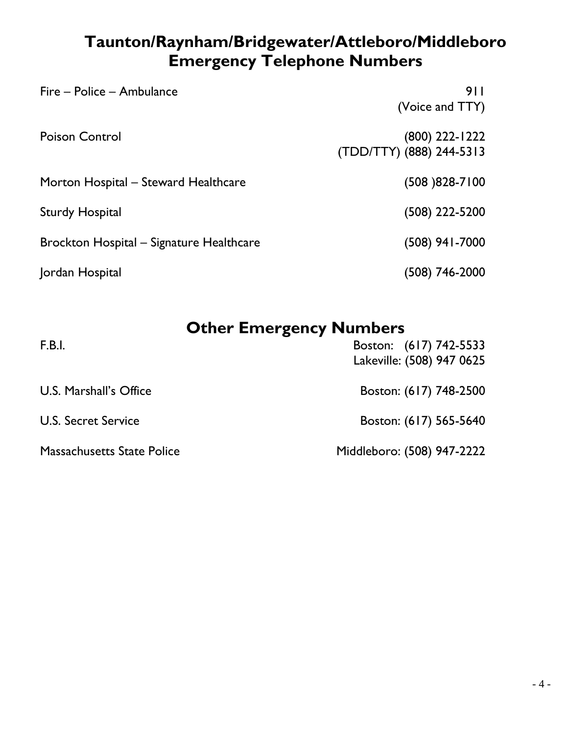# Taunton/Raynham/Bridgewater/Attleboro/Middleboro Emergency Telephone Numbers

| | |
|---|---|
| Fire – Police – Ambulance | 911 (Voice and TTY) |
| Poison Control | (800) 222-1222 (TDD/TTY) (888) 244-5313 |
| Morton Hospital – Steward Healthcare | (508 )828-7100 |
| Sturdy Hospital | (508) 222-5200 |
| Brockton Hospital – Signature Healthcare | (508) 941-7000 |
| Jordan Hospital | (508) 746-2000 |

# Other Emergency Numbers

| | |
|---|---|
| F.B.I. | Boston: (617) 742-5533 Lakeville: (508) 947 0625 |
| U.S. Marshall's Office | Boston: (617) 748-2500 |
| U.S. Secret Service | Boston: (617) 565-5640 |
| Massachusetts State Police | Middleboro: (508) 947-2222 |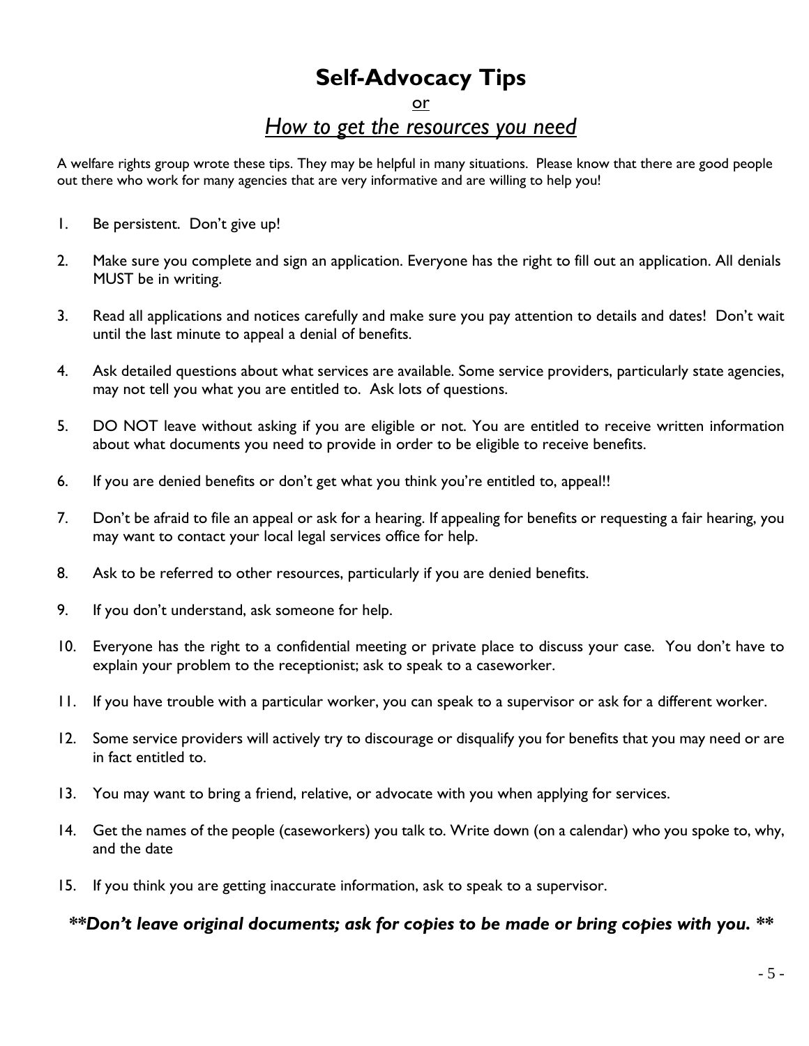# Self-Advocacy Tips

<u>or</u>

## *How to get the resources you need*

A welfare rights group wrote these tips. They may be helpful in many situations. Please know that there are good people out there who work for many agencies that are very informative and are willing to help you!

1. Be persistent. Don't give up!

2. Make sure you complete and sign an application. Everyone has the right to fill out an application. All denials MUST be in writing.

3. Read all applications and notices carefully and make sure you pay attention to details and dates! Don't wait until the last minute to appeal a denial of benefits.

4. Ask detailed questions about what services are available. Some service providers, particularly state agencies, may not tell you what you are entitled to. Ask lots of questions.

5. DO NOT leave without asking if you are eligible or not. You are entitled to receive written information about what documents you need to provide in order to be eligible to receive benefits.

6. If you are denied benefits or don't get what you think you're entitled to, appeal!!

7. Don't be afraid to file an appeal or ask for a hearing. If appealing for benefits or requesting a fair hearing, you may want to contact your local legal services office for help.

8. Ask to be referred to other resources, particularly if you are denied benefits.

9. If you don't understand, ask someone for help.

10. Everyone has the right to a confidential meeting or private place to discuss your case. You don't have to explain your problem to the receptionist; ask to speak to a caseworker.

11. If you have trouble with a particular worker, you can speak to a supervisor or ask for a different worker.

12. Some service providers will actively try to discourage or disqualify you for benefits that you may need or are in fact entitled to.

13. You may want to bring a friend, relative, or advocate with you when applying for services.

14. Get the names of the people (caseworkers) you talk to. Write down (on a calendar) who you spoke to, why, and the date

15. If you think you are getting inaccurate information, ask to speak to a supervisor.

***\*\*Don't leave original documents; ask for copies to be made or bring copies with you. \*\****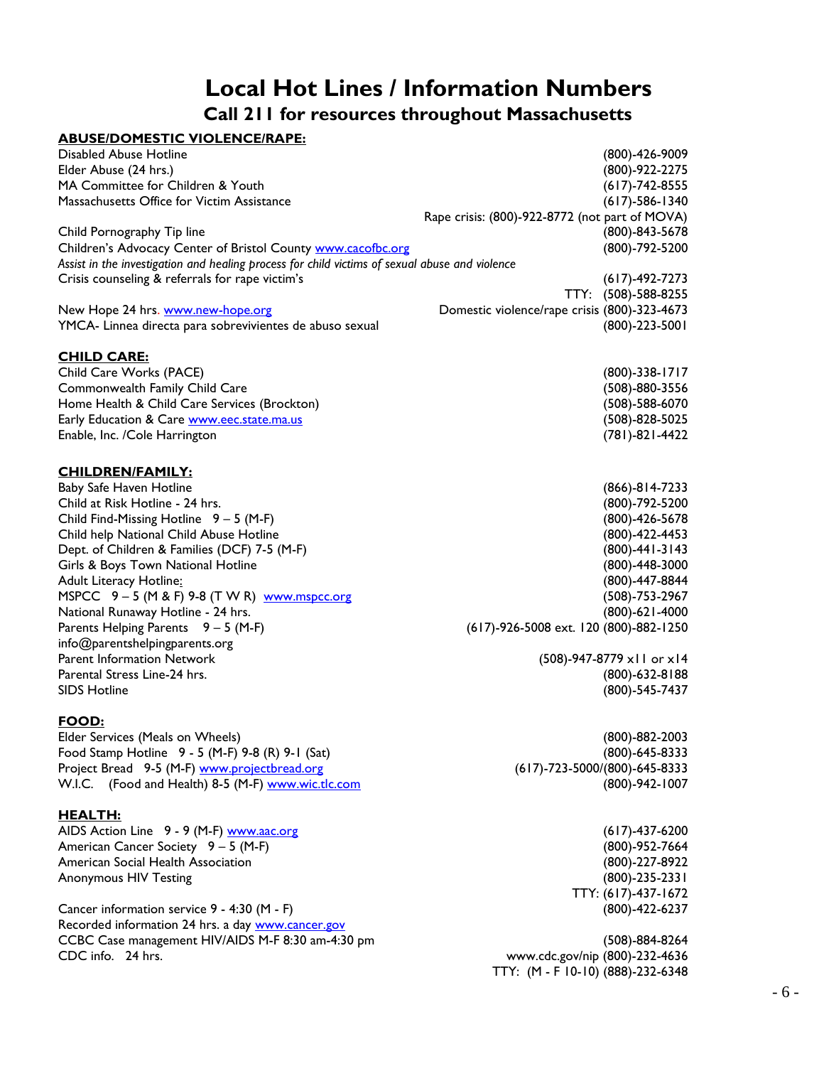# Local Hot Lines / Information Numbers

## Call 211 for resources throughout Massachusetts

**ABUSE/DOMESTIC VIOLENCE/RAPE:**

| | |
|---|---|
| Disabled Abuse Hotline | (800)-426-9009 |
| Elder Abuse (24 hrs.) | (800)-922-2275 |
| MA Committee for Children & Youth | (617)-742-8555 |
| Massachusetts Office for Victim Assistance | (617)-586-1340 |
| | Rape crisis: (800)-922-8772 (not part of MOVA) |
| Child Pornography Tip line | (800)-843-5678 |
| Children's Advocacy Center of Bristol County www.cacofbc.org | (800)-792-5200 |
| *Assist in the investigation and healing process for child victims of sexual abuse and violence* | |
| Crisis counseling & referrals for rape victim's | (617)-492-7273 |
| | TTY: (508)-588-8255 |
| New Hope 24 hrs. www.new-hope.org | Domestic violence/rape crisis (800)-323-4673 |
| YMCA- Linnea directa para sobrevivientes de abuso sexual | (800)-223-5001 |

**CHILD CARE:**

| | |
|---|---|
| Child Care Works (PACE) | (800)-338-1717 |
| Commonwealth Family Child Care | (508)-880-3556 |
| Home Health & Child Care Services (Brockton) | (508)-588-6070 |
| Early Education & Care www.eec.state.ma.us | (508)-828-5025 |
| Enable, Inc. /Cole Harrington | (781)-821-4422 |

**CHILDREN/FAMILY:**

| | |
|---|---|
| Baby Safe Haven Hotline | (866)-814-7233 |
| Child at Risk Hotline - 24 hrs. | (800)-792-5200 |
| Child Find-Missing Hotline 9 – 5 (M-F) | (800)-426-5678 |
| Child help National Child Abuse Hotline | (800)-422-4453 |
| Dept. of Children & Families (DCF) 7-5 (M-F) | (800)-441-3143 |
| Girls & Boys Town National Hotline | (800)-448-3000 |
| Adult Literacy Hotline: | (800)-447-8844 |
| MSPCC 9 – 5 (M & F) 9-8 (T W R) www.mspcc.org | (508)-753-2967 |
| National Runaway Hotline - 24 hrs. | (800)-621-4000 |
| Parents Helping Parents 9 – 5 (M-F) info@parentshelpingparents.org | (617)-926-5008 ext. 120 (800)-882-1250 |
| Parent Information Network | (508)-947-8779 x11 or x14 |
| Parental Stress Line-24 hrs. | (800)-632-8188 |
| SIDS Hotline | (800)-545-7437 |

**FOOD:**

| | |
|---|---|
| Elder Services (Meals on Wheels) | (800)-882-2003 |
| Food Stamp Hotline 9 - 5 (M-F) 9-8 (R) 9-1 (Sat) | (800)-645-8333 |
| Project Bread 9-5 (M-F) www.projectbread.org | (617)-723-5000/(800)-645-8333 |
| W.I.C. (Food and Health) 8-5 (M-F) www.wic.tlc.com | (800)-942-1007 |

**HEALTH:**

| | |
|---|---|
| AIDS Action Line 9 - 9 (M-F) www.aac.org | (617)-437-6200 |
| American Cancer Society 9 – 5 (M-F) | (800)-952-7664 |
| American Social Health Association | (800)-227-8922 |
| Anonymous HIV Testing | (800)-235-2331 |
| | TTY: (617)-437-1672 |
| Cancer information service 9 - 4:30 (M - F) | (800)-422-6237 |
| Recorded information 24 hrs. a day www.cancer.gov | |
| CCBC Case management HIV/AIDS M-F 8:30 am-4:30 pm | (508)-884-8264 |
| CDC info. 24 hrs. | www.cdc.gov/nip (800)-232-4636 |
| | TTY: (M - F 10-10) (888)-232-6348 |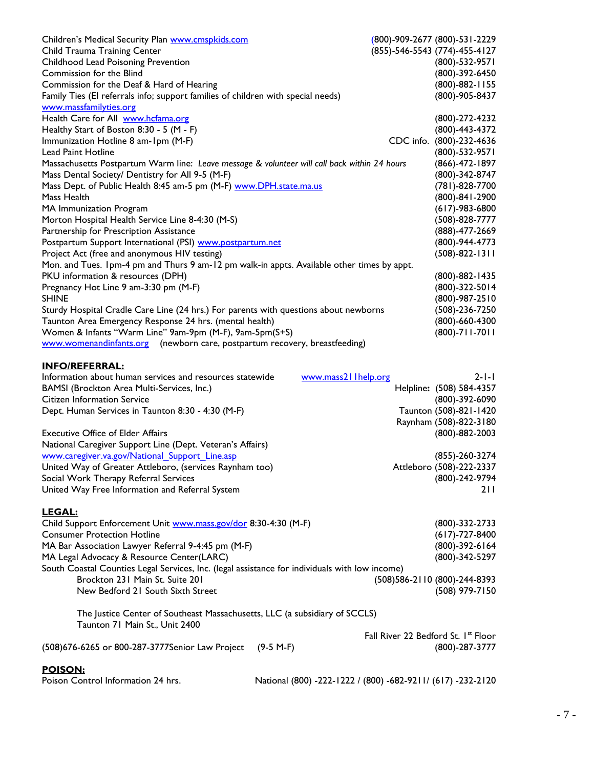Children's Medical Security Plan www.cmspkids.com (800)-909-2677 (800)-531-2229
Child Trauma Training Center (855)-546-5543 (774)-455-4127
Childhood Lead Poisoning Prevention (800)-532-9571
Commission for the Blind (800)-392-6450
Commission for the Deaf & Hard of Hearing (800)-882-1155
Family Ties (EI referrals info; support families of children with special needs) (800)-905-8437
www.massfamilyties.org
Health Care for All www.hcfama.org (800)-272-4232
Healthy Start of Boston 8:30 - 5 (M - F) (800)-443-4372
Immunization Hotline 8 am-1pm (M-F) CDC info. (800)-232-4636
Lead Paint Hotline (800)-532-9571
Massachusetts Postpartum Warm line: *Leave message & volunteer will call back within 24 hours* (866)-472-1897
Mass Dental Society/ Dentistry for All 9-5 (M-F) (800)-342-8747
Mass Dept. of Public Health 8:45 am-5 pm (M-F) www.DPH.state.ma.us (781)-828-7700
Mass Health (800)-841-2900
MA Immunization Program (617)-983-6800
Morton Hospital Health Service Line 8-4:30 (M-S) (508)-828-7777
Partnership for Prescription Assistance (888)-477-2669
Postpartum Support International (PSI) www.postpartum.net (800)-944-4773
Project Act (free and anonymous HIV testing) (508)-822-1311
Mon. and Tues. 1pm-4 pm and Thurs 9 am-12 pm walk-in appts. Available other times by appt.
PKU information & resources (DPH) (800)-882-1435
Pregnancy Hot Line 9 am-3:30 pm (M-F) (800)-322-5014
SHINE (800)-987-2510
Sturdy Hospital Cradle Care Line (24 hrs.) For parents with questions about newborns (508)-236-7250
Taunton Area Emergency Response 24 hrs. (mental health) (800)-660-4300
Women & Infants "Warm Line" 9am-9pm (M-F), 9am-5pm(S+S) (800)-711-7011
www.womenandinfants.org (newborn care, postpartum recovery, breastfeeding)

**INFO/REFERRAL:**

Information about human services and resources statewide www.mass211help.org 2-1-1
BAMSI (Brockton Area Multi-Services, Inc.) Helpline: (508) 584-4357
Citizen Information Service (800)-392-6090
Dept. Human Services in Taunton 8:30 - 4:30 (M-F) Taunton (508)-821-1420
Raynham (508)-822-3180
Executive Office of Elder Affairs (800)-882-2003
National Caregiver Support Line (Dept. Veteran's Affairs)
www.caregiver.va.gov/National_Support_Line.asp (855)-260-3274
United Way of Greater Attleboro, (services Raynham too) Attleboro (508)-222-2337
Social Work Therapy Referral Services (800)-242-9794
United Way Free Information and Referral System 211

**LEGAL:**

Child Support Enforcement Unit www.mass.gov/dor 8:30-4:30 (M-F) (800)-332-2733
Consumer Protection Hotline (617)-727-8400
MA Bar Association Lawyer Referral 9-4:45 pm (M-F) (800)-392-6164
MA Legal Advocacy & Resource Center(LARC) (800)-342-5297
South Coastal Counties Legal Services, Inc. (legal assistance for individuals with low income)
Brockton 231 Main St. Suite 201 (508)586-2110 (800)-244-8393
New Bedford 21 South Sixth Street (508) 979-7150

The Justice Center of Southeast Massachusetts, LLC (a subsidiary of SCCLS)
Taunton 71 Main St., Unit 2400
Fall River 22 Bedford St. 1st Floor
(508)676-6265 or 800-287-3777Senior Law Project (9-5 M-F) (800)-287-3777

**POISON:**

Poison Control Information 24 hrs. National (800) -222-1222 / (800) -682-9211/ (617) -232-2120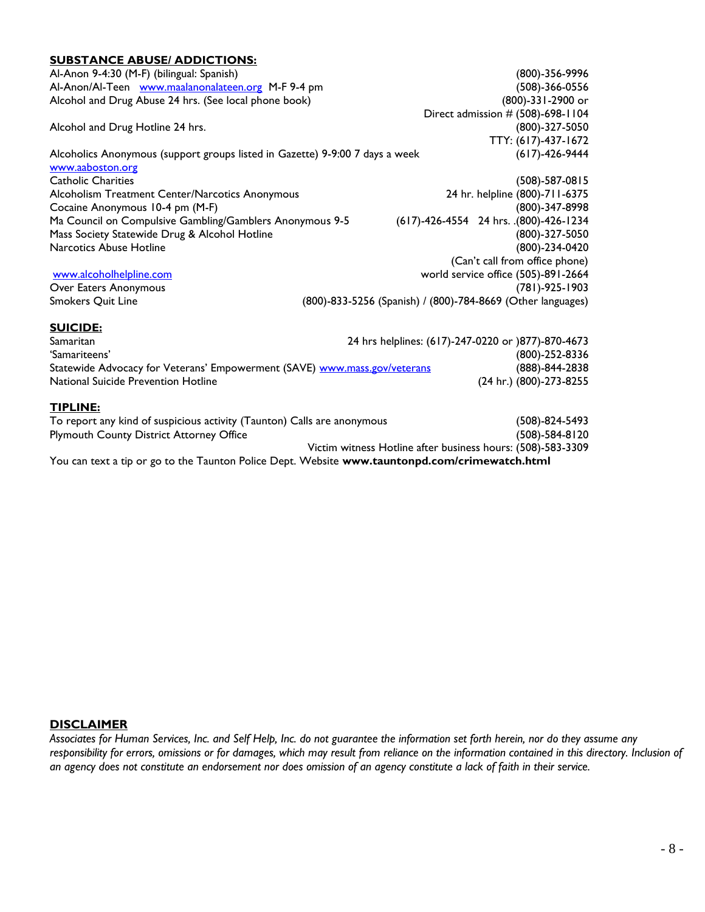**SUBSTANCE ABUSE/ ADDICTIONS:**

| | |
|---|---|
| Al-Anon 9-4:30 (M-F) (bilingual: Spanish) | (800)-356-9996 |
| Al-Anon/Al-Teen www.maalanonalateen.org M-F 9-4 pm | (508)-366-0556 |
| Alcohol and Drug Abuse 24 hrs. (See local phone book) | (800)-331-2900 or |
| | Direct admission # (508)-698-1104 |
| Alcohol and Drug Hotline 24 hrs. | (800)-327-5050 |
| | TTY: (617)-437-1672 |
| Alcoholics Anonymous (support groups listed in Gazette) 9-9:00 7 days a week | (617)-426-9444 |
| www.aaboston.org | |
| Catholic Charities | (508)-587-0815 |
| Alcoholism Treatment Center/Narcotics Anonymous | 24 hr. helpline (800)-711-6375 |
| Cocaine Anonymous 10-4 pm (M-F) | (800)-347-8998 |
| Ma Council on Compulsive Gambling/Gamblers Anonymous 9-5 | (617)-426-4554 24 hrs. .(800)-426-1234 |
| Mass Society Statewide Drug & Alcohol Hotline | (800)-327-5050 |
| Narcotics Abuse Hotline | (800)-234-0420 |
| | (Can't call from office phone) |
| www.alcoholhelpline.com | world service office (505)-891-2664 |
| Over Eaters Anonymous | (781)-925-1903 |
| Smokers Quit Line | (800)-833-5256 (Spanish) / (800)-784-8669 (Other languages) |

**SUICIDE:**

| | |
|---|---|
| Samaritan | 24 hrs helplines: (617)-247-0220 or )877)-870-4673 |
| 'Samariteens' | (800)-252-8336 |
| Statewide Advocacy for Veterans' Empowerment (SAVE) www.mass.gov/veterans | (888)-844-2838 |
| National Suicide Prevention Hotline | (24 hr.) (800)-273-8255 |

**TIPLINE:**

| | |
|---|---|
| To report any kind of suspicious activity (Taunton) Calls are anonymous | (508)-824-5493 |
| Plymouth County District Attorney Office | (508)-584-8120 |
| | Victim witness Hotline after business hours: (508)-583-3309 |

You can text a tip or go to the Taunton Police Dept. Website **www.tauntonpd.com/crimewatch.html**

**DISCLAIMER**

*Associates for Human Services, Inc. and Self Help, Inc. do not guarantee the information set forth herein, nor do they assume any responsibility for errors, omissions or for damages, which may result from reliance on the information contained in this directory. Inclusion of an agency does not constitute an endorsement nor does omission of an agency constitute a lack of faith in their service.*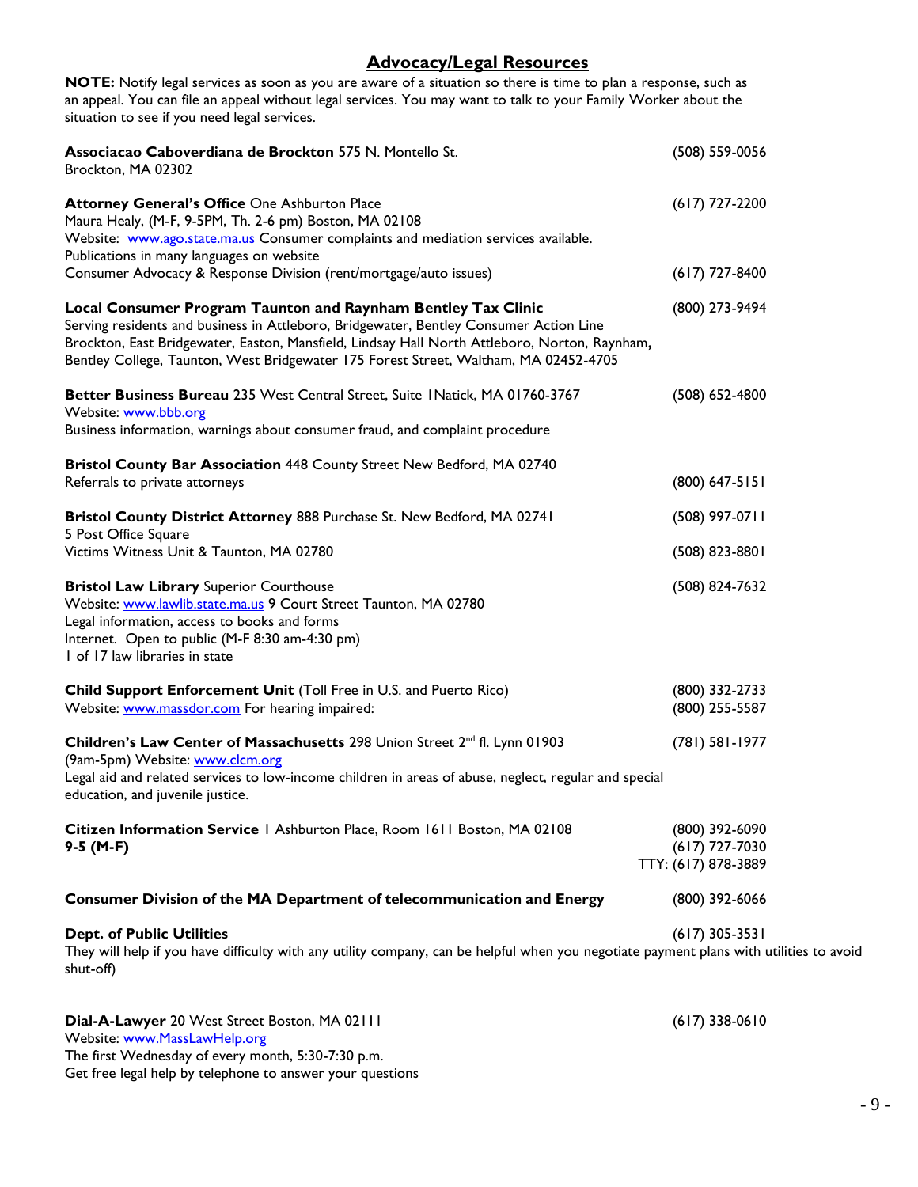## Advocacy/Legal Resources

**NOTE:** Notify legal services as soon as you are aware of a situation so there is time to plan a response, such as an appeal. You can file an appeal without legal services. You may want to talk to your Family Worker about the situation to see if you need legal services.

**Associacao Caboverdiana de Brockton** 575 N. Montello St.
Brockton, MA 02302
(508) 559-0056

**Attorney General's Office** One Ashburton Place
Maura Healy, (M-F, 9-5PM, Th. 2-6 pm) Boston, MA 02108
Website: www.ago.state.ma.us Consumer complaints and mediation services available.
Publications in many languages on website
(617) 727-2200
Consumer Advocacy & Response Division (rent/mortgage/auto issues)
(617) 727-8400

**Local Consumer Program Taunton and Raynham Bentley Tax Clinic**
Serving residents and business in Attleboro, Bridgewater, Bentley Consumer Action Line
Brockton, East Bridgewater, Easton, Mansfield, Lindsay Hall North Attleboro, Norton, Raynham**,**
Bentley College, Taunton, West Bridgewater 175 Forest Street, Waltham, MA 02452-4705
(800) 273-9494

**Better Business Bureau** 235 West Central Street, Suite 1Natick, MA 01760-3767
Website: www.bbb.org
Business information, warnings about consumer fraud, and complaint procedure
(508) 652-4800

**Bristol County Bar Association** 448 County Street New Bedford, MA 02740
Referrals to private attorneys
(800) 647-5151

**Bristol County District Attorney** 888 Purchase St. New Bedford, MA 02741
(508) 997-0711
5 Post Office Square
Victims Witness Unit & Taunton, MA 02780
(508) 823-8801

**Bristol Law Library** Superior Courthouse
Website: www.lawlib.state.ma.us 9 Court Street Taunton, MA 02780
Legal information, access to books and forms
Internet. Open to public (M-F 8:30 am-4:30 pm)
1 of 17 law libraries in state
(508) 824-7632

**Child Support Enforcement Unit** (Toll Free in U.S. and Puerto Rico)
(800) 332-2733
Website: www.massdor.com For hearing impaired:
(800) 255-5587

**Children's Law Center of Massachusetts** 298 Union Street 2nd fl. Lynn 01903
(9am-5pm) Website: www.clcm.org
Legal aid and related services to low-income children in areas of abuse, neglect, regular and special education, and juvenile justice.
(781) 581-1977

**Citizen Information Service** 1 Ashburton Place, Room 1611 Boston, MA 02108
**9-5 (M-F)**
(800) 392-6090
(617) 727-7030
TTY: (617) 878-3889

**Consumer Division of the MA Department of telecommunication and Energy**
(800) 392-6066

**Dept. of Public Utilities**
(617) 305-3531
They will help if you have difficulty with any utility company, can be helpful when you negotiate payment plans with utilities to avoid shut-off)

**Dial-A-Lawyer** 20 West Street Boston, MA 02111
Website: www.MassLawHelp.org
The first Wednesday of every month, 5:30-7:30 p.m.
Get free legal help by telephone to answer your questions
(617) 338-0610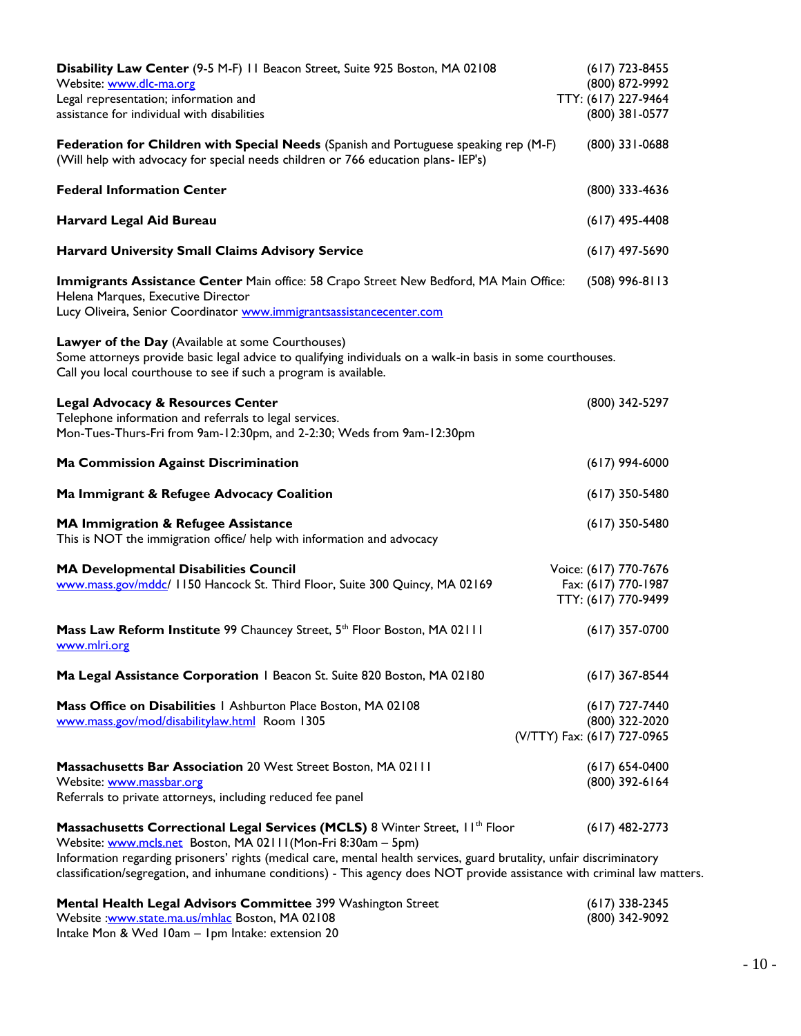**Disability Law Center** (9-5 M-F) 11 Beacon Street, Suite 925 Boston, MA 02108
Website: www.dlc-ma.org
Legal representation; information and assistance for individual with disabilities
(617) 723-8455
(800) 872-9992
TTY: (617) 227-9464
(800) 381-0577

**Federation for Children with Special Needs** (Spanish and Portuguese speaking rep (M-F) (Will help with advocacy for special needs children or 766 education plans- IEP's)
(800) 331-0688

**Federal Information Center**
(800) 333-4636

**Harvard Legal Aid Bureau**
(617) 495-4408

**Harvard University Small Claims Advisory Service**
(617) 497-5690

**Immigrants Assistance Center** Main office: 58 Crapo Street New Bedford, MA Main Office: (508) 996-8113
Helena Marques, Executive Director
Lucy Oliveira, Senior Coordinator www.immigrantsassistancecenter.com

**Lawyer of the Day** (Available at some Courthouses)
Some attorneys provide basic legal advice to qualifying individuals on a walk-in basis in some courthouses. Call you local courthouse to see if such a program is available.

**Legal Advocacy & Resources Center**
(800) 342-5297
Telephone information and referrals to legal services.
Mon-Tues-Thurs-Fri from 9am-12:30pm, and 2-2:30; Weds from 9am-12:30pm

**Ma Commission Against Discrimination**
(617) 994-6000

**Ma Immigrant & Refugee Advocacy Coalition**
(617) 350-5480

**MA Immigration & Refugee Assistance**
(617) 350-5480
This is NOT the immigration office/ help with information and advocacy

**MA Developmental Disabilities Council**
www.mass.gov/mddc/ 1150 Hancock St. Third Floor, Suite 300 Quincy, MA 02169
Voice: (617) 770-7676
Fax: (617) 770-1987
TTY: (617) 770-9499

**Mass Law Reform Institute** 99 Chauncey Street, 5th Floor Boston, MA 02111
www.mlri.org
(617) 357-0700

**Ma Legal Assistance Corporation** 1 Beacon St. Suite 820 Boston, MA 02180
(617) 367-8544

**Mass Office on Disabilities** 1 Ashburton Place Boston, MA 02108
www.mass.gov/mod/disabilitylaw.html Room 1305
(617) 727-7440
(800) 322-2020
(V/TTY) Fax: (617) 727-0965

**Massachusetts Bar Association** 20 West Street Boston, MA 02111
Website: www.massbar.org
Referrals to private attorneys, including reduced fee panel
(617) 654-0400
(800) 392-6164

**Massachusetts Correctional Legal Services (MCLS)** 8 Winter Street, 11th Floor
Website: www.mcls.net Boston, MA 02111(Mon-Fri 8:30am – 5pm)
(617) 482-2773
Information regarding prisoners' rights (medical care, mental health services, guard brutality, unfair discriminatory classification/segregation, and inhumane conditions) - This agency does NOT provide assistance with criminal law matters.

**Mental Health Legal Advisors Committee** 399 Washington Street
Website :www.state.ma.us/mhlac Boston, MA 02108
Intake Mon & Wed 10am – 1pm Intake: extension 20
(617) 338-2345
(800) 342-9092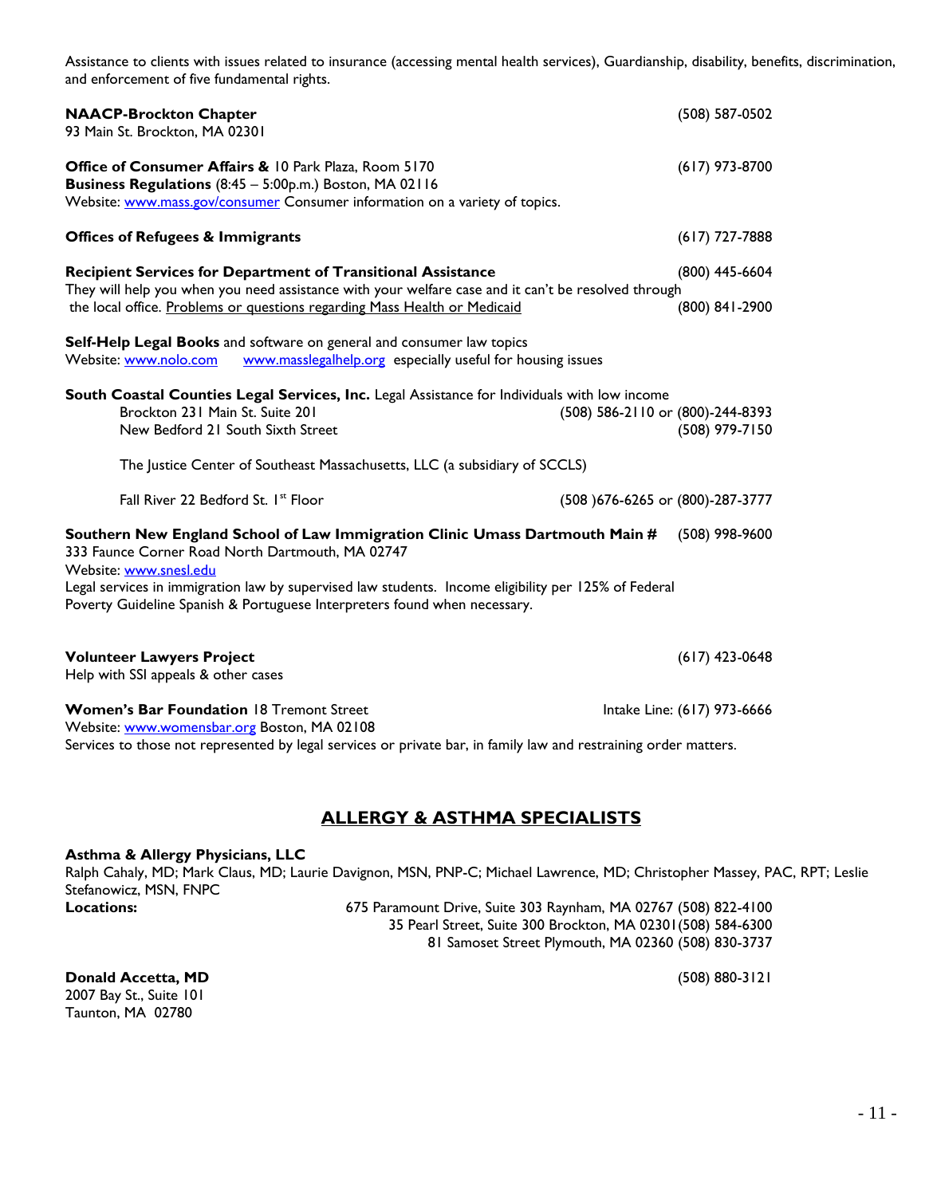Assistance to clients with issues related to insurance (accessing mental health services), Guardianship, disability, benefits, discrimination, and enforcement of five fundamental rights.

**NAACP-Brockton Chapter** (508) 587-0502
93 Main St. Brockton, MA 02301

**Office of Consumer Affairs &** 10 Park Plaza, Room 5170 (617) 973-8700
**Business Regulations** (8:45 – 5:00p.m.) Boston, MA 02116
Website: www.mass.gov/consumer Consumer information on a variety of topics.

**Offices of Refugees & Immigrants** (617) 727-7888

**Recipient Services for Department of Transitional Assistance** (800) 445-6604
They will help you when you need assistance with your welfare case and it can't be resolved through the local office. Problems or questions regarding Mass Health or Medicaid (800) 841-2900

**Self-Help Legal Books** and software on general and consumer law topics
Website: www.nolo.com www.masslegalhelp.org especially useful for housing issues

**South Coastal Counties Legal Services, Inc.** Legal Assistance for Individuals with low income
- Brockton 231 Main St. Suite 201 (508) 586-2110 or (800)-244-8393
- New Bedford 21 South Sixth Street (508) 979-7150

The Justice Center of Southeast Massachusetts, LLC (a subsidiary of SCCLS)

- Fall River 22 Bedford St. 1st Floor (508 )676-6265 or (800)-287-3777

**Southern New England School of Law Immigration Clinic Umass Dartmouth Main #** (508) 998-9600
333 Faunce Corner Road North Dartmouth, MA 02747
Website: www.snesl.edu
Legal services in immigration law by supervised law students. Income eligibility per 125% of Federal Poverty Guideline Spanish & Portuguese Interpreters found when necessary.

**Volunteer Lawyers Project** (617) 423-0648
Help with SSI appeals & other cases

**Women's Bar Foundation** 18 Tremont Street Intake Line: (617) 973-6666
Website: www.womensbar.org Boston, MA 02108
Services to those not represented by legal services or private bar, in family law and restraining order matters.

## ALLERGY & ASTHMA SPECIALISTS

**Asthma & Allergy Physicians, LLC**
Ralph Cahaly, MD; Mark Claus, MD; Laurie Davignon, MSN, PNP-C; Michael Lawrence, MD; Christopher Massey, PAC, RPT; Leslie Stefanowicz, MSN, FNPC
**Locations:**
675 Paramount Drive, Suite 303 Raynham, MA 02767 (508) 822-4100
35 Pearl Street, Suite 300 Brockton, MA 02301(508) 584-6300
81 Samoset Street Plymouth, MA 02360 (508) 830-3737

**Donald Accetta, MD** (508) 880-3121
2007 Bay St., Suite 101
Taunton, MA 02780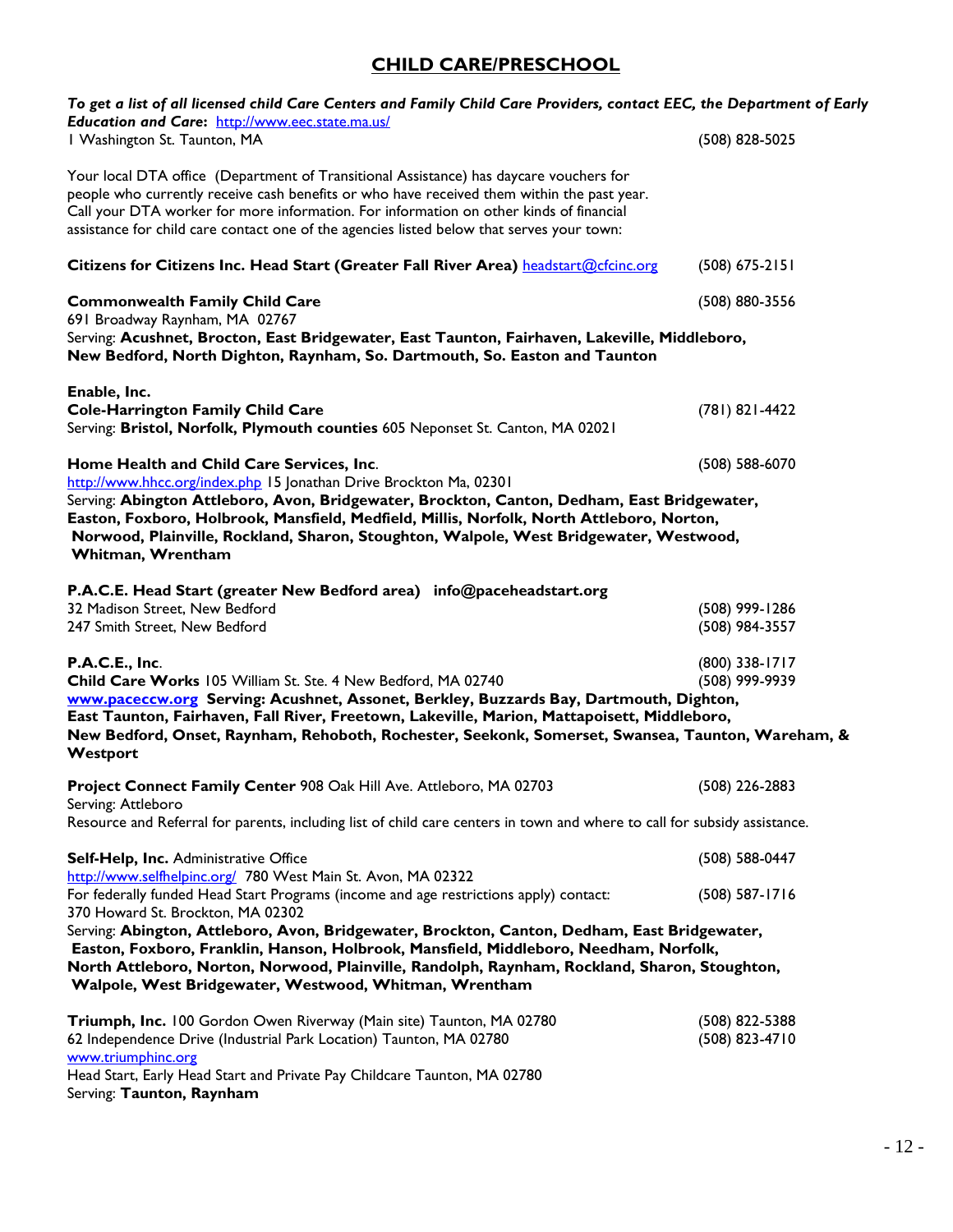# CHILD CARE/PRESCHOOL

***To get a list of all licensed child Care Centers and Family Child Care Providers, contact EEC, the Department of Early Education and Care*:** http://www.eec.state.ma.us/
1 Washington St. Taunton, MA (508) 828-5025

Your local DTA office (Department of Transitional Assistance) has daycare vouchers for people who currently receive cash benefits or who have received them within the past year. Call your DTA worker for more information. For information on other kinds of financial assistance for child care contact one of the agencies listed below that serves your town:

**Citizens for Citizens Inc. Head Start (Greater Fall River Area)** headstart@cfcinc.org (508) 675-2151

**Commonwealth Family Child Care** (508) 880-3556
691 Broadway Raynham, MA 02767
Serving: **Acushnet, Brocton, East Bridgewater, East Taunton, Fairhaven, Lakeville, Middleboro, New Bedford, North Dighton, Raynham, So. Dartmouth, So. Easton and Taunton**

**Enable, Inc.**
**Cole-Harrington Family Child Care** (781) 821-4422
Serving: **Bristol, Norfolk, Plymouth counties** 605 Neponset St. Canton, MA 02021

**Home Health and Child Care Services, Inc**. (508) 588-6070
http://www.hhcc.org/index.php 15 Jonathan Drive Brockton Ma, 02301
Serving: **Abington Attleboro, Avon, Bridgewater, Brockton, Canton, Dedham, East Bridgewater, Easton, Foxboro, Holbrook, Mansfield, Medfield, Millis, Norfolk, North Attleboro, Norton, Norwood, Plainville, Rockland, Sharon, Stoughton, Walpole, West Bridgewater, Westwood, Whitman, Wrentham**

**P.A.C.E. Head Start (greater New Bedford area) info@paceheadstart.org**
32 Madison Street, New Bedford (508) 999-1286
247 Smith Street, New Bedford (508) 984-3557

**P.A.C.E., Inc**. (800) 338-1717
**Child Care Works** 105 William St. Ste. 4 New Bedford, MA 02740 (508) 999-9939
**www.paceccw.org Serving: Acushnet, Assonet, Berkley, Buzzards Bay, Dartmouth, Dighton, East Taunton, Fairhaven, Fall River, Freetown, Lakeville, Marion, Mattapoisett, Middleboro, New Bedford, Onset, Raynham, Rehoboth, Rochester, Seekonk, Somerset, Swansea, Taunton, Wareham, & Westport**

**Project Connect Family Center** 908 Oak Hill Ave. Attleboro, MA 02703 (508) 226-2883
Serving: Attleboro
Resource and Referral for parents, including list of child care centers in town and where to call for subsidy assistance.

**Self-Help, Inc.** Administrative Office (508) 588-0447
http://www.selfhelpinc.org/ 780 West Main St. Avon, MA 02322
For federally funded Head Start Programs (income and age restrictions apply) contact: (508) 587-1716
370 Howard St. Brockton, MA 02302
Serving: **Abington, Attleboro, Avon, Bridgewater, Brockton, Canton, Dedham, East Bridgewater, Easton, Foxboro, Franklin, Hanson, Holbrook, Mansfield, Middleboro, Needham, Norfolk, North Attleboro, Norton, Norwood, Plainville, Randolph, Raynham, Rockland, Sharon, Stoughton, Walpole, West Bridgewater, Westwood, Whitman, Wrentham**

**Triumph, Inc.** 100 Gordon Owen Riverway (Main site) Taunton, MA 02780 (508) 822-5388
62 Independence Drive (Industrial Park Location) Taunton, MA 02780 (508) 823-4710
www.triumphinc.org
Head Start, Early Head Start and Private Pay Childcare Taunton, MA 02780
Serving: **Taunton, Raynham**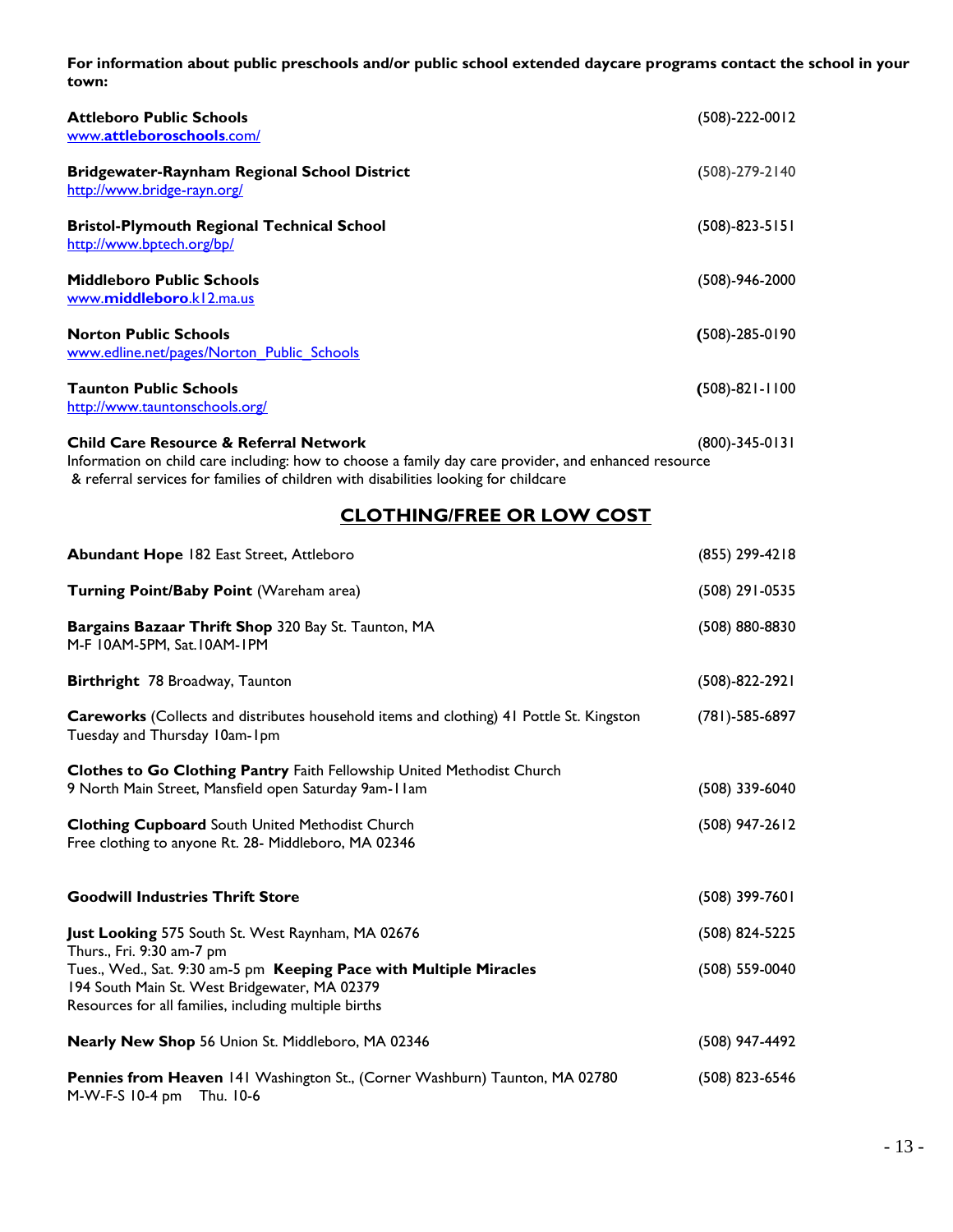**For information about public preschools and/or public school extended daycare programs contact the school in your town:**

**Attleboro Public Schools** (508)-222-0012
www.attleboroschools.com/

**Bridgewater-Raynham Regional School District** (508)-279-2140
http://www.bridge-rayn.org/

**Bristol-Plymouth Regional Technical School** (508)-823-5151
http://www.bptech.org/bp/

**Middleboro Public Schools** (508)-946-2000
www.middleboro.k12.ma.us

**Norton Public Schools** (508)-285-0190
www.edline.net/pages/Norton_Public_Schools

**Taunton Public Schools** (508)-821-1100
http://www.tauntonschools.org/

**Child Care Resource & Referral Network** (800)-345-0131
Information on child care including: how to choose a family day care provider, and enhanced resource & referral services for families of children with disabilities looking for childcare

## CLOTHING/FREE OR LOW COST

**Abundant Hope** 182 East Street, Attleboro (855) 299-4218

**Turning Point/Baby Point** (Wareham area) (508) 291-0535

**Bargains Bazaar Thrift Shop** 320 Bay St. Taunton, MA (508) 880-8830
M-F 10AM-5PM, Sat.10AM-1PM

**Birthright** 78 Broadway, Taunton (508)-822-2921

**Careworks** (Collects and distributes household items and clothing) 41 Pottle St. Kingston (781)-585-6897
Tuesday and Thursday 10am-1pm

**Clothes to Go Clothing Pantry** Faith Fellowship United Methodist Church
9 North Main Street, Mansfield open Saturday 9am-11am (508) 339-6040

**Clothing Cupboard** South United Methodist Church (508) 947-2612
Free clothing to anyone Rt. 28- Middleboro, MA 02346

**Goodwill Industries Thrift Store** (508) 399-7601

**Just Looking** 575 South St. West Raynham, MA 02676 (508) 824-5225
Thurs., Fri. 9:30 am-7 pm
Tues., Wed., Sat. 9:30 am-5 pm

**Keeping Pace with Multiple Miracles** (508) 559-0040
194 South Main St. West Bridgewater, MA 02379
Resources for all families, including multiple births

**Nearly New Shop** 56 Union St. Middleboro, MA 02346 (508) 947-4492

**Pennies from Heaven** 141 Washington St., (Corner Washburn) Taunton, MA 02780 (508) 823-6546
M-W-F-S 10-4 pm Thu. 10-6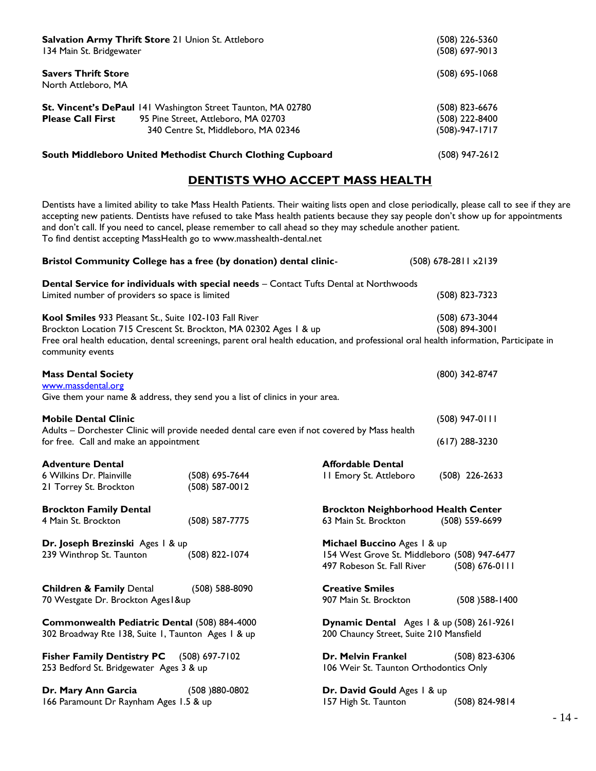**Salvation Army Thrift Store** 21 Union St. Attleboro (508) 226-5360
134 Main St. Bridgewater (508) 697-9013

**Savers Thrift Store** (508) 695-1068
North Attleboro, MA

**St. Vincent's DePaul** 141 Washington Street Taunton, MA 02780 (508) 823-6676
**Please Call First** 95 Pine Street, Attleboro, MA 02703 (508) 222-8400
340 Centre St, Middleboro, MA 02346 (508)-947-1717

**South Middleboro United Methodist Church Clothing Cupboard** (508) 947-2612

## DENTISTS WHO ACCEPT MASS HEALTH

Dentists have a limited ability to take Mass Health Patients. Their waiting lists open and close periodically, please call to see if they are accepting new patients. Dentists have refused to take Mass health patients because they say people don't show up for appointments and don't call. If you need to cancel, please remember to call ahead so they may schedule another patient.
To find dentist accepting MassHealth go to www.masshealth-dental.net

**Bristol Community College has a free (by donation) dental clinic**- (508) 678-2811 x2139

**Dental Service for individuals with special needs** – Contact Tufts Dental at Northwoods
Limited number of providers so space is limited (508) 823-7323

**Kool Smiles** 933 Pleasant St., Suite 102-103 Fall River (508) 673-3044
Brockton Location 715 Crescent St. Brockton, MA 02302 Ages 1 & up (508) 894-3001
Free oral health education, dental screenings, parent oral health education, and professional oral health information, Participate in community events

**Mass Dental Society** (800) 342-8747
www.massdental.org
Give them your name & address, they send you a list of clinics in your area.

**Mobile Dental Clinic** (508) 947-0111
Adults – Dorchester Clinic will provide needed dental care even if not covered by Mass health for free. Call and make an appointment (617) 288-3230

**Adventure Dental**
6 Wilkins Dr. Plainville (508) 695-7644
21 Torrey St. Brockton (508) 587-0012

**Affordable Dental**
11 Emory St. Attleboro (508) 226-2633

**Brockton Family Dental**
4 Main St. Brockton (508) 587-7775

**Brockton Neighborhood Health Center**
63 Main St. Brockton (508) 559-6699

**Dr. Joseph Brezinski** Ages 1 & up
239 Winthrop St. Taunton (508) 822-1074

**Michael Buccino** Ages 1 & up
154 West Grove St. Middleboro (508) 947-6477
497 Robeson St. Fall River (508) 676-0111

**Children & Family** Dental (508) 588-8090
70 Westgate Dr. Brockton Ages1&up

**Creative Smiles**
907 Main St. Brockton (508 )588-1400

**Commonwealth Pediatric Dental** (508) 884-4000
302 Broadway Rte 138, Suite 1, Taunton Ages 1 & up

**Dynamic Dental** Ages 1 & up (508) 261-9261
200 Chauncy Street, Suite 210 Mansfield

**Fisher Family Dentistry PC** (508) 697-7102
253 Bedford St. Bridgewater Ages 3 & up

**Dr. Melvin Frankel** (508) 823-6306
106 Weir St. Taunton Orthodontics Only

**Dr. Mary Ann Garcia** (508 )880-0802
166 Paramount Dr Raynham Ages 1.5 & up

**Dr. David Gould** Ages 1 & up
157 High St. Taunton (508) 824-9814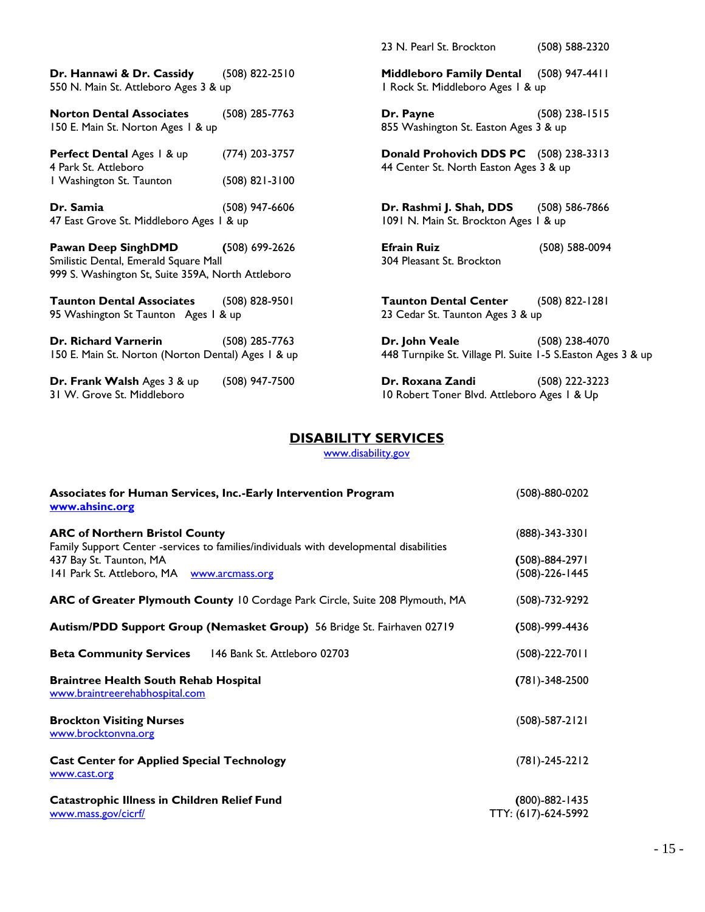**Dr. Hannawi & Dr. Cassidy** (508) 822-2510
550 N. Main St. Attleboro Ages 3 & up

**Norton Dental Associates** (508) 285-7763
150 E. Main St. Norton Ages 1 & up

**Perfect Dental** Ages 1 & up (774) 203-3757
4 Park St. Attleboro
1 Washington St. Taunton (508) 821-3100

**Dr. Samia** (508) 947-6606
47 East Grove St. Middleboro Ages 1 & up

**Pawan Deep SinghDMD** (508) 699-2626
Smilistic Dental, Emerald Square Mall
999 S. Washington St, Suite 359A, North Attleboro

**Taunton Dental Associates** (508) 828-9501
95 Washington St Taunton Ages 1 & up

**Dr. Richard Varnerin** (508) 285-7763
150 E. Main St. Norton (Norton Dental) Ages 1 & up

**Dr. Frank Walsh** Ages 3 & up (508) 947-7500
31 W. Grove St. Middleboro

23 N. Pearl St. Brockton (508) 588-2320

**Middleboro Family Dental** (508) 947-4411
1 Rock St. Middleboro Ages 1 & up

**Dr. Payne** (508) 238-1515
855 Washington St. Easton Ages 3 & up

**Donald Prohovich DDS PC** (508) 238-3313
44 Center St. North Easton Ages 3 & up

**Dr. Rashmi J. Shah, DDS** (508) 586-7866
1091 N. Main St. Brockton Ages 1 & up

**Efrain Ruiz** (508) 588-0094
304 Pleasant St. Brockton

**Taunton Dental Center** (508) 822-1281
23 Cedar St. Taunton Ages 3 & up

**Dr. John Veale** (508) 238-4070
448 Turnpike St. Village Pl. Suite 1-5 S.Easton Ages 3 & up

**Dr. Roxana Zandi** (508) 222-3223
10 Robert Toner Blvd. Attleboro Ages 1 & Up

## DISABILITY SERVICES

www.disability.gov

**Associates for Human Services, Inc.-Early Intervention Program** (508)-880-0202
**www.ahsinc.org**

**ARC of Northern Bristol County** (888)-343-3301
Family Support Center -services to families/individuals with developmental disabilities
437 Bay St. Taunton, MA (508)-884-2971
141 Park St. Attleboro, MA www.arcmass.org (508)-226-1445

**ARC of Greater Plymouth County** 10 Cordage Park Circle, Suite 208 Plymouth, MA (508)-732-9292

**Autism/PDD Support Group (Nemasket Group)** 56 Bridge St. Fairhaven 02719 (508)-999-4436

**Beta Community Services** 146 Bank St. Attleboro 02703 (508)-222-7011

**Braintree Health South Rehab Hospital** (781)-348-2500
www.braintreerehabhospital.com

**Brockton Visiting Nurses** (508)-587-2121
www.brocktonvna.org

**Cast Center for Applied Special Technology** (781)-245-2212
www.cast.org

**Catastrophic Illness in Children Relief Fund** (800)-882-1435
www.mass.gov/cicrf/ TTY: (617)-624-5992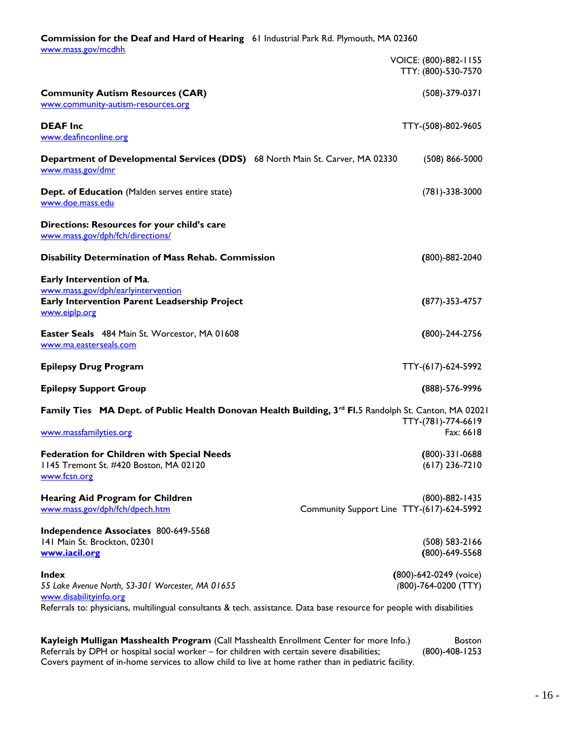**Commission for the Deaf and Hard of Hearing** 61 Industrial Park Rd. Plymouth, MA 02360
www.mass.gov/mcdhh
VOICE: (800)-882-1155
TTY: (800)-530-7570

**Community Autism Resources (CAR)** (508)-379-0371
www.community-autism-resources.org

**DEAF Inc** TTY-(508)-802-9605
www.deafinconline.org

**Department of Developmental Services (DDS)** 68 North Main St. Carver, MA 02330 (508) 866-5000
www.mass.gov/dmr

**Dept. of Education** (Malden serves entire state) (781)-338-3000
www.doe.mass.edu

**Directions: Resources for your child's care**
www.mass.gov/dph/fch/directions/

**Disability Determination of Mass Rehab. Commission** (800)-882-2040

**Early Intervention of Ma**.
www.mass.gov/dph/earlyintervention

**Early Intervention Parent Leadership Project** (877)-353-4757
www.eiplp.org

**Easter Seals** 484 Main St. Worcestor, MA 01608 (800)-244-2756
www.ma.easterseals.com

**Epilepsy Drug Program** TTY-(617)-624-5992

**Epilepsy Support Group** (888)-576-9996

**Family Ties MA Dept. of Public Health Donovan Health Building, 3rd Fl.** 5 Randolph St. Canton, MA 02021
TTY-(781)-774-6619
www.massfamilyties.org Fax: 6618

**Federation for Children with Special Needs** (800)-331-0688
1145 Tremont St. #420 Boston, MA 02120 (617) 236-7210
www.fcsn.org

**Hearing Aid Program for Children** (800)-882-1435
www.mass.gov/dph/fch/dpech.htm Community Support Line TTY-(617)-624-5992

**Independence Associates** 800-649-5568
141 Main St. Brockton, 02301 (508) 583-2166
**www.iacil.org** (800)-649-5568

**Index** (800)-642-0249 (voice)
*55 Lake Avenue North, S3-301 Worcester, MA 01655* (800)-764-0200 (TTY)
www.disabilityinfo.org
Referrals to: physicians, multilingual consultants & tech. assistance. Data base resource for people with disabilities

**Kayleigh Mulligan Masshealth Program** (Call Masshealth Enrollment Center for more Info.) Boston
Referrals by DPH or hospital social worker – for children with certain severe disabilities; (800)-408-1253
Covers payment of in-home services to allow child to live at home rather than in pediatric facility.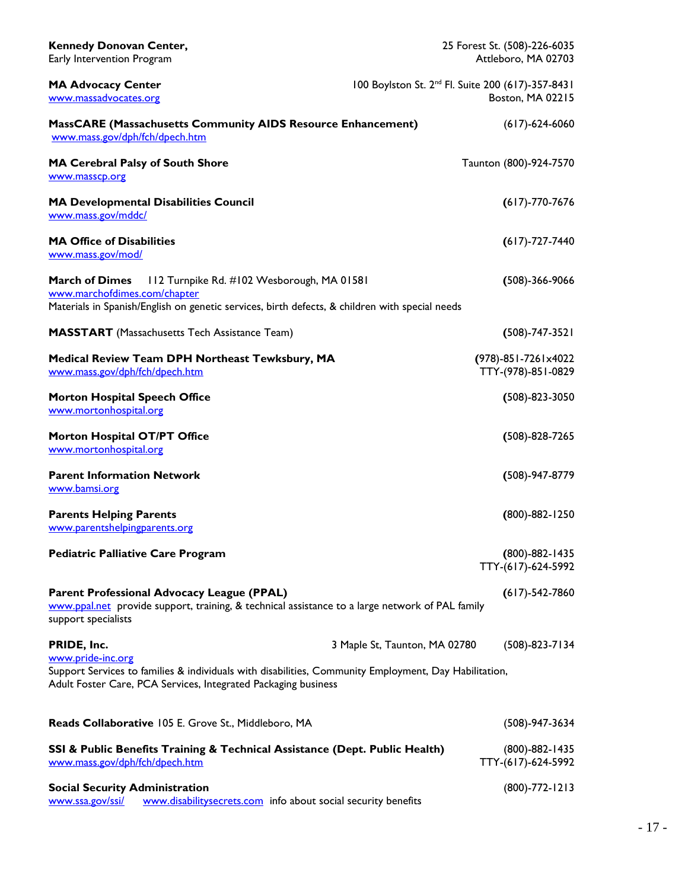**Kennedy Donovan Center,**
Early Intervention Program
25 Forest St. (508)-226-6035
Attleboro, MA 02703

**MA Advocacy Center**
www.massadvocates.org
100 Boylston St. 2nd Fl. Suite 200 (617)-357-8431
Boston, MA 02215

**MassCARE (Massachusetts Community AIDS Resource Enhancement)**
(617)-624-6060
www.mass.gov/dph/fch/dpech.htm

**MA Cerebral Palsy of South Shore**
Taunton (800)-924-7570
www.masscp.org

**MA Developmental Disabilities Council**
(617)-770-7676
www.mass.gov/mddc/

**MA Office of Disabilities**
(617)-727-7440
www.mass.gov/mod/

**March of Dimes** 112 Turnpike Rd. #102 Wesborough, MA 01581
(508)-366-9066
www.marchofdimes.com/chapter
Materials in Spanish/English on genetic services, birth defects, & children with special needs

**MASSTART** (Massachusetts Tech Assistance Team)
(508)-747-3521

**Medical Review Team DPH Northeast Tewksbury, MA**
(978)-851-7261x4022
TTY-(978)-851-0829
www.mass.gov/dph/fch/dpech.htm

**Morton Hospital Speech Office**
(508)-823-3050
www.mortonhospital.org

**Morton Hospital OT/PT Office**
(508)-828-7265
www.mortonhospital.org

**Parent Information Network**
(508)-947-8779
www.bamsi.org

**Parents Helping Parents**
(800)-882-1250
www.parentshelpingparents.org

**Pediatric Palliative Care Program**
(800)-882-1435
TTY-(617)-624-5992

**Parent Professional Advocacy League (PPAL)**
(617)-542-7860
www.ppal.net provide support, training, & technical assistance to a large network of PAL family support specialists

**PRIDE, Inc.** 3 Maple St, Taunton, MA 02780 (508)-823-7134
www.pride-inc.org
Support Services to families & individuals with disabilities, Community Employment, Day Habilitation, Adult Foster Care, PCA Services, Integrated Packaging business

**Reads Collaborative** 105 E. Grove St., Middleboro, MA
(508)-947-3634

**SSI & Public Benefits Training & Technical Assistance (Dept. Public Health)**
(800)-882-1435
TTY-(617)-624-5992
www.mass.gov/dph/fch/dpech.htm

**Social Security Administration**
(800)-772-1213
www.ssa.gov/ssi/ www.disabilitysecrets.com info about social security benefits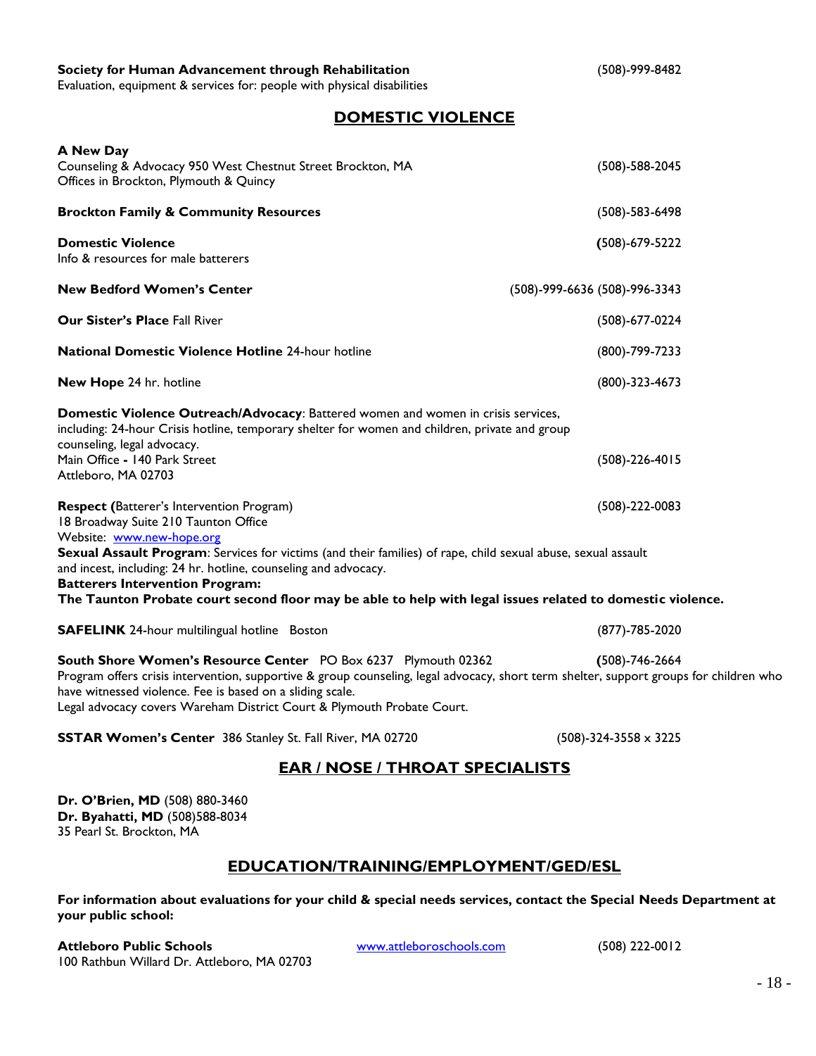**Society for Human Advancement through Rehabilitation** (508)-999-8482
Evaluation, equipment & services for: people with physical disabilities

## DOMESTIC VIOLENCE

**A New Day**
Counseling & Advocacy 950 West Chestnut Street Brockton, MA (508)-588-2045
Offices in Brockton, Plymouth & Quincy

**Brockton Family & Community Resources** (508)-583-6498

**Domestic Violence** (508)-679-5222
Info & resources for male batterers

**New Bedford Women's Center** (508)-999-6636 (508)-996-3343

**Our Sister's Place** Fall River (508)-677-0224

**National Domestic Violence Hotline** 24-hour hotline (800)-799-7233

**New Hope** 24 hr. hotline (800)-323-4673

**Domestic Violence Outreach/Advocacy**: Battered women and women in crisis services, including: 24-hour Crisis hotline, temporary shelter for women and children, private and group counseling, legal advocacy.
Main Office - 140 Park Street (508)-226-4015
Attleboro, MA 02703

**Respect (**Batterer's Intervention Program) (508)-222-0083
18 Broadway Suite 210 Taunton Office
Website: www.new-hope.org
**Sexual Assault Program**: Services for victims (and their families) of rape, child sexual abuse, sexual assault and incest, including: 24 hr. hotline, counseling and advocacy.
**Batterers Intervention Program:**
**The Taunton Probate court second floor may be able to help with legal issues related to domestic violence.**

**SAFELINK** 24-hour multilingual hotline Boston (877)-785-2020

**South Shore Women's Resource Center** PO Box 6237 Plymouth 02362 (508)-746-2664
Program offers crisis intervention, supportive & group counseling, legal advocacy, short term shelter, support groups for children who have witnessed violence. Fee is based on a sliding scale.
Legal advocacy covers Wareham District Court & Plymouth Probate Court.

**SSTAR Women's Center** 386 Stanley St. Fall River, MA 02720 (508)-324-3558 x 3225

## EAR / NOSE / THROAT SPECIALISTS

**Dr. O'Brien, MD** (508) 880-3460
**Dr. Byahatti, MD** (508)588-8034
35 Pearl St. Brockton, MA

## EDUCATION/TRAINING/EMPLOYMENT/GED/ESL

**For information about evaluations for your child & special needs services, contact the Special Needs Department at your public school:**

**Attleboro Public Schools** www.attleboroschools.com (508) 222-0012
100 Rathbun Willard Dr. Attleboro, MA 02703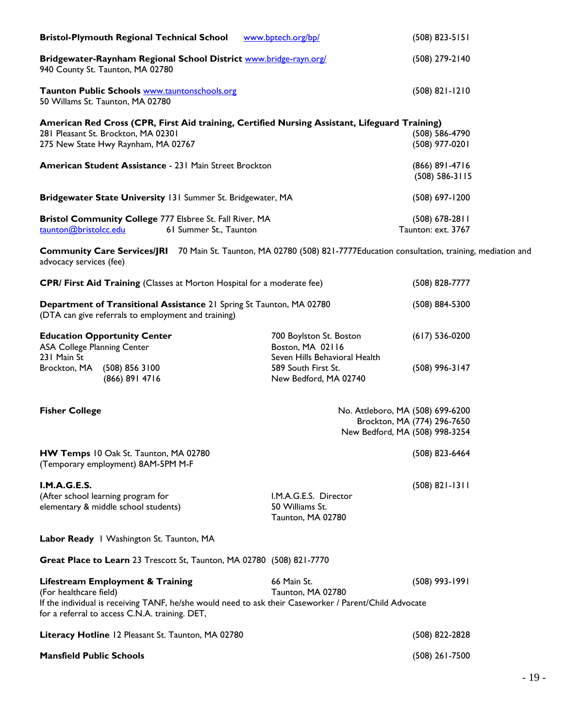**Bristol-Plymouth Regional Technical School** www.bptech.org/bp/ (508) 823-5151

**Bridgewater-Raynham Regional School District** www.bridge-rayn.org/ (508) 279-2140
940 County St. Taunton, MA 02780

**Taunton Public Schools** www.tauntonschools.org (508) 821-1210
50 Willams St. Taunton, MA 02780

**American Red Cross (CPR, First Aid training, Certified Nursing Assistant, Lifeguard Training)**
281 Pleasant St. Brockton, MA 02301 (508) 586-4790
275 New State Hwy Raynham, MA 02767 (508) 977-0201

**American Student Assistance** - 231 Main Street Brockton (866) 891-4716
(508) 586-3115

**Bridgewater State University** 131 Summer St. Bridgewater, MA (508) 697-1200

**Bristol Community College** 777 Elsbree St. Fall River, MA (508) 678-2811
taunton@bristolcc.edu 61 Summer St., Taunton Taunton: ext. 3767

**Community Care Services/JRI** 70 Main St. Taunton, MA 02780 (508) 821-7777Education consultation, training, mediation and advocacy services (fee)

**CPR/ First Aid Training** (Classes at Morton Hospital for a moderate fee) (508) 828-7777

**Department of Transitional Assistance** 21 Spring St Taunton, MA 02780 (508) 884-5300
(DTA can give referrals to employment and training)

**Education Opportunity Center**
ASA College Planning Center
231 Main St
Brockton, MA (508) 856 3100
(866) 891 4716

700 Boylston St. Boston (617) 536-0200
Boston, MA 02116
Seven Hills Behavioral Health
589 South First St. (508) 996-3147
New Bedford, MA 02740

**Fisher College**
No. Attleboro, MA (508) 699-6200
Brockton, MA (774) 296-7650
New Bedford, MA (508) 998-3254

**HW Temps** 10 Oak St. Taunton, MA 02780 (508) 823-6464
(Temporary employment) 8AM-5PM M-F

**I.M.A.G.E.S.** (508) 821-1311
(After school learning program for elementary & middle school students)
I.M.A.G.E.S. Director
50 Williams St.
Taunton, MA 02780

**Labor Ready** 1 Washington St. Taunton, MA

**Great Place to Learn** 23 Trescott St, Taunton, MA 02780 (508) 821-7770

**Lifestream Employment & Training** 66 Main St. (508) 993-1991
(For healthcare field) Taunton, MA 02780
If the individual is receiving TANF, he/she would need to ask their Caseworker / Parent/Child Advocate for a referral to access C.N.A. training. DET,

**Literacy Hotline** 12 Pleasant St. Taunton, MA 02780 (508) 822-2828

**Mansfield Public Schools** (508) 261-7500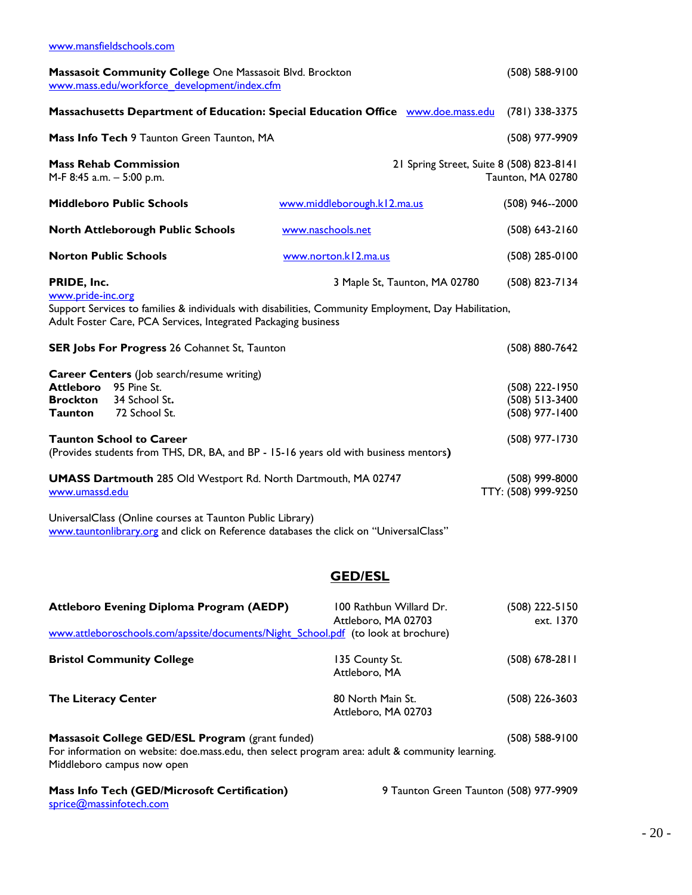www.mansfieldschools.com

**Massasoit Community College** One Massasoit Blvd. Brockton (508) 588-9100
www.mass.edu/workforce_development/index.cfm

**Massachusetts Department of Education: Special Education Office** www.doe.mass.edu (781) 338-3375

**Mass Info Tech** 9 Taunton Green Taunton, MA (508) 977-9909

**Mass Rehab Commission** 21 Spring Street, Suite 8 Taunton, MA 02780 (508) 823-8141
M-F 8:45 a.m. – 5:00 p.m.

**Middleboro Public Schools** www.middleborough.k12.ma.us (508) 946--2000

**North Attleborough Public Schools** www.naschools.net (508) 643-2160

**Norton Public Schools** www.norton.k12.ma.us (508) 285-0100

**PRIDE, Inc.** 3 Maple St, Taunton, MA 02780 (508) 823-7134
www.pride-inc.org
Support Services to families & individuals with disabilities, Community Employment, Day Habilitation, Adult Foster Care, PCA Services, Integrated Packaging business

**SER Jobs For Progress** 26 Cohannet St, Taunton (508) 880-7642

**Career Centers** (Job search/resume writing)
**Attleboro** 95 Pine St. (508) 222-1950
**Brockton** 34 School St. (508) 513-3400
**Taunton** 72 School St. (508) 977-1400

**Taunton School to Career** (508) 977-1730
(Provides students from THS, DR, BA, and BP - 15-16 years old with business mentors)

**UMASS Dartmouth** 285 Old Westport Rd. North Dartmouth, MA 02747 (508) 999-8000
www.umassd.edu TTY: (508) 999-9250

UniversalClass (Online courses at Taunton Public Library)
www.tauntonlibrary.org and click on Reference databases the click on "UniversalClass"

## GED/ESL

**Attleboro Evening Diploma Program (AEDP)** 100 Rathbun Willard Dr. Attleboro, MA 02703 (508) 222-5150 ext. 1370
www.attleboroschools.com/apssite/documents/Night_School.pdf (to look at brochure)

**Bristol Community College** 135 County St. Attleboro, MA (508) 678-2811

**The Literacy Center** 80 North Main St. Attleboro, MA 02703 (508) 226-3603

**Massasoit College GED/ESL Program** (grant funded) (508) 588-9100
For information on website: doe.mass.edu, then select program area: adult & community learning.
Middleboro campus now open

**Mass Info Tech (GED/Microsoft Certification)** 9 Taunton Green Taunton (508) 977-9909
sprice@massinfotech.com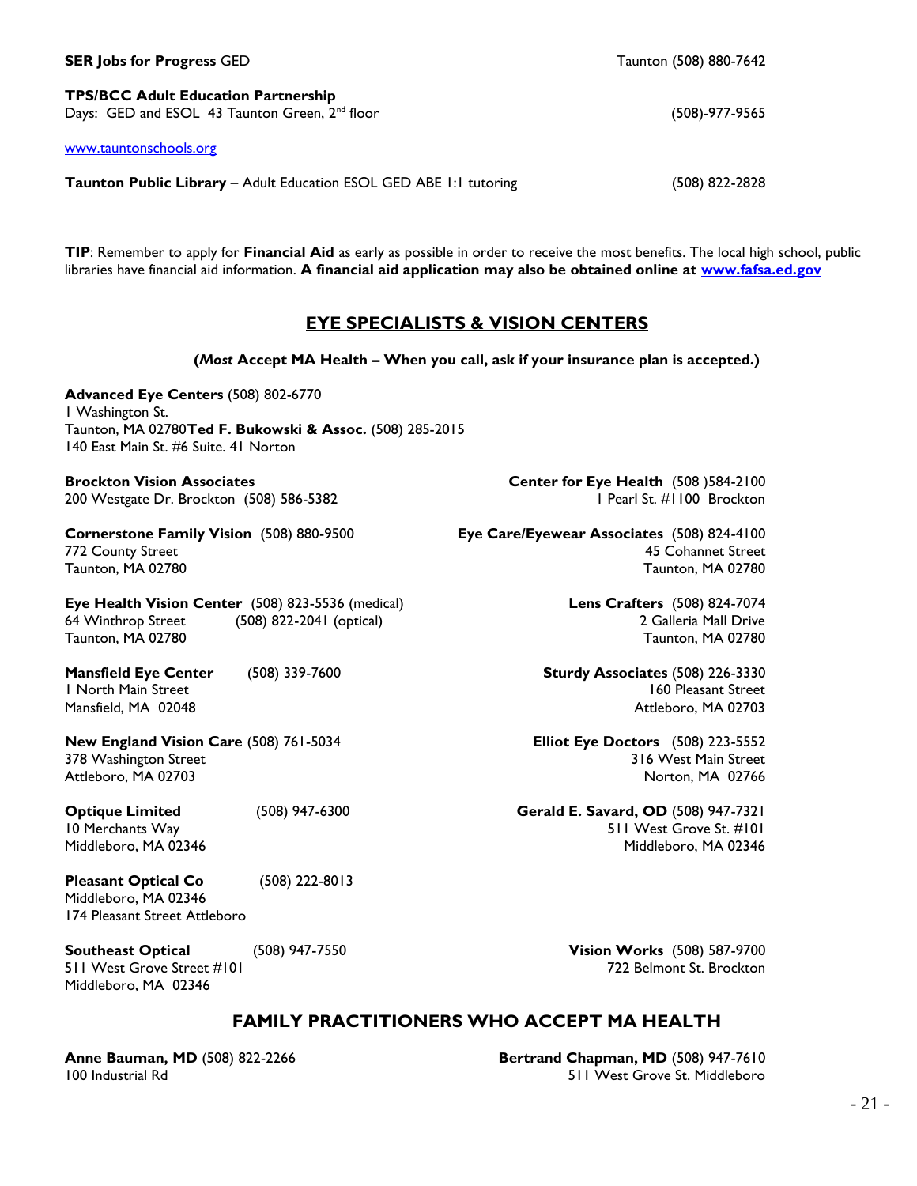**SER Jobs for Progress** GED Taunton (508) 880-7642

**TPS/BCC Adult Education Partnership**
Days: GED and ESOL 43 Taunton Green, 2nd floor (508)-977-9565

www.tauntonschools.org

**Taunton Public Library** – Adult Education ESOL GED ABE 1:1 tutoring (508) 822-2828

**TIP**: Remember to apply for **Financial Aid** as early as possible in order to receive the most benefits. The local high school, public libraries have financial aid information. **A financial aid application may also be obtained online at www.fafsa.ed.gov**

## EYE SPECIALISTS & VISION CENTERS

**(*Most* Accept MA Health – When you call, ask if your insurance plan is accepted.)**

**Advanced Eye Centers** (508) 802-6770
1 Washington St.
Taunton, MA 02780

**Ted F. Bukowski & Assoc.** (508) 285-2015
140 East Main St. #6 Suite. 41 Norton

**Brockton Vision Associates**
200 Westgate Dr. Brockton (508) 586-5382

**Center for Eye Health** (508 )584-2100
1 Pearl St. #1100 Brockton

**Cornerstone Family Vision** (508) 880-9500
772 County Street
Taunton, MA 02780

**Eye Care/Eyewear Associates** (508) 824-4100
45 Cohannet Street
Taunton, MA 02780

**Eye Health Vision Center** (508) 823-5536 (medical)
64 Winthrop Street (508) 822-2041 (optical)
Taunton, MA 02780

**Lens Crafters** (508) 824-7074
2 Galleria Mall Drive
Taunton, MA 02780

**Mansfield Eye Center** (508) 339-7600
1 North Main Street
Mansfield, MA 02048

**Sturdy Associates** (508) 226-3330
160 Pleasant Street
Attleboro, MA 02703

**New England Vision Care** (508) 761-5034
378 Washington Street
Attleboro, MA 02703

**Elliot Eye Doctors** (508) 223-5552
316 West Main Street
Norton, MA 02766

**Optique Limited** (508) 947-6300
10 Merchants Way
Middleboro, MA 02346

**Gerald E. Savard, OD** (508) 947-7321
511 West Grove St. #101
Middleboro, MA 02346

**Pleasant Optical Co** (508) 222-8013
Middleboro, MA 02346
174 Pleasant Street Attleboro

**Southeast Optical** (508) 947-7550
511 West Grove Street #101
Middleboro, MA 02346

**Vision Works** (508) 587-9700
722 Belmont St. Brockton

## FAMILY PRACTITIONERS WHO ACCEPT MA HEALTH

**Anne Bauman, MD** (508) 822-2266
100 Industrial Rd

**Bertrand Chapman, MD** (508) 947-7610
511 West Grove St. Middleboro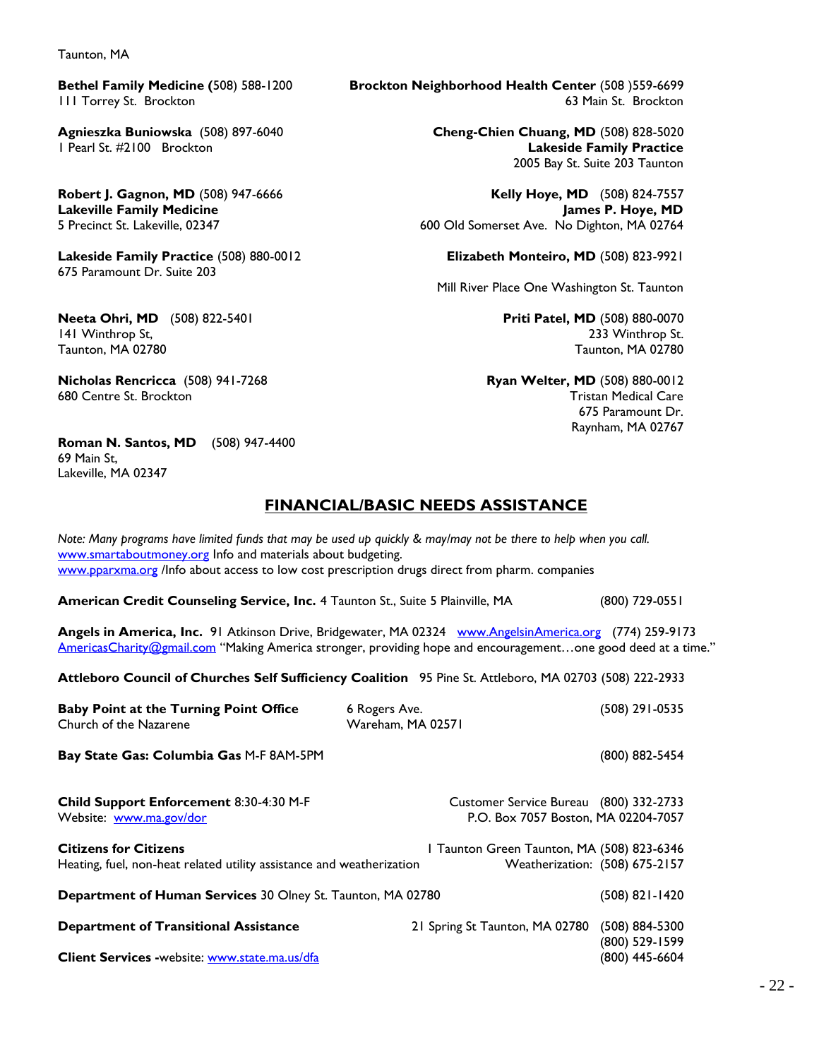Taunton, MA

**Bethel Family Medicine (**508) 588-1200
111 Torrey St. Brockton

**Agnieszka Buniowska** (508) 897-6040
1 Pearl St. #2100 Brockton

**Robert J. Gagnon, MD** (508) 947-6666
**Lakeville Family Medicine**
5 Precinct St. Lakeville, 02347

**Lakeside Family Practice** (508) 880-0012
675 Paramount Dr. Suite 203

**Neeta Ohri, MD** (508) 822-5401
141 Winthrop St,
Taunton, MA 02780

**Nicholas Renciricca** (508) 941-7268
680 Centre St. Brockton

**Roman N. Santos, MD** (508) 947-4400
69 Main St,
Lakeville, MA 02347

**Brockton Neighborhood Health Center** (508 )559-6699
63 Main St. Brockton

**Cheng-Chien Chuang, MD** (508) 828-5020
**Lakeside Family Practice**
2005 Bay St. Suite 203 Taunton

**Kelly Hoye, MD** (508) 824-7557
**James P. Hoye, MD**
600 Old Somerset Ave. No Dighton, MA 02764

**Elizabeth Monteiro, MD** (508) 823-9921
Mill River Place One Washington St. Taunton

**Priti Patel, MD** (508) 880-0070
233 Winthrop St.
Taunton, MA 02780

**Ryan Welter, MD** (508) 880-0012
Tristan Medical Care
675 Paramount Dr.
Raynham, MA 02767

## FINANCIAL/BASIC NEEDS ASSISTANCE

*Note: Many programs have limited funds that may be used up quickly & may/may not be there to help when you call.*
www.smartaboutmoney.org Info and materials about budgeting.
www.pparxma.org /Info about access to low cost prescription drugs direct from pharm. companies

**American Credit Counseling Service, Inc.** 4 Taunton St., Suite 5 Plainville, MA (800) 729-0551

**Angels in America, Inc.** 91 Atkinson Drive, Bridgewater, MA 02324 www.AngelsinAmerica.org (774) 259-9173
AmericasCharity@gmail.com "Making America stronger, providing hope and encouragement…one good deed at a time."

**Attleboro Council of Churches Self Sufficiency Coalition** 95 Pine St. Attleboro, MA 02703 (508) 222-2933

**Baby Point at the Turning Point Office**
Church of the Nazarene
6 Rogers Ave.
Wareham, MA 02571
(508) 291-0535

**Bay State Gas: Columbia Gas** M-F 8AM-5PM (800) 882-5454

**Child Support Enforcement** 8:30-4:30 M-F
Website: www.ma.gov/dor
Customer Service Bureau (800) 332-2733
P.O. Box 7057 Boston, MA 02204-7057

**Citizens for Citizens** 1 Taunton Green Taunton, MA (508) 823-6346
Heating, fuel, non-heat related utility assistance and weatherization
Weatherization: (508) 675-2157

**Department of Human Services** 30 Olney St. Taunton, MA 02780 (508) 821-1420

**Department of Transitional Assistance** 21 Spring St Taunton, MA 02780 (508) 884-5300
(800) 529-1599

**Client Services** -website: www.state.ma.us/dfa (800) 445-6604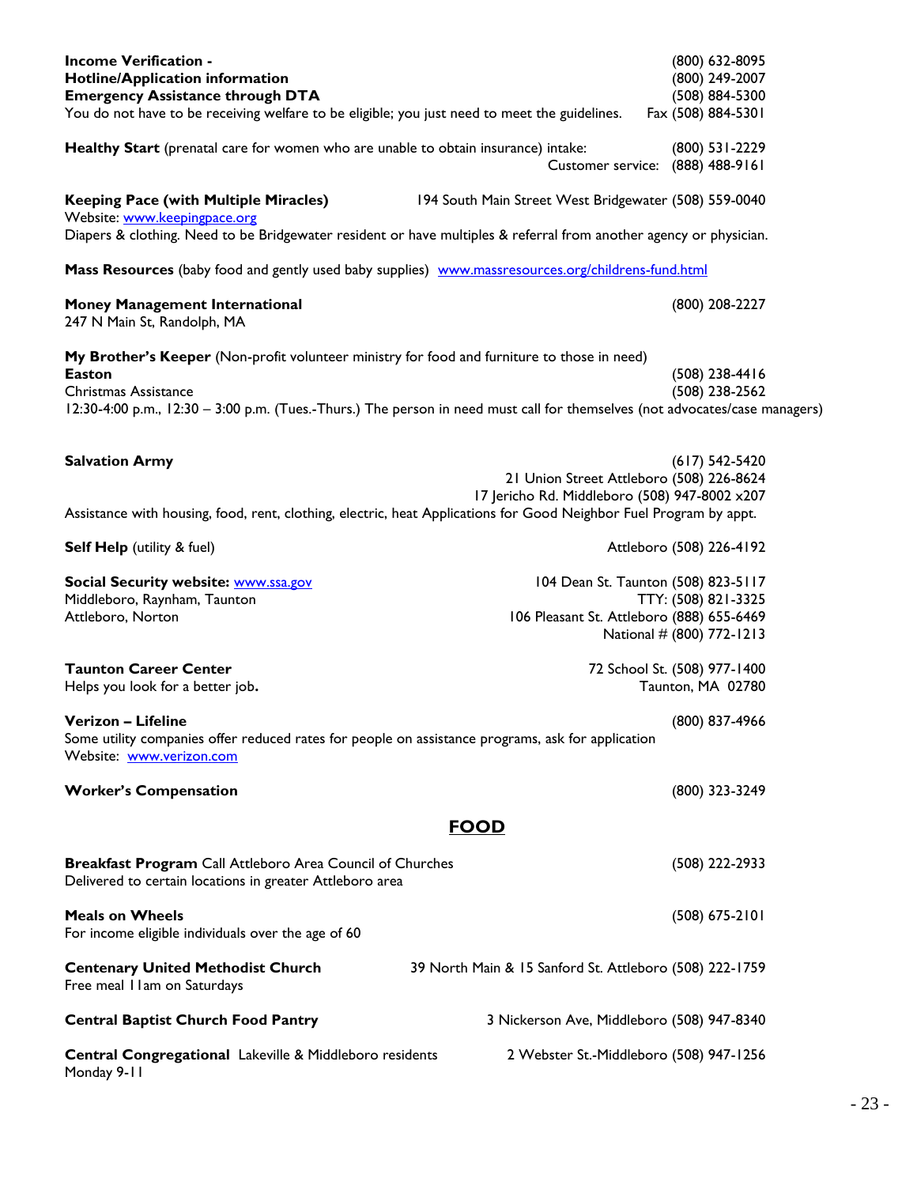**Income Verification -** (800) 632-8095
**Hotline/Application information** (800) 249-2007
**Emergency Assistance through DTA** (508) 884-5300
You do not have to be receiving welfare to be eligible; you just need to meet the guidelines. Fax (508) 884-5301

**Healthy Start** (prenatal care for women who are unable to obtain insurance) intake: (800) 531-2229
Customer service: (888) 488-9161

**Keeping Pace (with Multiple Miracles)** 194 South Main Street West Bridgewater (508) 559-0040
Website: www.keepingpace.org
Diapers & clothing. Need to be Bridgewater resident or have multiples & referral from another agency or physician.

**Mass Resources** (baby food and gently used baby supplies) www.massresources.org/childrens-fund.html

**Money Management International** (800) 208-2227
247 N Main St, Randolph, MA

**My Brother's Keeper** (Non-profit volunteer ministry for food and furniture to those in need)
**Easton** (508) 238-4416
Christmas Assistance (508) 238-2562
12:30-4:00 p.m., 12:30 – 3:00 p.m. (Tues.-Thurs.) The person in need must call for themselves (not advocates/case managers)

**Salvation Army** (617) 542-5420
21 Union Street Attleboro (508) 226-8624
17 Jericho Rd. Middleboro (508) 947-8002 x207
Assistance with housing, food, rent, clothing, electric, heat Applications for Good Neighbor Fuel Program by appt.

**Self Help** (utility & fuel) Attleboro (508) 226-4192

**Social Security website:** www.ssa.gov 104 Dean St. Taunton (508) 823-5117
Middleboro, Raynham, Taunton TTY: (508) 821-3325
Attleboro, Norton 106 Pleasant St. Attleboro (888) 655-6469
National # (800) 772-1213

**Taunton Career Center** 72 School St. (508) 977-1400
Helps you look for a better job**.** Taunton, MA 02780

**Verizon – Lifeline** (800) 837-4966
Some utility companies offer reduced rates for people on assistance programs, ask for application
Website: www.verizon.com

**Worker's Compensation** (800) 323-3249

## FOOD

**Breakfast Program** Call Attleboro Area Council of Churches (508) 222-2933
Delivered to certain locations in greater Attleboro area

**Meals on Wheels** (508) 675-2101
For income eligible individuals over the age of 60

**Centenary United Methodist Church** 39 North Main & 15 Sanford St. Attleboro (508) 222-1759
Free meal 11am on Saturdays

**Central Baptist Church Food Pantry** 3 Nickerson Ave, Middleboro (508) 947-8340

**Central Congregational** Lakeville & Middleboro residents 2 Webster St.-Middleboro (508) 947-1256
Monday 9-11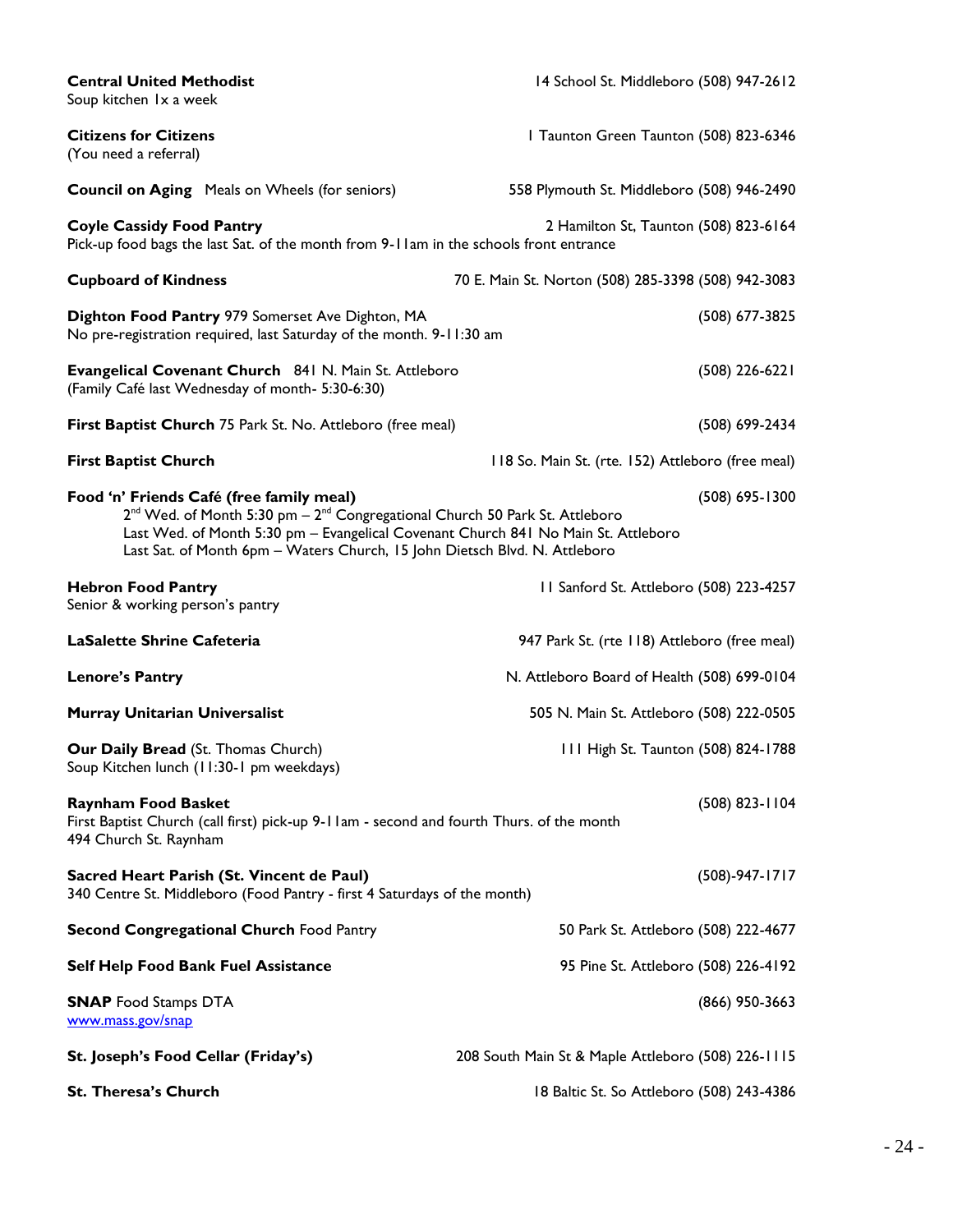**Central United Methodist** 14 School St. Middleboro (508) 947-2612
Soup kitchen 1x a week

**Citizens for Citizens** 1 Taunton Green Taunton (508) 823-6346
(You need a referral)

**Council on Aging** Meals on Wheels (for seniors) 558 Plymouth St. Middleboro (508) 946-2490

**Coyle Cassidy Food Pantry** 2 Hamilton St, Taunton (508) 823-6164
Pick-up food bags the last Sat. of the month from 9-11am in the schools front entrance

**Cupboard of Kindness** 70 E. Main St. Norton (508) 285-3398 (508) 942-3083

**Dighton Food Pantry** 979 Somerset Ave Dighton, MA (508) 677-3825
No pre-registration required, last Saturday of the month. 9-11:30 am

**Evangelical Covenant Church** 841 N. Main St. Attleboro (508) 226-6221
(Family Café last Wednesday of month- 5:30-6:30)

**First Baptist Church** 75 Park St. No. Attleboro (free meal) (508) 699-2434

**First Baptist Church** 118 So. Main St. (rte. 152) Attleboro (free meal)

**Food 'n' Friends Café (free family meal)** (508) 695-1300
2nd Wed. of Month 5:30 pm – 2nd Congregational Church 50 Park St. Attleboro
Last Wed. of Month 5:30 pm – Evangelical Covenant Church 841 No Main St. Attleboro
Last Sat. of Month 6pm – Waters Church, 15 John Dietsch Blvd. N. Attleboro

**Hebron Food Pantry** 11 Sanford St. Attleboro (508) 223-4257
Senior & working person's pantry

**LaSalette Shrine Cafeteria** 947 Park St. (rte 118) Attleboro (free meal)

**Lenore's Pantry** N. Attleboro Board of Health (508) 699-0104

**Murray Unitarian Universalist** 505 N. Main St. Attleboro (508) 222-0505

**Our Daily Bread** (St. Thomas Church) 111 High St. Taunton (508) 824-1788
Soup Kitchen lunch (11:30-1 pm weekdays)

**Raynham Food Basket** (508) 823-1104
First Baptist Church (call first) pick-up 9-11am - second and fourth Thurs. of the month
494 Church St. Raynham

**Sacred Heart Parish (St. Vincent de Paul)** (508)-947-1717
340 Centre St. Middleboro (Food Pantry - first 4 Saturdays of the month)

**Second Congregational Church** Food Pantry 50 Park St. Attleboro (508) 222-4677

**Self Help Food Bank Fuel Assistance** 95 Pine St. Attleboro (508) 226-4192

**SNAP** Food Stamps DTA (866) 950-3663
www.mass.gov/snap

**St. Joseph's Food Cellar (Friday's)** 208 South Main St & Maple Attleboro (508) 226-1115

**St. Theresa's Church** 18 Baltic St. So Attleboro (508) 243-4386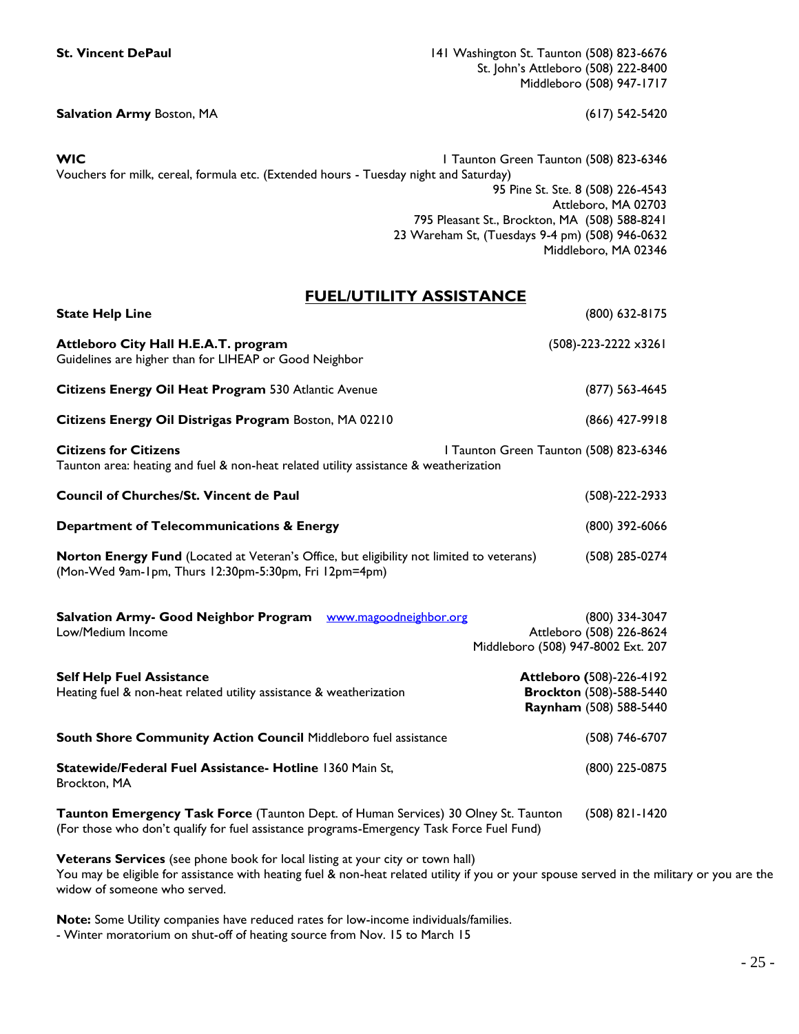**St. Vincent DePaul** 141 Washington St. Taunton (508) 823-6676
St. John's Attleboro (508) 222-8400
Middleboro (508) 947-1717

**Salvation Army** Boston, MA (617) 542-5420

**WIC** 1 Taunton Green Taunton (508) 823-6346
Vouchers for milk, cereal, formula etc. (Extended hours - Tuesday night and Saturday)
95 Pine St. Ste. 8 (508) 226-4543
Attleboro, MA 02703
795 Pleasant St., Brockton, MA (508) 588-8241
23 Wareham St, (Tuesdays 9-4 pm) (508) 946-0632
Middleboro, MA 02346

## FUEL/UTILITY ASSISTANCE

**State Help Line** (800) 632-8175

**Attleboro City Hall H.E.A.T. program** (508)-223-2222 x3261
Guidelines are higher than for LIHEAP or Good Neighbor

**Citizens Energy Oil Heat Program** 530 Atlantic Avenue (877) 563-4645

**Citizens Energy Oil Distrigas Program** Boston, MA 02210 (866) 427-9918

**Citizens for Citizens** 1 Taunton Green Taunton (508) 823-6346
Taunton area: heating and fuel & non-heat related utility assistance & weatherization

**Council of Churches/St. Vincent de Paul** (508)-222-2933

**Department of Telecommunications & Energy** (800) 392-6066

**Norton Energy Fund** (Located at Veteran's Office, but eligibility not limited to veterans) (508) 285-0274
(Mon-Wed 9am-1pm, Thurs 12:30pm-5:30pm, Fri 12pm=4pm)

**Salvation Army- Good Neighbor Program** www.magoodneighbor.org (800) 334-3047
Low/Medium Income
Attleboro (508) 226-8624
Middleboro (508) 947-8002 Ext. 207

**Self Help Fuel Assistance**
Heating fuel & non-heat related utility assistance & weatherization
**Attleboro** (508)-226-4192
**Brockton** (508)-588-5440
**Raynham** (508) 588-5440

**South Shore Community Action Council** Middleboro fuel assistance (508) 746-6707

**Statewide/Federal Fuel Assistance- Hotline** 1360 Main St, Brockton, MA (800) 225-0875

**Taunton Emergency Task Force** (Taunton Dept. of Human Services) 30 Olney St. Taunton (508) 821-1420
(For those who don't qualify for fuel assistance programs-Emergency Task Force Fuel Fund)

**Veterans Services** (see phone book for local listing at your city or town hall)
You may be eligible for assistance with heating fuel & non-heat related utility if you or your spouse served in the military or you are the widow of someone who served.

**Note:** Some Utility companies have reduced rates for low-income individuals/families.
- Winter moratorium on shut-off of heating source from Nov. 15 to March 15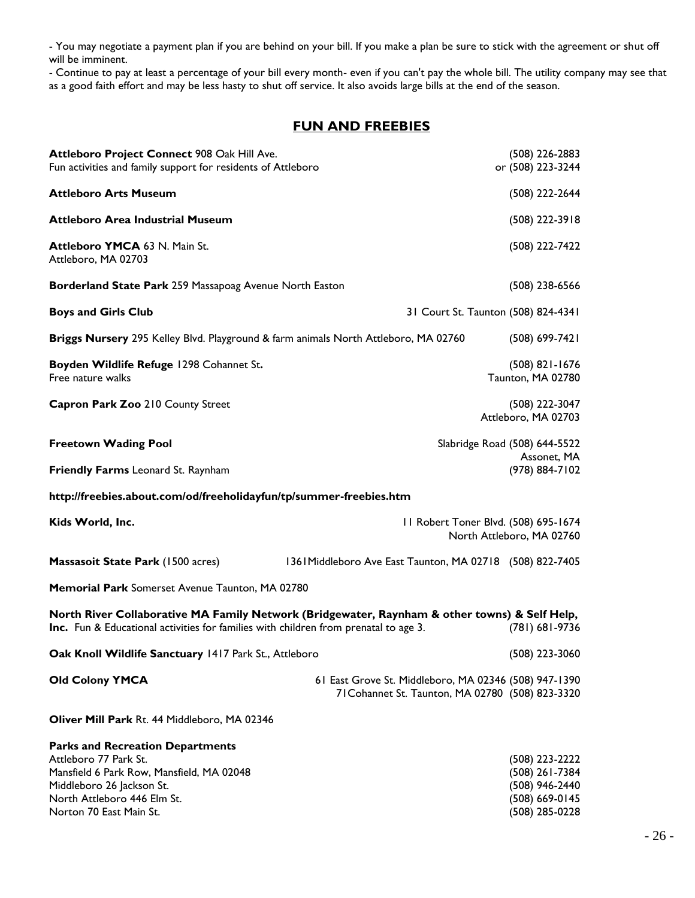- You may negotiate a payment plan if you are behind on your bill. If you make a plan be sure to stick with the agreement or shut off will be imminent.
- Continue to pay at least a percentage of your bill every month- even if you can't pay the whole bill. The utility company may see that as a good faith effort and may be less hasty to shut off service. It also avoids large bills at the end of the season.

## FUN AND FREEBIES

**Attleboro Project Connect** 908 Oak Hill Ave. (508) 226-2883
Fun activities and family support for residents of Attleboro or (508) 223-3244

**Attleboro Arts Museum** (508) 222-2644

**Attleboro Area Industrial Museum** (508) 222-3918

**Attleboro YMCA** 63 N. Main St. (508) 222-7422
Attleboro, MA 02703

**Borderland State Park** 259 Massapoag Avenue North Easton (508) 238-6566

**Boys and Girls Club** 31 Court St. Taunton (508) 824-4341

**Briggs Nursery** 295 Kelley Blvd. Playground & farm animals North Attleboro, MA 02760 (508) 699-7421

**Boyden Wildlife Refuge** 1298 Cohannet St**.** (508) 821-1676
Free nature walks Taunton, MA 02780

**Capron Park Zoo** 210 County Street (508) 222-3047
Attleboro, MA 02703

**Freetown Wading Pool** Slabridge Road (508) 644-5522
Assonet, MA

**Friendly Farms** Leonard St. Raynham (978) 884-7102

**http://freebies.about.com/od/freeholidayfun/tp/summer-freebies.htm**

**Kids World, Inc.** 11 Robert Toner Blvd. (508) 695-1674
North Attleboro, MA 02760

**Massasoit State Park** (1500 acres) 1361Middleboro Ave East Taunton, MA 02718 (508) 822-7405

**Memorial Park** Somerset Avenue Taunton, MA 02780

**North River Collaborative MA Family Network (Bridgewater, Raynham & other towns) & Self Help, Inc.** Fun & Educational activities for families with children from prenatal to age 3. (781) 681-9736

**Oak Knoll Wildlife Sanctuary** 1417 Park St., Attleboro (508) 223-3060

**Old Colony YMCA** 61 East Grove St. Middleboro, MA 02346 (508) 947-1390
71Cohannet St. Taunton, MA 02780 (508) 823-3320

**Oliver Mill Park** Rt. 44 Middleboro, MA 02346

**Parks and Recreation Departments**
Attleboro 77 Park St. (508) 223-2222
Mansfield 6 Park Row, Mansfield, MA 02048 (508) 261-7384
Middleboro 26 Jackson St. (508) 946-2440
North Attleboro 446 Elm St. (508) 669-0145
Norton 70 East Main St. (508) 285-0228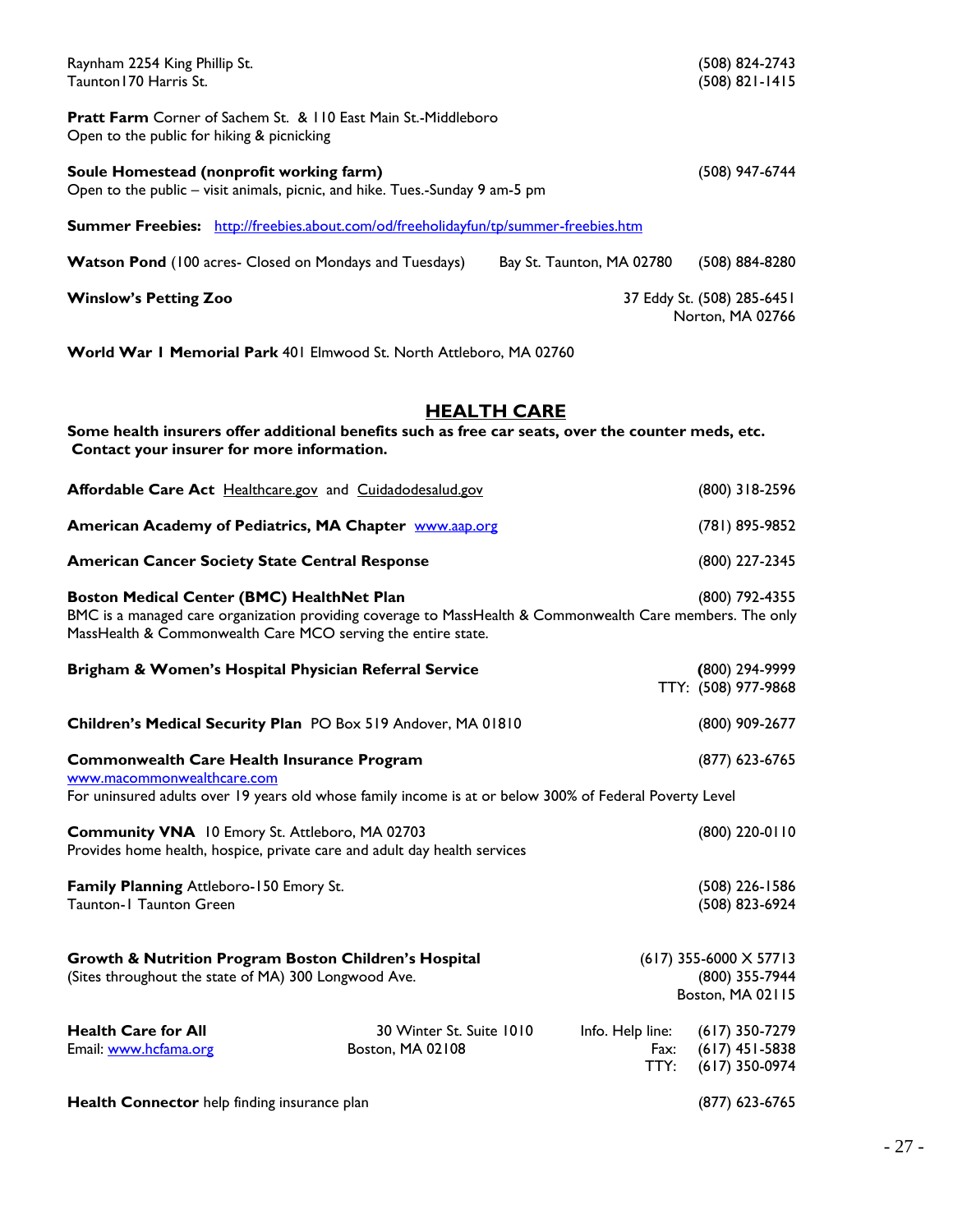Raynham 2254 King Phillip St. (508) 824-2743
Taunton 170 Harris St. (508) 821-1415

**Pratt Farm** Corner of Sachem St. & 110 East Main St.-Middleboro
Open to the public for hiking & picnicking

**Soule Homestead (nonprofit working farm)** (508) 947-6744
Open to the public – visit animals, picnic, and hike. Tues.-Sunday 9 am-5 pm

**Summer Freebies:** http://freebies.about.com/od/freeholidayfun/tp/summer-freebies.htm

**Watson Pond** (100 acres- Closed on Mondays and Tuesdays) Bay St. Taunton, MA 02780 (508) 884-8280

**Winslow's Petting Zoo** 37 Eddy St. Norton, MA 02766 (508) 285-6451

**World War I Memorial Park** 401 Elmwood St. North Attleboro, MA 02760

## HEALTH CARE

**Some health insurers offer additional benefits such as free car seats, over the counter meds, etc. Contact your insurer for more information.**

**Affordable Care Act** Healthcare.gov and Cuidadodesalud.gov (800) 318-2596

**American Academy of Pediatrics, MA Chapter** www.aap.org (781) 895-9852

**American Cancer Society State Central Response** (800) 227-2345

**Boston Medical Center (BMC) HealthNet Plan** (800) 792-4355
BMC is a managed care organization providing coverage to MassHealth & Commonwealth Care members. The only MassHealth & Commonwealth Care MCO serving the entire state.

**Brigham & Women's Hospital Physician Referral Service** (800) 294-9999
TTY: (508) 977-9868

**Children's Medical Security Plan** PO Box 519 Andover, MA 01810 (800) 909-2677

**Commonwealth Care Health Insurance Program** (877) 623-6765
www.macommonwealthcare.com
For uninsured adults over 19 years old whose family income is at or below 300% of Federal Poverty Level

**Community VNA** 10 Emory St. Attleboro, MA 02703 (800) 220-0110
Provides home health, hospice, private care and adult day health services

**Family Planning** Attleboro-150 Emory St. (508) 226-1586
Taunton-1 Taunton Green (508) 823-6924

**Growth & Nutrition Program Boston Children's Hospital** (617) 355-6000 X 57713
(Sites throughout the state of MA) 300 Longwood Ave. (800) 355-7944
Boston, MA 02115

**Health Care for All** 30 Winter St. Suite 1010 Boston, MA 02108
Email: www.hcfama.org
Info. Help line: (617) 350-7279
Fax: (617) 451-5838
TTY: (617) 350-0974

**Health Connector** help finding insurance plan (877) 623-6765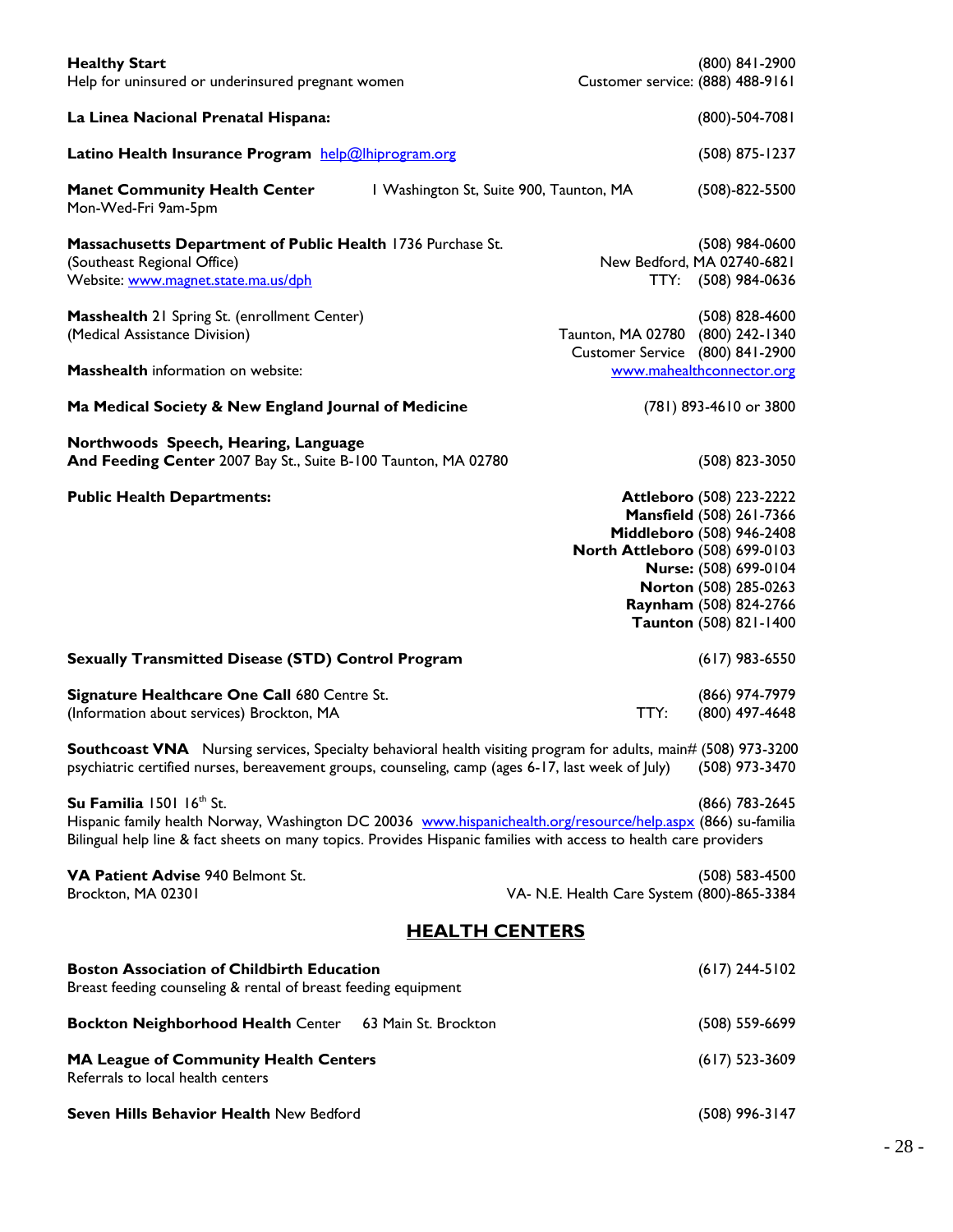**Healthy Start** (800) 841-2900
Help for uninsured or underinsured pregnant women — Customer service: (888) 488-9161

**La Linea Nacional Prenatal Hispana:** (800)-504-7081

**Latino Health Insurance Program** help@lhiprogram.org (508) 875-1237

**Manet Community Health Center** 1 Washington St, Suite 900, Taunton, MA (508)-822-5500
Mon-Wed-Fri 9am-5pm

**Massachusetts Department of Public Health** 1736 Purchase St. (508) 984-0600
(Southeast Regional Office) New Bedford, MA 02740-6821
Website: www.magnet.state.ma.us/dph TTY: (508) 984-0636

**Masshealth** 21 Spring St. (enrollment Center) (508) 828-4600
(Medical Assistance Division) Taunton, MA 02780 (800) 242-1340
Customer Service (800) 841-2900

**Masshealth** information on website: www.mahealthconnector.org

**Ma Medical Society & New England Journal of Medicine** (781) 893-4610 or 3800

**Northwoods Speech, Hearing, Language And Feeding Center** 2007 Bay St., Suite B-100 Taunton, MA 02780 (508) 823-3050

**Public Health Departments:**

- **Attleboro** (508) 223-2222
- **Mansfield** (508) 261-7366
- **Middleboro** (508) 946-2408
- **North Attleboro** (508) 699-0103
- **Nurse:** (508) 699-0104
- **Norton** (508) 285-0263
- **Raynham** (508) 824-2766
- **Taunton** (508) 821-1400

**Sexually Transmitted Disease (STD) Control Program** (617) 983-6550

**Signature Healthcare One Call** 680 Centre St. (866) 974-7979
(Information about services) Brockton, MA TTY: (800) 497-4648

**Southcoast VNA** Nursing services, Specialty behavioral health visiting program for adults, main# (508) 973-3200
psychiatric certified nurses, bereavement groups, counseling, camp (ages 6-17, last week of July) (508) 973-3470

**Su Familia** 1501 16th St. (866) 783-2645
Hispanic family health Norway, Washington DC 20036 www.hispanichealth.org/resource/help.aspx (866) su-familia
Bilingual help line & fact sheets on many topics. Provides Hispanic families with access to health care providers

**VA Patient Advise** 940 Belmont St. (508) 583-4500
Brockton, MA 02301 VA- N.E. Health Care System (800)-865-3384

## HEALTH CENTERS

**Boston Association of Childbirth Education** (617) 244-5102
Breast feeding counseling & rental of breast feeding equipment

**Bockton Neighborhood Health** Center 63 Main St. Brockton (508) 559-6699

**MA League of Community Health Centers** (617) 523-3609
Referrals to local health centers

**Seven Hills Behavior Health** New Bedford (508) 996-3147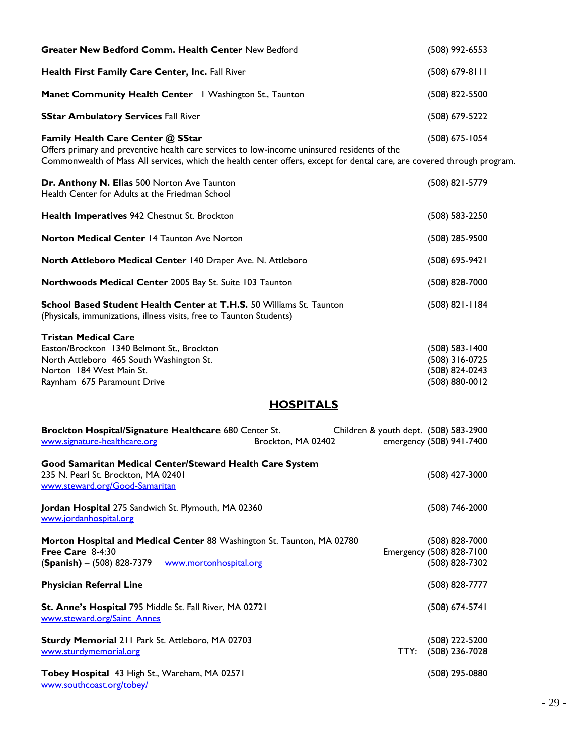**Greater New Bedford Comm. Health Center** New Bedford (508) 992-6553

**Health First Family Care Center, Inc.** Fall River (508) 679-8111

**Manet Community Health Center** 1 Washington St., Taunton (508) 822-5500

**SStar Ambulatory Services** Fall River (508) 679-5222

**Family Health Care Center @ SStar** (508) 675-1054
Offers primary and preventive health care services to low-income uninsured residents of the Commonwealth of Mass All services, which the health center offers, except for dental care, are covered through program.

**Dr. Anthony N. Elias** 500 Norton Ave Taunton (508) 821-5779
Health Center for Adults at the Friedman School

**Health Imperatives** 942 Chestnut St. Brockton (508) 583-2250

**Norton Medical Center** 14 Taunton Ave Norton (508) 285-9500

**North Attleboro Medical Center** 140 Draper Ave. N. Attleboro (508) 695-9421

**Northwoods Medical Center** 2005 Bay St. Suite 103 Taunton (508) 828-7000

**School Based Student Health Center at T.H.S.** 50 Williams St. Taunton (508) 821-1184
(Physicals, immunizations, illness visits, free to Taunton Students)

**Tristan Medical Care**
Easton/Brockton 1340 Belmont St., Brockton (508) 583-1400
North Attleboro 465 South Washington St. (508) 316-0725
Norton 184 West Main St. (508) 824-0243
Raynham 675 Paramount Drive (508) 880-0012

## HOSPITALS

**Brockton Hospital/Signature Healthcare** 680 Center St. Brockton, MA 02402 Children & youth dept. (508) 583-2900
www.signature-healthcare.org emergency (508) 941-7400

**Good Samaritan Medical Center/Steward Health Care System**
235 N. Pearl St. Brockton, MA 02401 (508) 427-3000
www.steward.org/Good-Samaritan

**Jordan Hospital** 275 Sandwich St. Plymouth, MA 02360 (508) 746-2000
www.jordanhospital.org

**Morton Hospital and Medical Center** 88 Washington St. Taunton, MA 02780 (508) 828-7000
**Free Care** 8-4:30 Emergency (508) 828-7100
(**Spanish**) – (508) 828-7379 www.mortonhospital.org (508) 828-7302

**Physician Referral Line** (508) 828-7777

**St. Anne's Hospital** 795 Middle St. Fall River, MA 02721 (508) 674-5741
www.steward.org/Saint_Annes

**Sturdy Memorial** 211 Park St. Attleboro, MA 02703 (508) 222-5200
www.sturdymemorial.org TTY: (508) 236-7028

**Tobey Hospital** 43 High St., Wareham, MA 02571 (508) 295-0880
www.southcoast.org/tobey/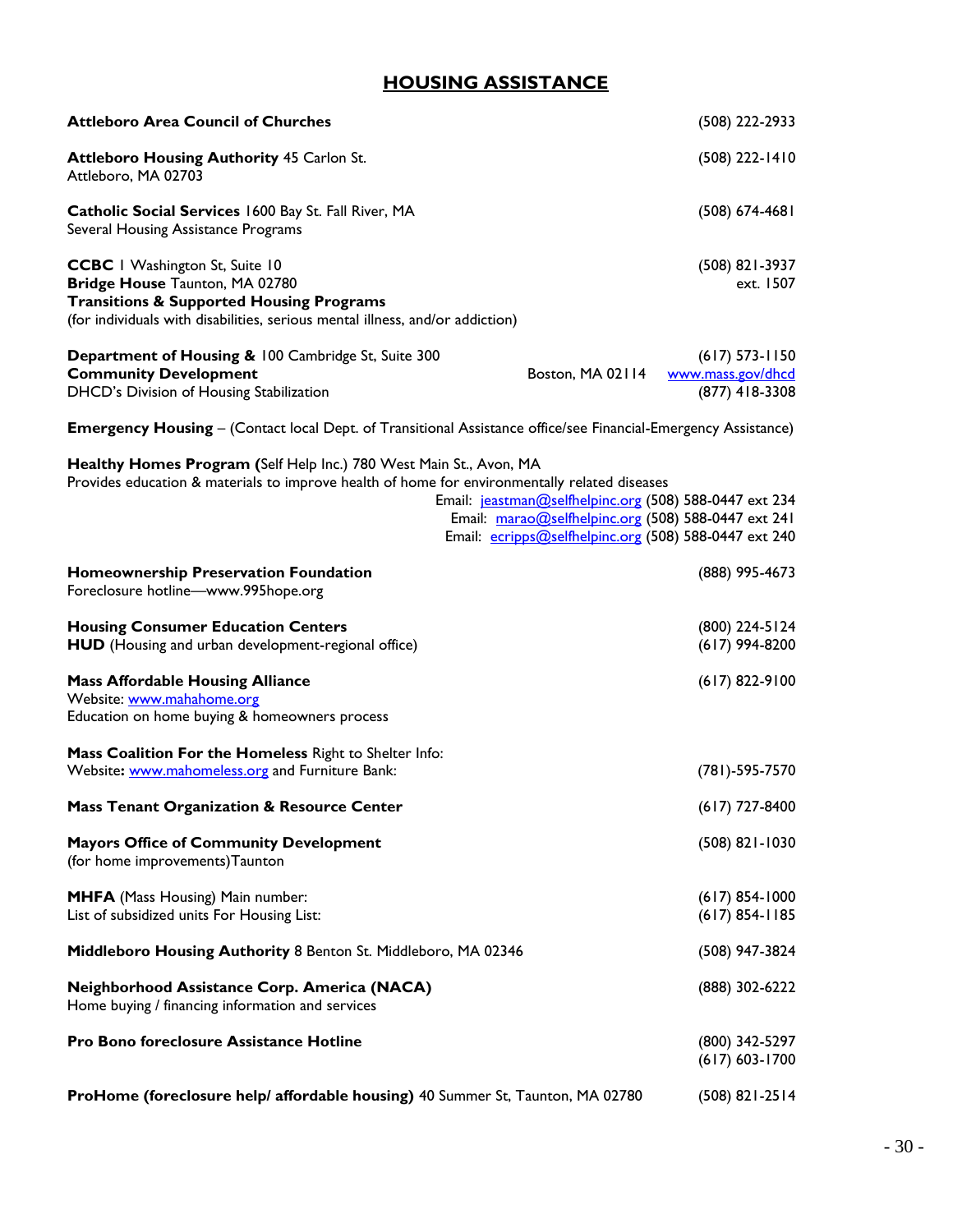## HOUSING ASSISTANCE

**Attleboro Area Council of Churches** (508) 222-2933

**Attleboro Housing Authority** 45 Carlon St.
Attleboro, MA 02703 (508) 222-1410

**Catholic Social Services** 1600 Bay St. Fall River, MA (508) 674-4681
Several Housing Assistance Programs

**CCBC** 1 Washington St, Suite 10 (508) 821-3937 ext. 1507
**Bridge House** Taunton, MA 02780
**Transitions & Supported Housing Programs**
(for individuals with disabilities, serious mental illness, and/or addiction)

**Department of Housing &** 100 Cambridge St, Suite 300 (617) 573-1150
**Community Development** Boston, MA 02114 www.mass.gov/dhcd
DHCD's Division of Housing Stabilization (877) 418-3308

**Emergency Housing** – (Contact local Dept. of Transitional Assistance office/see Financial-Emergency Assistance)

**Healthy Homes Program (**Self Help Inc.) 780 West Main St., Avon, MA
Provides education & materials to improve health of home for environmentally related diseases
Email: jeastman@selfhelpinc.org (508) 588-0447 ext 234
Email: marao@selfhelpinc.org (508) 588-0447 ext 241
Email: ecripps@selfhelpinc.org (508) 588-0447 ext 240

**Homeownership Preservation Foundation** (888) 995-4673
Foreclosure hotline—www.995hope.org

**Housing Consumer Education Centers** (800) 224-5124
**HUD** (Housing and urban development-regional office) (617) 994-8200

**Mass Affordable Housing Alliance** (617) 822-9100
Website: www.mahahome.org
Education on home buying & homeowners process

**Mass Coalition For the Homeless** Right to Shelter Info:
Website**:** www.mahomeless.org and Furniture Bank: (781)-595-7570

**Mass Tenant Organization & Resource Center** (617) 727-8400

**Mayors Office of Community Development** (508) 821-1030
(for home improvements)Taunton

**MHFA** (Mass Housing) Main number: (617) 854-1000
List of subsidized units For Housing List: (617) 854-1185

**Middleboro Housing Authority** 8 Benton St. Middleboro, MA 02346 (508) 947-3824

**Neighborhood Assistance Corp. America (NACA)** (888) 302-6222
Home buying / financing information and services

**Pro Bono foreclosure Assistance Hotline** (800) 342-5297
(617) 603-1700

**ProHome (foreclosure help/ affordable housing)** 40 Summer St, Taunton, MA 02780 (508) 821-2514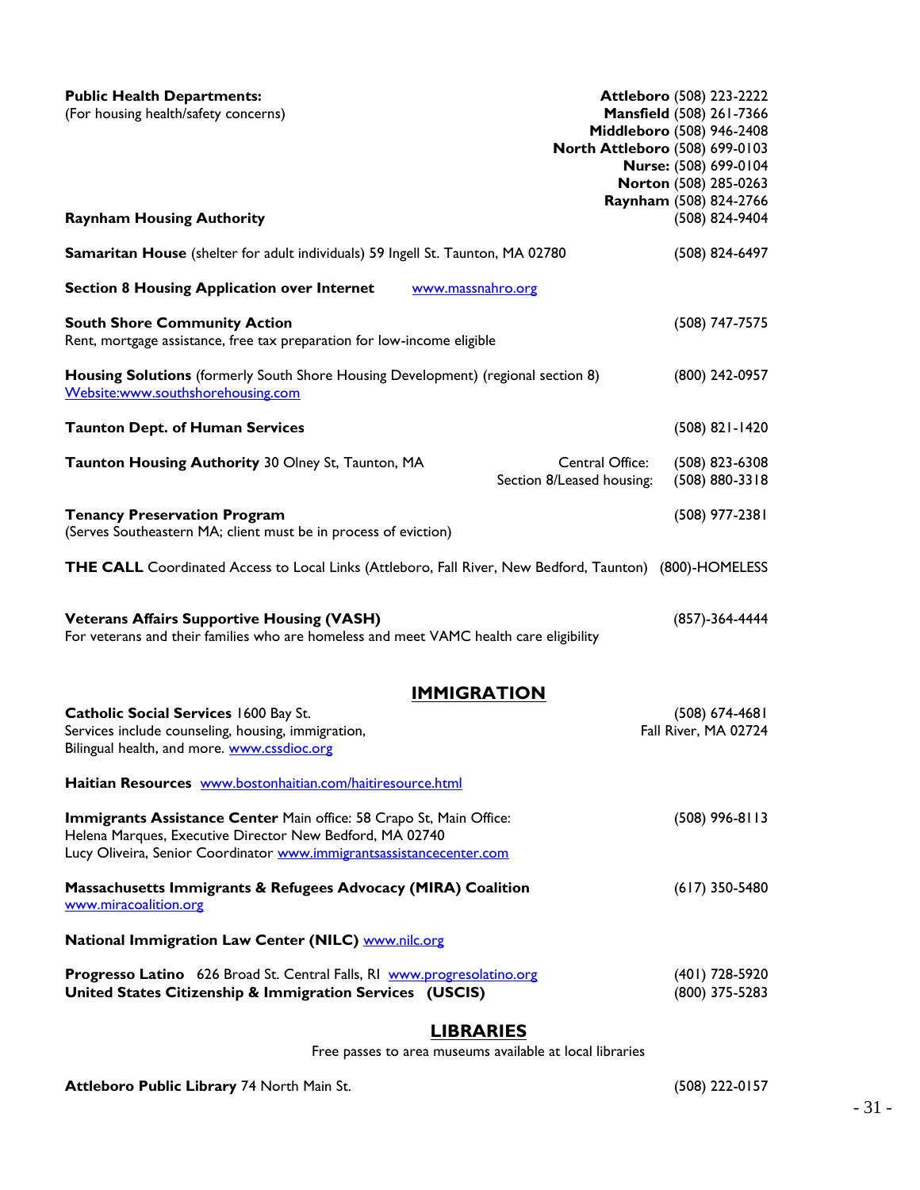**Public Health Departments:**
(For housing health/safety concerns)

**Attleboro** (508) 223-2222
**Mansfield** (508) 261-7366
**Middleboro** (508) 946-2408
**North Attleboro** (508) 699-0103
**Nurse:** (508) 699-0104
**Norton** (508) 285-0263
**Raynham** (508) 824-2766

**Raynham Housing Authority** (508) 824-9404

**Samaritan House** (shelter for adult individuals) 59 Ingell St. Taunton, MA 02780 (508) 824-6497

**Section 8 Housing Application over Internet** www.massnahro.org

**South Shore Community Action** (508) 747-7575
Rent, mortgage assistance, free tax preparation for low-income eligible

**Housing Solutions** (formerly South Shore Housing Development) (regional section 8) (800) 242-0957
Website:www.southshorehousing.com

**Taunton Dept. of Human Services** (508) 821-1420

**Taunton Housing Authority** 30 Olney St, Taunton, MA
Central Office: (508) 823-6308
Section 8/Leased housing: (508) 880-3318

**Tenancy Preservation Program** (508) 977-2381
(Serves Southeastern MA; client must be in process of eviction)

**THE CALL** Coordinated Access to Local Links (Attleboro, Fall River, New Bedford, Taunton) (800)-HOMELESS

**Veterans Affairs Supportive Housing (VASH)** (857)-364-4444
For veterans and their families who are homeless and meet VAMC health care eligibility

## IMMIGRATION

**Catholic Social Services** 1600 Bay St. (508) 674-4681
Fall River, MA 02724
Services include counseling, housing, immigration,
Bilingual health, and more. www.cssdioc.org

**Haitian Resources** www.bostonhaitian.com/haitiresource.html

**Immigrants Assistance Center** Main office: 58 Crapo St, Main Office: (508) 996-8113
Helena Marques, Executive Director New Bedford, MA 02740
Lucy Oliveira, Senior Coordinator www.immigrantsassistancecenter.com

**Massachusetts Immigrants & Refugees Advocacy (MIRA) Coalition** (617) 350-5480
www.miracoalition.org

**National Immigration Law Center (NILC)** www.nilc.org

**Progresso Latino** 626 Broad St. Central Falls, RI www.progresolatino.org (401) 728-5920
**United States Citizenship & Immigration Services (USCIS)** (800) 375-5283

## LIBRARIES

Free passes to area museums available at local libraries

**Attleboro Public Library** 74 North Main St. (508) 222-0157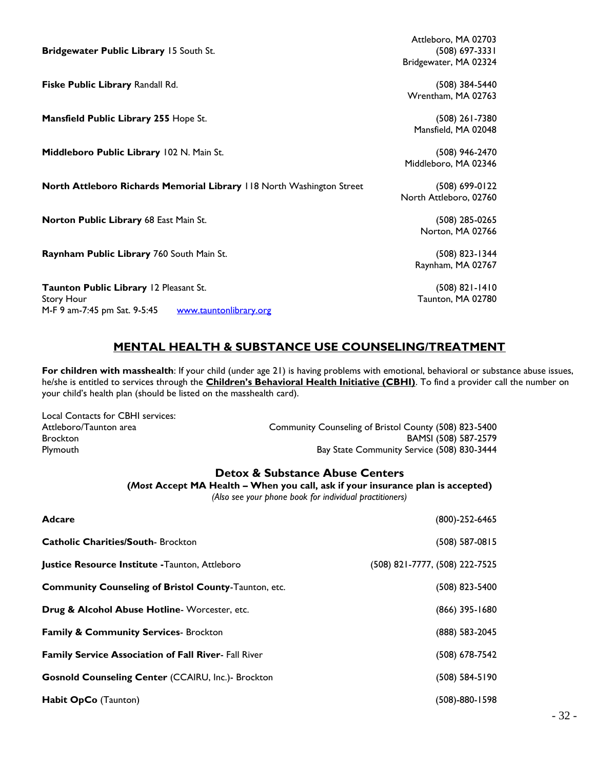Attleboro, MA 02703

**Bridgewater Public Library** 15 South St. (508) 697-3331
Bridgewater, MA 02324

**Fiske Public Library** Randall Rd. (508) 384-5440
Wrentham, MA 02763

**Mansfield Public Library 255** Hope St. (508) 261-7380
Mansfield, MA 02048

**Middleboro Public Library** 102 N. Main St. (508) 946-2470
Middleboro, MA 02346

**North Attleboro Richards Memorial Library** 118 North Washington Street (508) 699-0122
North Attleboro, 02760

**Norton Public Library** 68 East Main St. (508) 285-0265
Norton, MA 02766

**Raynham Public Library** 760 South Main St. (508) 823-1344
Raynham, MA 02767

**Taunton Public Library** 12 Pleasant St. (508) 821-1410
Story Hour Taunton, MA 02780
M-F 9 am-7:45 pm Sat. 9-5:45 www.tauntonlibrary.org

## MENTAL HEALTH & SUBSTANCE USE COUNSELING/TREATMENT

**For children with masshealth**: If your child (under age 21) is having problems with emotional, behavioral or substance abuse issues, he/she is entitled to services through the **Children's Behavioral Health Initiative (CBHI)**. To find a provider call the number on your child's health plan (should be listed on the masshealth card).

Local Contacts for CBHI services:

| Area | Contact |
|---|---|
| Attleboro/Taunton area | Community Counseling of Bristol County (508) 823-5400 |
| Brockton | BAMSI (508) 587-2579 |
| Plymouth | Bay State Community Service (508) 830-3444 |

### Detox & Substance Abuse Centers

**(*Most* Accept MA Health – When you call, ask if your insurance plan is accepted)**

*(Also see your phone book for individual practitioners)*

| Name | Phone |
|---|---|
| **Adcare** | (800)-252-6465 |
| **Catholic Charities/South**- Brockton | (508) 587-0815 |
| **Justice Resource Institute** -Taunton, Attleboro | (508) 821-7777, (508) 222-7525 |
| **Community Counseling of Bristol County**-Taunton, etc. | (508) 823-5400 |
| **Drug & Alcohol Abuse Hotline**- Worcester, etc. | (866) 395-1680 |
| **Family & Community Services**- Brockton | (888) 583-2045 |
| **Family Service Association of Fall River**- Fall River | (508) 678-7542 |
| **Gosnold Counseling Center** (CCAIRU, Inc.)- Brockton | (508) 584-5190 |
| **Habit OpCo** (Taunton) | (508)-880-1598 |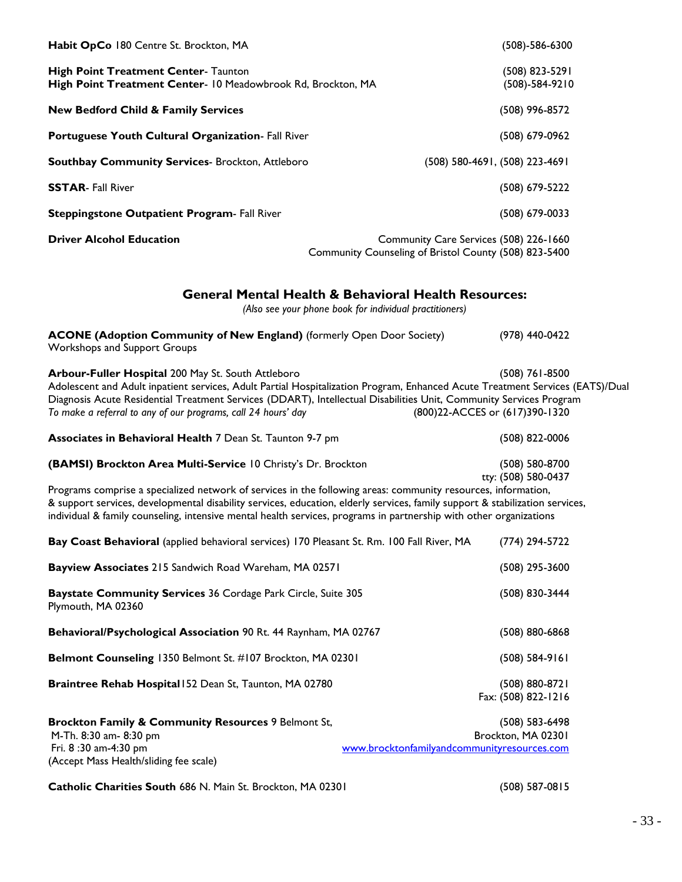**Habit OpCo** 180 Centre St. Brockton, MA (508)-586-6300

**High Point Treatment Center**- Taunton (508) 823-5291
**High Point Treatment Center**- 10 Meadowbrook Rd, Brockton, MA (508)-584-9210

**New Bedford Child & Family Services** (508) 996-8572

**Portuguese Youth Cultural Organization**- Fall River (508) 679-0962

**Southbay Community Services**- Brockton, Attleboro (508) 580-4691, (508) 223-4691

**SSTAR**- Fall River (508) 679-5222

**Steppingstone Outpatient Program**- Fall River (508) 679-0033

**Driver Alcohol Education** Community Care Services (508) 226-1660
Community Counseling of Bristol County (508) 823-5400

## General Mental Health & Behavioral Health Resources:

*(Also see your phone book for individual practitioners)*

**ACONE (Adoption Community of New England)** (formerly Open Door Society) (978) 440-0422
Workshops and Support Groups

**Arbour-Fuller Hospital** 200 May St. South Attleboro (508) 761-8500
Adolescent and Adult inpatient services, Adult Partial Hospitalization Program, Enhanced Acute Treatment Services (EATS)/Dual Diagnosis Acute Residential Treatment Services (DDART), Intellectual Disabilities Unit, Community Services Program
*To make a referral to any of our programs, call 24 hours' day* (800)22-ACCES or (617)390-1320

**Associates in Behavioral Health** 7 Dean St. Taunton 9-7 pm (508) 822-0006

**(BAMSI) Brockton Area Multi-Service** 10 Christy's Dr. Brockton (508) 580-8700
tty: (508) 580-0437
Programs comprise a specialized network of services in the following areas: community resources, information, & support services, developmental disability services, education, elderly services, family support & stabilization services, individual & family counseling, intensive mental health services, programs in partnership with other organizations

**Bay Coast Behavioral** (applied behavioral services) 170 Pleasant St. Rm. 100 Fall River, MA (774) 294-5722

**Bayview Associates** 215 Sandwich Road Wareham, MA 02571 (508) 295-3600

**Baystate Community Services** 36 Cordage Park Circle, Suite 305 (508) 830-3444
Plymouth, MA 02360

**Behavioral/Psychological Association** 90 Rt. 44 Raynham, MA 02767 (508) 880-6868

**Belmont Counseling** 1350 Belmont St. #107 Brockton, MA 02301 (508) 584-9161

**Braintree Rehab Hospital**152 Dean St, Taunton, MA 02780 (508) 880-8721
Fax: (508) 822-1216

**Brockton Family & Community Resources** 9 Belmont St, Brockton, MA 02301 (508) 583-6498
M-Th. 8:30 am- 8:30 pm
Fri. 8 :30 am-4:30 pm
www.brocktonfamilyandcommunityresources.com
(Accept Mass Health/sliding fee scale)

**Catholic Charities South** 686 N. Main St. Brockton, MA 02301 (508) 587-0815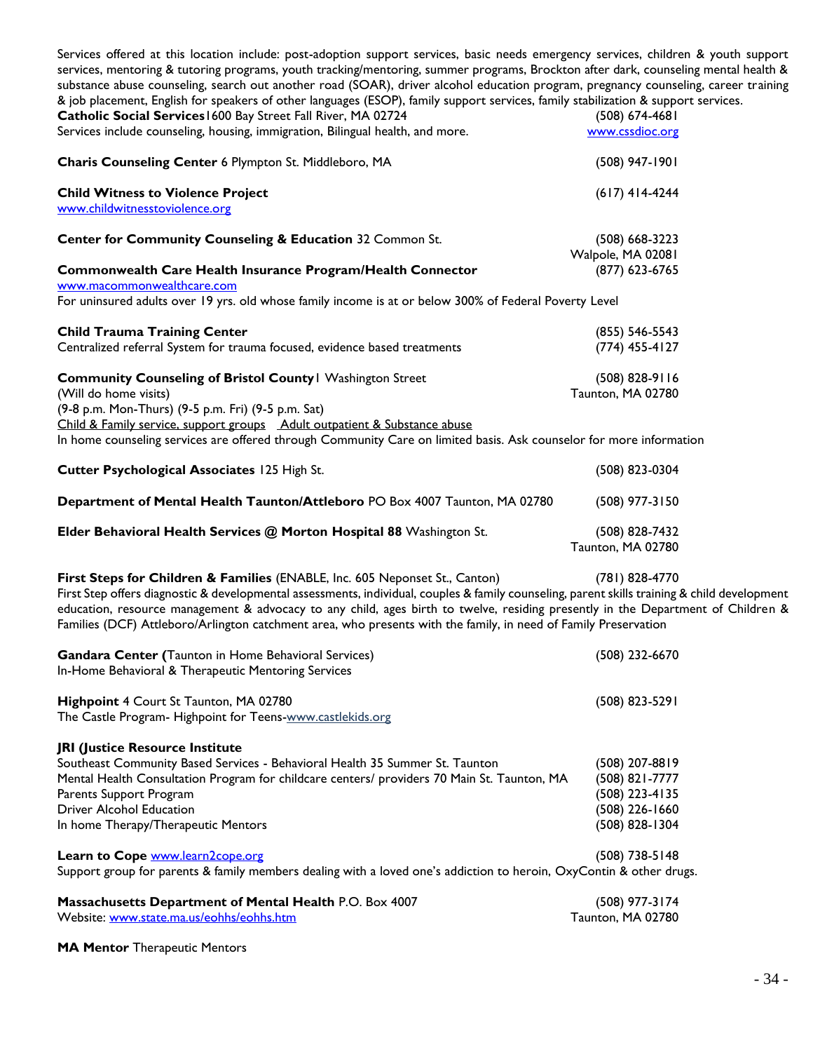Services offered at this location include: post-adoption support services, basic needs emergency services, children & youth support services, mentoring & tutoring programs, youth tracking/mentoring, summer programs, Brockton after dark, counseling mental health & substance abuse counseling, search out another road (SOAR), driver alcohol education program, pregnancy counseling, career training & job placement, English for speakers of other languages (ESOP), family support services, family stabilization & support services.

**Catholic Social Services** 1600 Bay Street Fall River, MA 02724 — (508) 674-4681
Services include counseling, housing, immigration, Bilingual health, and more. — www.cssdioc.org

**Charis Counseling Center** 6 Plympton St. Middleboro, MA — (508) 947-1901

**Child Witness to Violence Project** — (617) 414-4244
www.childwitnesstoviolence.org

**Center for Community Counseling & Education** 32 Common St. — (508) 668-3223
Walpole, MA 02081

**Commonwealth Care Health Insurance Program/Health Connector** — (877) 623-6765
www.macommonwealthcare.com
For uninsured adults over 19 yrs. old whose family income is at or below 300% of Federal Poverty Level

**Child Trauma Training Center** — (855) 546-5543
Centralized referral System for trauma focused, evidence based treatments — (774) 455-4127

**Community Counseling of Bristol County** 1 Washington Street — (508) 828-9116
(Will do home visits) — Taunton, MA 02780
(9-8 p.m. Mon-Thurs) (9-5 p.m. Fri) (9-5 p.m. Sat)
Child & Family service, support groups   Adult outpatient & Substance abuse
In home counseling services are offered through Community Care on limited basis. Ask counselor for more information

**Cutter Psychological Associates** 125 High St. — (508) 823-0304

**Department of Mental Health Taunton/Attleboro** PO Box 4007 Taunton, MA 02780 — (508) 977-3150

**Elder Behavioral Health Services @ Morton Hospital 88** Washington St. — (508) 828-7432
Taunton, MA 02780

**First Steps for Children & Families** (ENABLE, Inc. 605 Neponset St., Canton) — (781) 828-4770
First Step offers diagnostic & developmental assessments, individual, couples & family counseling, parent skills training & child development education, resource management & advocacy to any child, ages birth to twelve, residing presently in the Department of Children & Families (DCF) Attleboro/Arlington catchment area, who presents with the family, in need of Family Preservation

**Gandara Center (**Taunton in Home Behavioral Services) — (508) 232-6670
In-Home Behavioral & Therapeutic Mentoring Services

**Highpoint** 4 Court St Taunton, MA 02780 — (508) 823-5291
The Castle Program- Highpoint for Teens-www.castlekids.org

**JRI (Justice Resource Institute**
Southeast Community Based Services - Behavioral Health 35 Summer St. Taunton — (508) 207-8819
Mental Health Consultation Program for childcare centers/ providers 70 Main St. Taunton, MA — (508) 821-7777
Parents Support Program — (508) 223-4135
Driver Alcohol Education — (508) 226-1660
In home Therapy/Therapeutic Mentors — (508) 828-1304

**Learn to Cope** www.learn2cope.org — (508) 738-5148
Support group for parents & family members dealing with a loved one's addiction to heroin, OxyContin & other drugs.

**Massachusetts Department of Mental Health** P.O. Box 4007 — (508) 977-3174
Website: www.state.ma.us/eohhs/eohhs.htm — Taunton, MA 02780

**MA Mentor** Therapeutic Mentors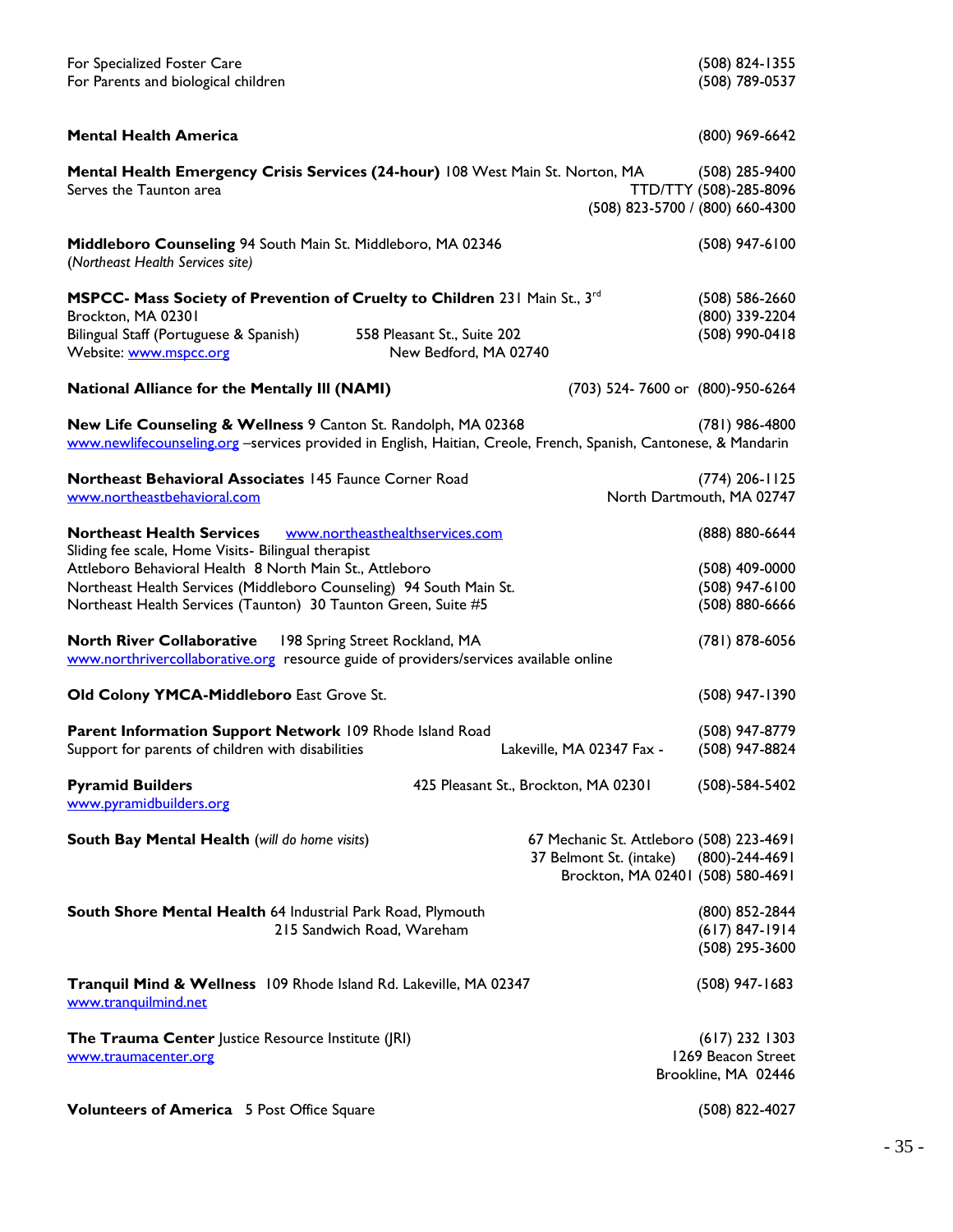For Specialized Foster Care (508) 824-1355
For Parents and biological children (508) 789-0537

**Mental Health America** (800) 969-6642

**Mental Health Emergency Crisis Services (24-hour)** 108 West Main St. Norton, MA (508) 285-9400
Serves the Taunton area TTD/TTY (508)-285-8096
(508) 823-5700 / (800) 660-4300

**Middleboro Counseling** 94 South Main St. Middleboro, MA 02346 (508) 947-6100
*(Northeast Health Services site)*

**MSPCC- Mass Society of Prevention of Cruelty to Children** 231 Main St., 3rd (508) 586-2660
Brockton, MA 02301 (800) 339-2204
Bilingual Staff (Portuguese & Spanish) 558 Pleasant St., Suite 202 (508) 990-0418
Website: www.mspcc.org New Bedford, MA 02740

**National Alliance for the Mentally Ill (NAMI)** (703) 524- 7600 or (800)-950-6264

**New Life Counseling & Wellness** 9 Canton St. Randolph, MA 02368 (781) 986-4800
www.newlifecounseling.org –services provided in English, Haitian, Creole, French, Spanish, Cantonese, & Mandarin

**Northeast Behavioral Associates** 145 Faunce Corner Road (774) 206-1125
www.northeastbehavioral.com North Dartmouth, MA 02747

**Northeast Health Services** www.northeasthealthservices.com (888) 880-6644
Sliding fee scale, Home Visits- Bilingual therapist
Attleboro Behavioral Health 8 North Main St., Attleboro (508) 409-0000
Northeast Health Services (Middleboro Counseling) 94 South Main St. (508) 947-6100
Northeast Health Services (Taunton) 30 Taunton Green, Suite #5 (508) 880-6666

**North River Collaborative** 198 Spring Street Rockland, MA (781) 878-6056
www.northrivercollaborative.org resource guide of providers/services available online

**Old Colony YMCA-Middleboro** East Grove St. (508) 947-1390

**Parent Information Support Network** 109 Rhode Island Road (508) 947-8779
Support for parents of children with disabilities Lakeville, MA 02347 Fax - (508) 947-8824

**Pyramid Builders** 425 Pleasant St., Brockton, MA 02301 (508)-584-5402
www.pyramidbuilders.org

**South Bay Mental Health** *(will do home visits)* 67 Mechanic St. Attleboro (508) 223-4691
37 Belmont St. (intake) (800)-244-4691
Brockton, MA 02401 (508) 580-4691

**South Shore Mental Health** 64 Industrial Park Road, Plymouth (800) 852-2844
215 Sandwich Road, Wareham (617) 847-1914
(508) 295-3600

**Tranquil Mind & Wellness** 109 Rhode Island Rd. Lakeville, MA 02347 (508) 947-1683
www.tranquilmind.net

**The Trauma Center** Justice Resource Institute (JRI) (617) 232 1303
www.traumacenter.org 1269 Beacon Street
Brookline, MA 02446

**Volunteers of America** 5 Post Office Square (508) 822-4027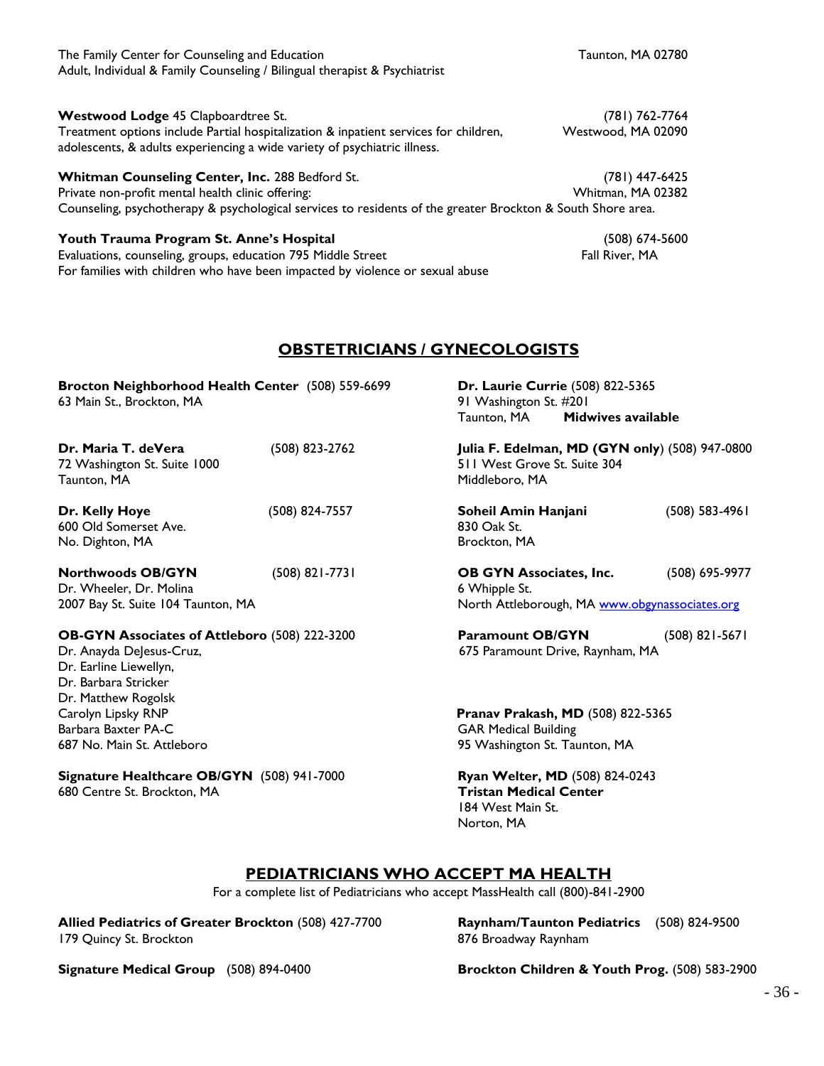The Family Center for Counseling and Education Taunton, MA 02780
Adult, Individual & Family Counseling / Bilingual therapist & Psychiatrist

**Westwood Lodge** 45 Clapboardtree St. (781) 762-7764
Treatment options include Partial hospitalization & inpatient services for children, adolescents, & adults experiencing a wide variety of psychiatric illness. Westwood, MA 02090

**Whitman Counseling Center, Inc.** 288 Bedford St. (781) 447-6425
Private non-profit mental health clinic offering: Whitman, MA 02382
Counseling, psychotherapy & psychological services to residents of the greater Brockton & South Shore area.

**Youth Trauma Program St. Anne's Hospital** (508) 674-5600
Evaluations, counseling, groups, education 795 Middle Street Fall River, MA
For families with children who have been impacted by violence or sexual abuse

## OBSTETRICIANS / GYNECOLOGISTS

**Brocton Neighborhood Health Center** (508) 559-6699
63 Main St., Brockton, MA

**Dr. Maria T. deVera** (508) 823-2762
72 Washington St. Suite 1000
Taunton, MA

**Dr. Kelly Hoye** (508) 824-7557
600 Old Somerset Ave.
No. Dighton, MA

**Northwoods OB/GYN** (508) 821-7731
Dr. Wheeler, Dr. Molina
2007 Bay St. Suite 104 Taunton, MA

**OB-GYN Associates of Attleboro** (508) 222-3200
Dr. Anayda DeJesus-Cruz,
Dr. Earline Liewellyn,
Dr. Barbara Stricker
Dr. Matthew Rogolsk
Carolyn Lipsky RNP
Barbara Baxter PA-C
687 No. Main St. Attleboro

**Signature Healthcare OB/GYN** (508) 941-7000
680 Centre St. Brockton, MA

**Dr. Laurie Currie** (508) 822-5365
91 Washington St. #201
Taunton, MA **Midwives available**

**Julia F. Edelman, MD (GYN only**) (508) 947-0800
511 West Grove St. Suite 304
Middleboro, MA

**Soheil Amin Hanjani** (508) 583-4961
830 Oak St.
Brockton, MA

**OB GYN Associates, Inc.** (508) 695-9977
6 Whipple St.
North Attleborough, MA www.obgynassociates.org

**Paramount OB/GYN** (508) 821-5671
675 Paramount Drive, Raynham, MA

**Pranav Prakash, MD** (508) 822-5365
GAR Medical Building
95 Washington St. Taunton, MA

**Ryan Welter, MD** (508) 824-0243
**Tristan Medical Center**
184 West Main St.
Norton, MA

## PEDIATRICIANS WHO ACCEPT MA HEALTH

For a complete list of Pediatricians who accept MassHealth call (800)-841-2900

**Allied Pediatrics of Greater Brockton** (508) 427-7700
179 Quincy St. Brockton

**Signature Medical Group** (508) 894-0400

**Raynham/Taunton Pediatrics** (508) 824-9500
876 Broadway Raynham

**Brockton Children & Youth Prog.** (508) 583-2900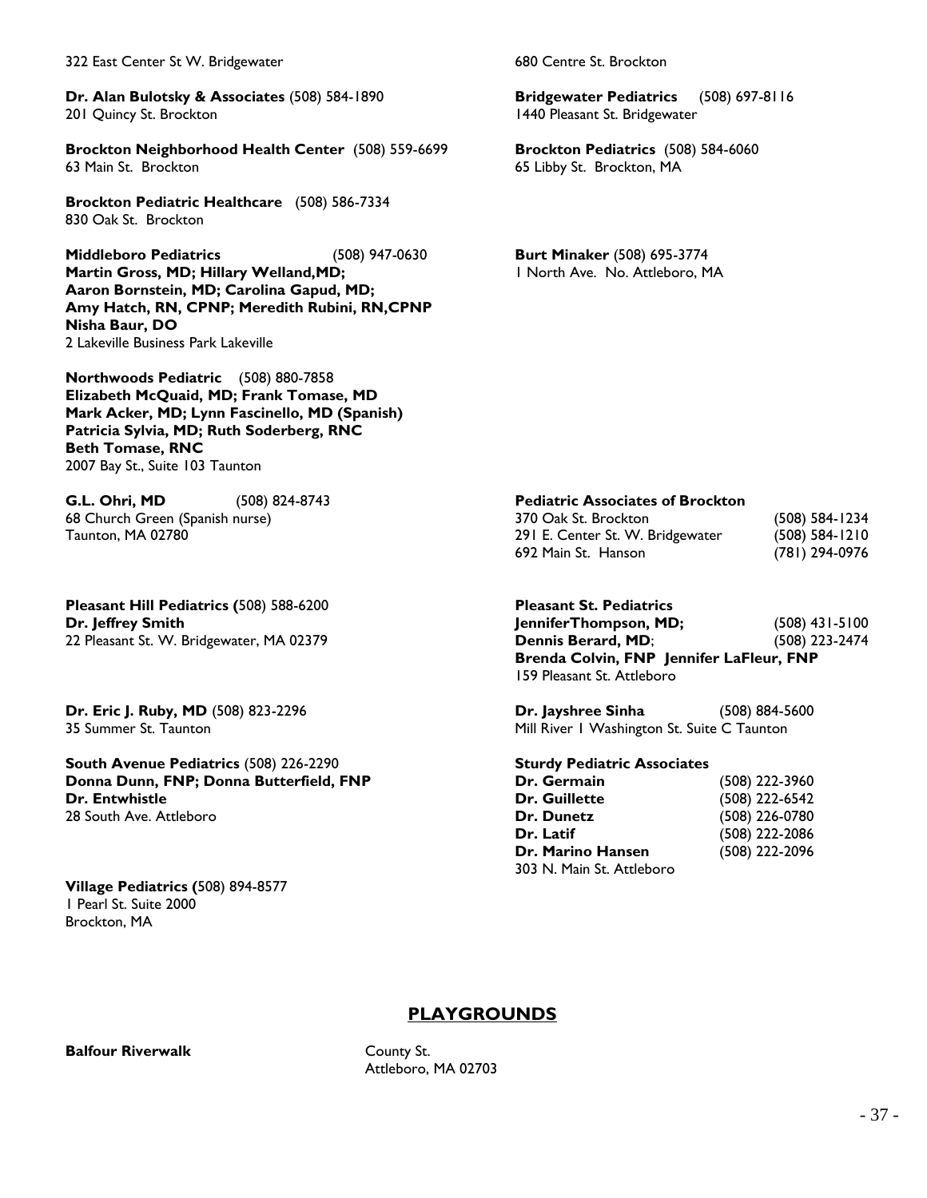322 East Center St W. Bridgewater

680 Centre St. Brockton

**Dr. Alan Bulotsky & Associates** (508) 584-1890
201 Quincy St. Brockton

**Bridgewater Pediatrics** (508) 697-8116
1440 Pleasant St. Bridgewater

**Brockton Neighborhood Health Center** (508) 559-6699
63 Main St. Brockton

**Brockton Pediatrics** (508) 584-6060
65 Libby St. Brockton, MA

**Brockton Pediatric Healthcare** (508) 586-7334
830 Oak St. Brockton

**Middleboro Pediatrics** (508) 947-0630
**Martin Gross, MD; Hillary Welland,MD;**
**Aaron Bornstein, MD; Carolina Gapud, MD;**
**Amy Hatch, RN, CPNP; Meredith Rubini, RN,CPNP**
**Nisha Baur, DO**
2 Lakeville Business Park Lakeville

**Burt Minaker** (508) 695-3774
1 North Ave. No. Attleboro, MA

**Northwoods Pediatric** (508) 880-7858
**Elizabeth McQuaid, MD; Frank Tomase, MD**
**Mark Acker, MD; Lynn Fascinello, MD (Spanish)**
**Patricia Sylvia, MD; Ruth Soderberg, RNC**
**Beth Tomase, RNC**
2007 Bay St., Suite 103 Taunton

**G.L. Ohri, MD** (508) 824-8743
68 Church Green (Spanish nurse)
Taunton, MA 02780

**Pediatric Associates of Brockton**
370 Oak St. Brockton (508) 584-1234
291 E. Center St. W. Bridgewater (508) 584-1210
692 Main St. Hanson (781) 294-0976

**Pleasant Hill Pediatrics (**508) 588-6200
**Dr. Jeffrey Smith**
22 Pleasant St. W. Bridgewater, MA 02379

**Pleasant St. Pediatrics**
**JenniferThompson, MD;** (508) 431-5100
**Dennis Berard, MD**; (508) 223-2474
**Brenda Colvin, FNP Jennifer LaFleur, FNP**
159 Pleasant St. Attleboro

**Dr. Eric J. Ruby, MD** (508) 823-2296
35 Summer St. Taunton

**Dr. Jayshree Sinha** (508) 884-5600
Mill River 1 Washington St. Suite C Taunton

**South Avenue Pediatrics** (508) 226-2290
**Donna Dunn, FNP; Donna Butterfield, FNP**
**Dr. Entwhistle**
28 South Ave. Attleboro

**Sturdy Pediatric Associates**
**Dr. Germain** (508) 222-3960
**Dr. Guillette** (508) 222-6542
**Dr. Dunetz** (508) 226-0780
**Dr. Latif** (508) 222-2086
**Dr. Marino Hansen** (508) 222-2096
303 N. Main St. Attleboro

**Village Pediatrics (**508) 894-8577
1 Pearl St. Suite 2000
Brockton, MA

## PLAYGROUNDS

**Balfour Riverwalk** County St.
Attleboro, MA 02703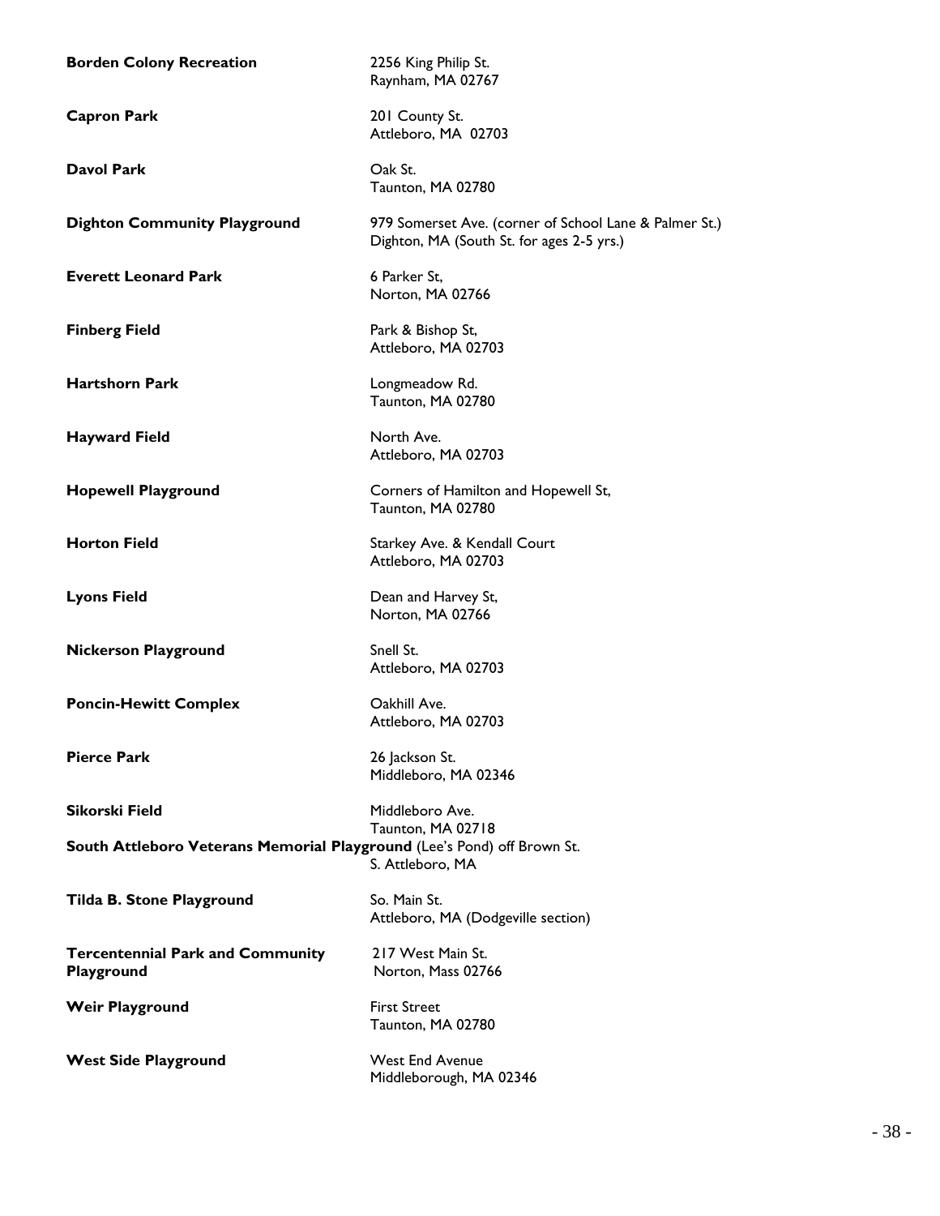**Borden Colony Recreation** 2256 King Philip St.
Raynham, MA 02767

**Capron Park** 201 County St.
Attleboro, MA 02703

**Davol Park** Oak St.
Taunton, MA 02780

**Dighton Community Playground** 979 Somerset Ave. (corner of School Lane & Palmer St.)
Dighton, MA (South St. for ages 2-5 yrs.)

**Everett Leonard Park** 6 Parker St,
Norton, MA 02766

**Finberg Field** Park & Bishop St,
Attleboro, MA 02703

**Hartshorn Park** Longmeadow Rd.
Taunton, MA 02780

**Hayward Field** North Ave.
Attleboro, MA 02703

**Hopewell Playground** Corners of Hamilton and Hopewell St,
Taunton, MA 02780

**Horton Field** Starkey Ave. & Kendall Court
Attleboro, MA 02703

**Lyons Field** Dean and Harvey St,
Norton, MA 02766

**Nickerson Playground** Snell St.
Attleboro, MA 02703

**Poncin-Hewitt Complex** Oakhill Ave.
Attleboro, MA 02703

**Pierce Park** 26 Jackson St.
Middleboro, MA 02346

**Sikorski Field** Middleboro Ave.
Taunton, MA 02718

**South Attleboro Veterans Memorial Playground** (Lee's Pond) off Brown St.
S. Attleboro, MA

**Tilda B. Stone Playground** So. Main St.
Attleboro, MA (Dodgeville section)

**Tercentennial Park and Community Playground** 217 West Main St.
Norton, Mass 02766

**Weir Playground** First Street
Taunton, MA 02780

**West Side Playground** West End Avenue
Middleborough, MA 02346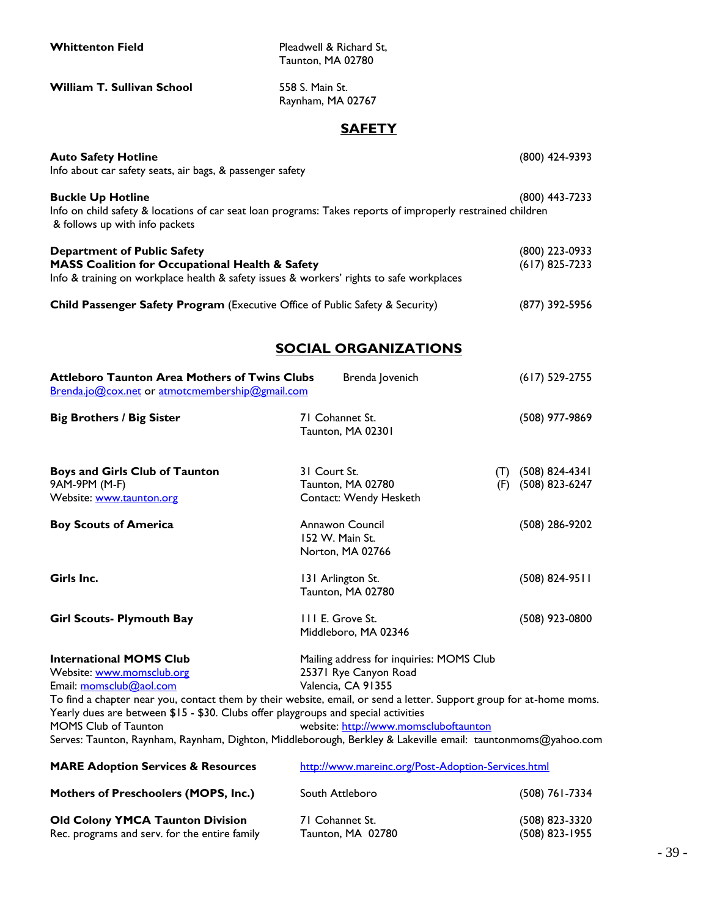**Whittenton Field** Pleadwell & Richard St,
Taunton, MA 02780

**William T. Sullivan School** 558 S. Main St.
Raynham, MA 02767

## SAFETY

**Auto Safety Hotline** (800) 424-9393
Info about car safety seats, air bags, & passenger safety

**Buckle Up Hotline** (800) 443-7233
Info on child safety & locations of car seat loan programs: Takes reports of improperly restrained children & follows up with info packets

**Department of Public Safety** (800) 223-0933
**MASS Coalition for Occupational Health & Safety** (617) 825-7233
Info & training on workplace health & safety issues & workers' rights to safe workplaces

**Child Passenger Safety Program** (Executive Office of Public Safety & Security) (877) 392-5956

## SOCIAL ORGANIZATIONS

**Attleboro Taunton Area Mothers of Twins Clubs** Brenda Jovenich (617) 529-2755
Brenda.jo@cox.net or atmotcmembership@gmail.com

**Big Brothers / Big Sister** 71 Cohannet St.
Taunton, MA 02301
(508) 977-9869

**Boys and Girls Club of Taunton** 31 Court St. (T) (508) 824-4341
9AM-9PM (M-F) Taunton, MA 02780 (F) (508) 823-6247
Website: www.taunton.org Contact: Wendy Hesketh

**Boy Scouts of America** Annawon Council
152 W. Main St.
Norton, MA 02766
(508) 286-9202

**Girls Inc.** 131 Arlington St.
Taunton, MA 02780
(508) 824-9511

**Girl Scouts- Plymouth Bay** 111 E. Grove St.
Middleboro, MA 02346
(508) 923-0800

**International MOMS Club** Mailing address for inquiries: MOMS Club
Website: www.momsclub.org 25371 Rye Canyon Road
Email: momsclub@aol.com Valencia, CA 91355
To find a chapter near you, contact them by their website, email, or send a letter. Support group for at-home moms. Yearly dues are between $15 - $30. Clubs offer playgroups and special activities
MOMS Club of Taunton website: http://www.momscluboftaunton
Serves: Taunton, Raynham, Raynham, Dighton, Middleborough, Berkley & Lakeville email: tauntonmoms@yahoo.com

**MARE Adoption Services & Resources** http://www.mareinc.org/Post-Adoption-Services.html

**Mothers of Preschoolers (MOPS, Inc.)** South Attleboro (508) 761-7334

**Old Colony YMCA Taunton Division** 71 Cohannet St. (508) 823-3320
Rec. programs and serv. for the entire family Taunton, MA 02780 (508) 823-1955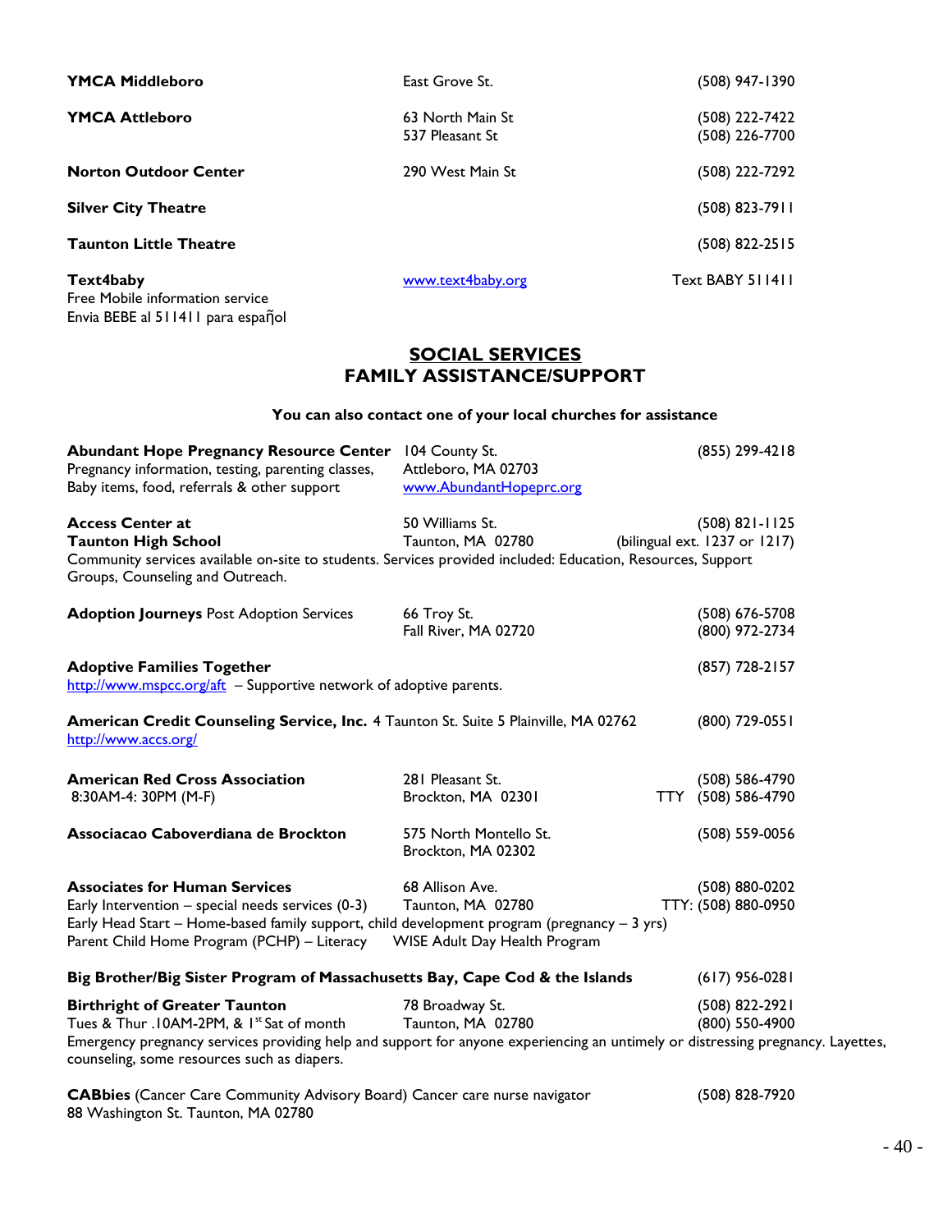**YMCA Middleboro** — East Grove St. — (508) 947-1390

**YMCA Attleboro** — 63 North Main St, 537 Pleasant St — (508) 222-7422, (508) 226-7700

**Norton Outdoor Center** — 290 West Main St — (508) 222-7292

**Silver City Theatre** — (508) 823-7911

**Taunton Little Theatre** — (508) 822-2515

**Text4baby** — www.text4baby.org — Text BABY 511411
Free Mobile information service
Envia BEBE al 511411 para español

## SOCIAL SERVICES
## FAMILY ASSISTANCE/SUPPORT

**You can also contact one of your local churches for assistance**

**Abundant Hope Pregnancy Resource Center** — 104 County St., Attleboro, MA 02703 — (855) 299-4218
Pregnancy information, testing, parenting classes, Baby items, food, referrals & other support
www.AbundantHopeprc.org

**Access Center at Taunton High School** — 50 Williams St., Taunton, MA 02780 — (508) 821-1125 (bilingual ext. 1237 or 1217)
Community services available on-site to students. Services provided included: Education, Resources, Support Groups, Counseling and Outreach.

**Adoption Journeys** Post Adoption Services — 66 Troy St., Fall River, MA 02720 — (508) 676-5708, (800) 972-2734

**Adoptive Families Together** — (857) 728-2157
http://www.mspcc.org/aft – Supportive network of adoptive parents.

**American Credit Counseling Service, Inc.** 4 Taunton St. Suite 5 Plainville, MA 02762 — (800) 729-0551
http://www.accs.org/

**American Red Cross Association** — 281 Pleasant St., Brockton, MA 02301 — (508) 586-4790, TTY (508) 586-4790
8:30AM-4: 30PM (M-F)

**Associacao Caboverdiana de Brockton** — 575 North Montello St., Brockton, MA 02302 — (508) 559-0056

**Associates for Human Services** — 68 Allison Ave., Taunton, MA 02780 — (508) 880-0202, TTY: (508) 880-0950
Early Intervention – special needs services (0-3)
Early Head Start – Home-based family support, child development program (pregnancy – 3 yrs)
Parent Child Home Program (PCHP) – Literacy
WISE Adult Day Health Program

**Big Brother/Big Sister Program of Massachusetts Bay, Cape Cod & the Islands** — (617) 956-0281

**Birthright of Greater Taunton** — 78 Broadway St., Taunton, MA 02780 — (508) 822-2921, (800) 550-4900
Tues & Thur .10AM-2PM, & 1st Sat of month
Emergency pregnancy services providing help and support for anyone experiencing an untimely or distressing pregnancy. Layettes, counseling, some resources such as diapers.

**CABbies** (Cancer Care Community Advisory Board) Cancer care nurse navigator — (508) 828-7920
88 Washington St. Taunton, MA 02780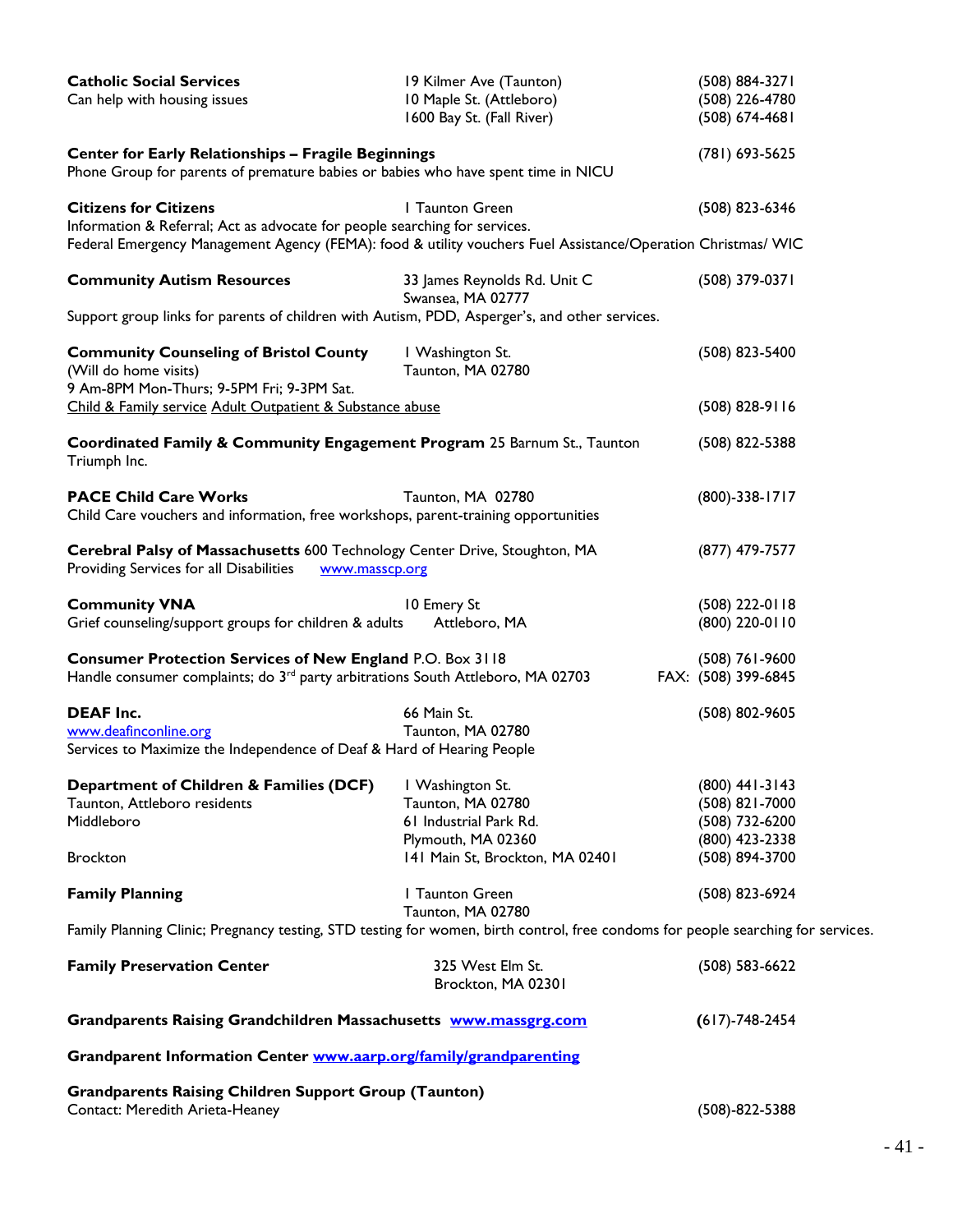**Catholic Social Services**
Can help with housing issues
19 Kilmer Ave (Taunton) (508) 884-3271
10 Maple St. (Attleboro) (508) 226-4780
1600 Bay St. (Fall River) (508) 674-4681

**Center for Early Relationships – Fragile Beginnings** (781) 693-5625
Phone Group for parents of premature babies or babies who have spent time in NICU

**Citizens for Citizens** 1 Taunton Green (508) 823-6346
Information & Referral; Act as advocate for people searching for services.
Federal Emergency Management Agency (FEMA): food & utility vouchers Fuel Assistance/Operation Christmas/ WIC

**Community Autism Resources** 33 James Reynolds Rd. Unit C, Swansea, MA 02777 (508) 379-0371
Support group links for parents of children with Autism, PDD, Asperger's, and other services.

**Community Counseling of Bristol County** 1 Washington St., Taunton, MA 02780 (508) 823-5400
(Will do home visits)
9 Am-8PM Mon-Thurs; 9-5PM Fri; 9-3PM Sat.
Child & Family service Adult Outpatient & Substance abuse (508) 828-9116

**Coordinated Family & Community Engagement Program** 25 Barnum St., Taunton (508) 822-5388
Triumph Inc.

**PACE Child Care Works** Taunton, MA 02780 (800)-338-1717
Child Care vouchers and information, free workshops, parent-training opportunities

**Cerebral Palsy of Massachusetts** 600 Technology Center Drive, Stoughton, MA (877) 479-7577
Providing Services for all Disabilities www.masscp.org

**Community VNA** 10 Emery St, Attleboro, MA (508) 222-0118 (800) 220-0110
Grief counseling/support groups for children & adults

**Consumer Protection Services of New England** P.O. Box 3118, South Attleboro, MA 02703 (508) 761-9600 FAX: (508) 399-6845
Handle consumer complaints; do 3rd party arbitrations

**DEAF Inc.** 66 Main St., Taunton, MA 02780 (508) 802-9605
www.deafinconline.org
Services to Maximize the Independence of Deaf & Hard of Hearing People

**Department of Children & Families (DCF)**
Taunton, Attleboro residents: 1 Washington St., Taunton, MA 02780 (800) 441-3143 (508) 821-7000
Middleboro: 61 Industrial Park Rd., Plymouth, MA 02360 (508) 732-6200 (800) 423-2338
Brockton: 141 Main St, Brockton, MA 02401 (508) 894-3700

**Family Planning** 1 Taunton Green, Taunton, MA 02780 (508) 823-6924
Family Planning Clinic; Pregnancy testing, STD testing for women, birth control, free condoms for people searching for services.

**Family Preservation Center** 325 West Elm St., Brockton, MA 02301 (508) 583-6622

**Grandparents Raising Grandchildren Massachusetts** **www.massgrg.com** **(**617)-748-2454

**Grandparent Information Center** **www.aarp.org/family/grandparenting**

**Grandparents Raising Children Support Group (Taunton)**
Contact: Meredith Arieta-Heaney (508)-822-5388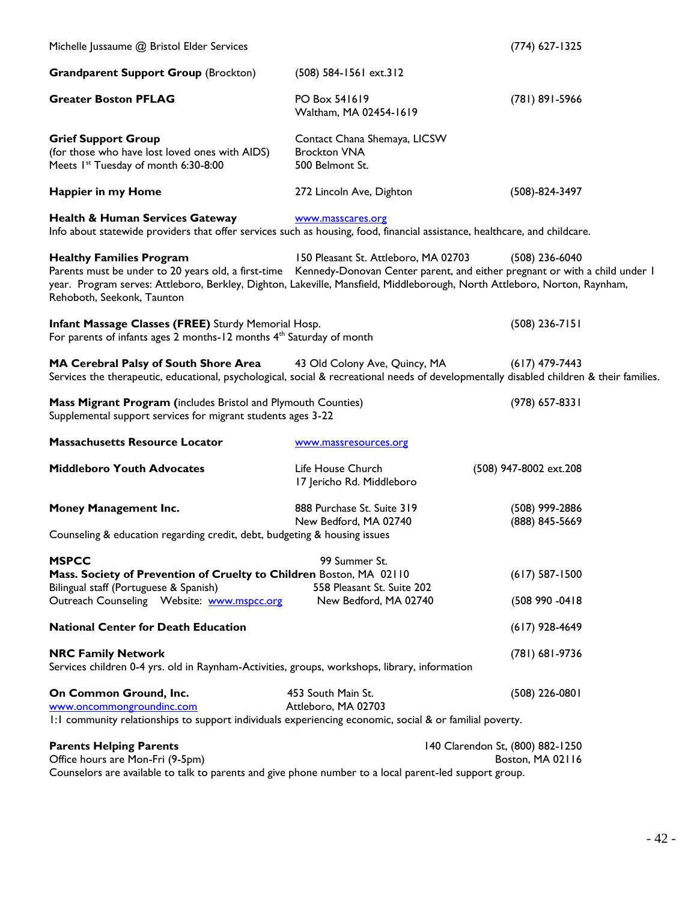Michelle Jussaume @ Bristol Elder Services (774) 627-1325

**Grandparent Support Group** (Brockton) (508) 584-1561 ext.312

**Greater Boston PFLAG**
PO Box 541619
Waltham, MA 02454-1619
(781) 891-5966

**Grief Support Group**
(for those who have lost loved ones with AIDS)
Meets 1st Tuesday of month 6:30-8:00
Contact Chana Shemaya, LICSW
Brockton VNA
500 Belmont St.

**Happier in my Home** 272 Lincoln Ave, Dighton (508)-824-3497

**Health & Human Services Gateway** www.masscares.org
Info about statewide providers that offer services such as housing, food, financial assistance, healthcare, and childcare.

**Healthy Families Program** 150 Pleasant St. Attleboro, MA 02703 (508) 236-6040
Parents must be under to 20 years old, a first-time Kennedy-Donovan Center parent, and either pregnant or with a child under 1 year. Program serves: Attleboro, Berkley, Dighton, Lakeville, Mansfield, Middleborough, North Attleboro, Norton, Raynham, Rehoboth, Seekonk, Taunton

**Infant Massage Classes (FREE)** Sturdy Memorial Hosp. (508) 236-7151
For parents of infants ages 2 months-12 months 4th Saturday of month

**MA Cerebral Palsy of South Shore Area** 43 Old Colony Ave, Quincy, MA (617) 479-7443
Services the therapeutic, educational, psychological, social & recreational needs of developmentally disabled children & their families.

**Mass Migrant Program (**includes Bristol and Plymouth Counties) (978) 657-8331
Supplemental support services for migrant students ages 3-22

**Massachusetts Resource Locator** www.massresources.org

**Middleboro Youth Advocates**
Life House Church
17 Jericho Rd. Middleboro
(508) 947-8002 ext.208

**Money Management Inc.**
888 Purchase St. Suite 319
New Bedford, MA 02740
(508) 999-2886
(888) 845-5669
Counseling & education regarding credit, debt, budgeting & housing issues

**MSPCC**
**Mass. Society of Prevention of Cruelty to Children**
99 Summer St.
Boston, MA 02110
(617) 587-1500
Bilingual staff (Portuguese & Spanish)
Outreach Counseling Website: www.mspcc.org
558 Pleasant St. Suite 202
New Bedford, MA 02740
(508 990 -0418

**National Center for Death Education** (617) 928-4649

**NRC Family Network** (781) 681-9736
Services children 0-4 yrs. old in Raynham-Activities, groups, workshops, library, information

**On Common Ground, Inc.**
www.oncommongroundinc.com
453 South Main St.
Attleboro, MA 02703
(508) 226-0801
1:1 community relationships to support individuals experiencing economic, social & or familial poverty.

**Parents Helping Parents**
140 Clarendon St, (800) 882-1250
Boston, MA 02116
Office hours are Mon-Fri (9-5pm)
Counselors are available to talk to parents and give phone number to a local parent-led support group.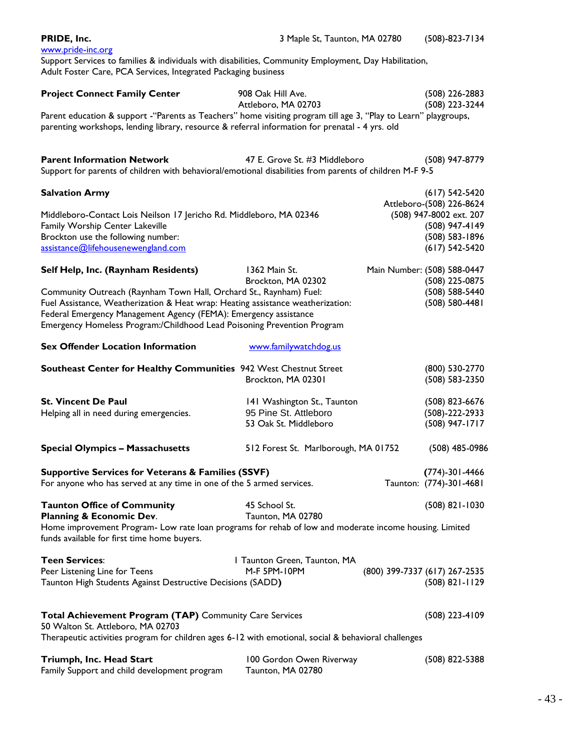**PRIDE, Inc.** 3 Maple St, Taunton, MA 02780 (508)-823-7134
www.pride-inc.org
Support Services to families & individuals with disabilities, Community Employment, Day Habilitation, Adult Foster Care, PCA Services, Integrated Packaging business

**Project Connect Family Center** 908 Oak Hill Ave. Attleboro, MA 02703 (508) 226-2883 (508) 223-3244
Parent education & support -"Parents as Teachers" home visiting program till age 3, "Play to Learn" playgroups, parenting workshops, lending library, resource & referral information for prenatal - 4 yrs. old

**Parent Information Network** 47 E. Grove St. #3 Middleboro (508) 947-8779
Support for parents of children with behavioral/emotional disabilities from parents of children M-F 9-5

**Salvation Army** (617) 542-5420
Attleboro-(508) 226-8624
Middleboro-Contact Lois Neilson 17 Jericho Rd. Middleboro, MA 02346 (508) 947-8002 ext. 207
Family Worship Center Lakeville (508) 947-4149
Brockton use the following number: (508) 583-1896
assistance@lifehousenewengland.com (617) 542-5420

**Self Help, Inc. (Raynham Residents)** 1362 Main St. Brockton, MA 02302 Main Number: (508) 588-0447 (508) 225-0875
Community Outreach (Raynham Town Hall, Orchard St., Raynham) Fuel: (508) 588-5440
Fuel Assistance, Weatherization & Heat wrap: Heating assistance weatherization: (508) 580-4481
Federal Emergency Management Agency (FEMA): Emergency assistance
Emergency Homeless Program:/Childhood Lead Poisoning Prevention Program

**Sex Offender Location Information** www.familywatchdog.us

**Southeast Center for Healthy Communities** 942 West Chestnut Street Brockton, MA 02301 (800) 530-2770 (508) 583-2350

**St. Vincent De Paul**
Helping all in need during emergencies.
141 Washington St., Taunton (508) 823-6676
95 Pine St. Attleboro (508)-222-2933
53 Oak St. Middleboro (508) 947-1717

**Special Olympics – Massachusetts** 512 Forest St. Marlborough, MA 01752 (508) 485-0986

**Supportive Services for Veterans & Families (SSVF)** (774)-301-4466
For anyone who has served at any time in one of the 5 armed services. Taunton: (774)-301-4681

**Taunton Office of Community Planning & Economic Dev.** 45 School St. Taunton, MA 02780 (508) 821-1030
Home improvement Program- Low rate loan programs for rehab of low and moderate income housing. Limited funds available for first time home buyers.

**Teen Services**: 1 Taunton Green, Taunton, MA
Peer Listening Line for Teens M-F 5PM-10PM (800) 399-7337 (617) 267-2535
Taunton High Students Against Destructive Decisions (SADD) (508) 821-1129

**Total Achievement Program (TAP)** Community Care Services (508) 223-4109
50 Walton St. Attleboro, MA 02703
Therapeutic activities program for children ages 6-12 with emotional, social & behavioral challenges

**Triumph, Inc. Head Start** 100 Gordon Owen Riverway Taunton, MA 02780 (508) 822-5388
Family Support and child development program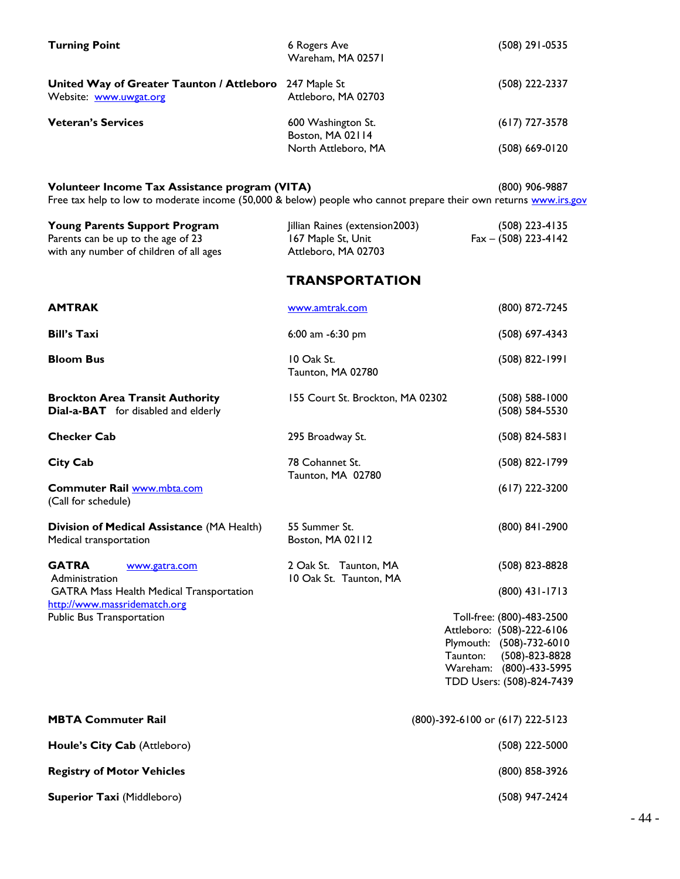**Turning Point** | 6 Rogers Ave, Wareham, MA 02571 | (508) 291-0535

**United Way of Greater Taunton / Attleboro** | 247 Maple St, Attleboro, MA 02703 | (508) 222-2337
Website: [www.uwgat.org](http://www.uwgat.org)

**Veteran's Services** | 600 Washington St., Boston, MA 02114 | (617) 727-3578
North Attleboro, MA | (508) 669-0120

**Volunteer Income Tax Assistance program (VITA)** | (800) 906-9887
Free tax help to low to moderate income (50,000 & below) people who cannot prepare their own returns [www.irs.gov](http://www.irs.gov)

**Young Parents Support Program** | Jillian Raines (extension2003), 167 Maple St, Unit, Attleboro, MA 02703 | (508) 223-4135, Fax – (508) 223-4142
Parents can be up to the age of 23 with any number of children of all ages

## TRANSPORTATION

**AMTRAK** | [www.amtrak.com](http://www.amtrak.com) | (800) 872-7245

**Bill's Taxi** | 6:00 am -6:30 pm | (508) 697-4343

**Bloom Bus** | 10 Oak St., Taunton, MA 02780 | (508) 822-1991

**Brockton Area Transit Authority** | 155 Court St. Brockton, MA 02302 | (508) 588-1000
**Dial-a-BAT** for disabled and elderly | (508) 584-5530

**Checker Cab** | 295 Broadway St. | (508) 824-5831

**City Cab** | 78 Cohannet St., Taunton, MA 02780 | (508) 822-1799

**Commuter Rail** [www.mbta.com](http://www.mbta.com) | (617) 222-3200
(Call for schedule)

**Division of Medical Assistance** (MA Health) | 55 Summer St., Boston, MA 02112 | (800) 841-2900
Medical transportation

**GATRA** [www.gatra.com](http://www.gatra.com)
Administration | 2 Oak St. Taunton, MA | (508) 823-8828
GATRA Mass Health Medical Transportation | 10 Oak St. Taunton, MA | (800) 431-1713
[http://www.massridematch.org](http://www.massridematch.org)
Public Bus Transportation
- Toll-free: (800)-483-2500
- Attleboro: (508)-222-6106
- Plymouth: (508)-732-6010
- Taunton: (508)-823-8828
- Wareham: (800)-433-5995
- TDD Users: (508)-824-7439

**MBTA Commuter Rail** | (800)-392-6100 or (617) 222-5123

**Houle's City Cab** (Attleboro) | (508) 222-5000

**Registry of Motor Vehicles** | (800) 858-3926

**Superior Taxi** (Middleboro) | (508) 947-2424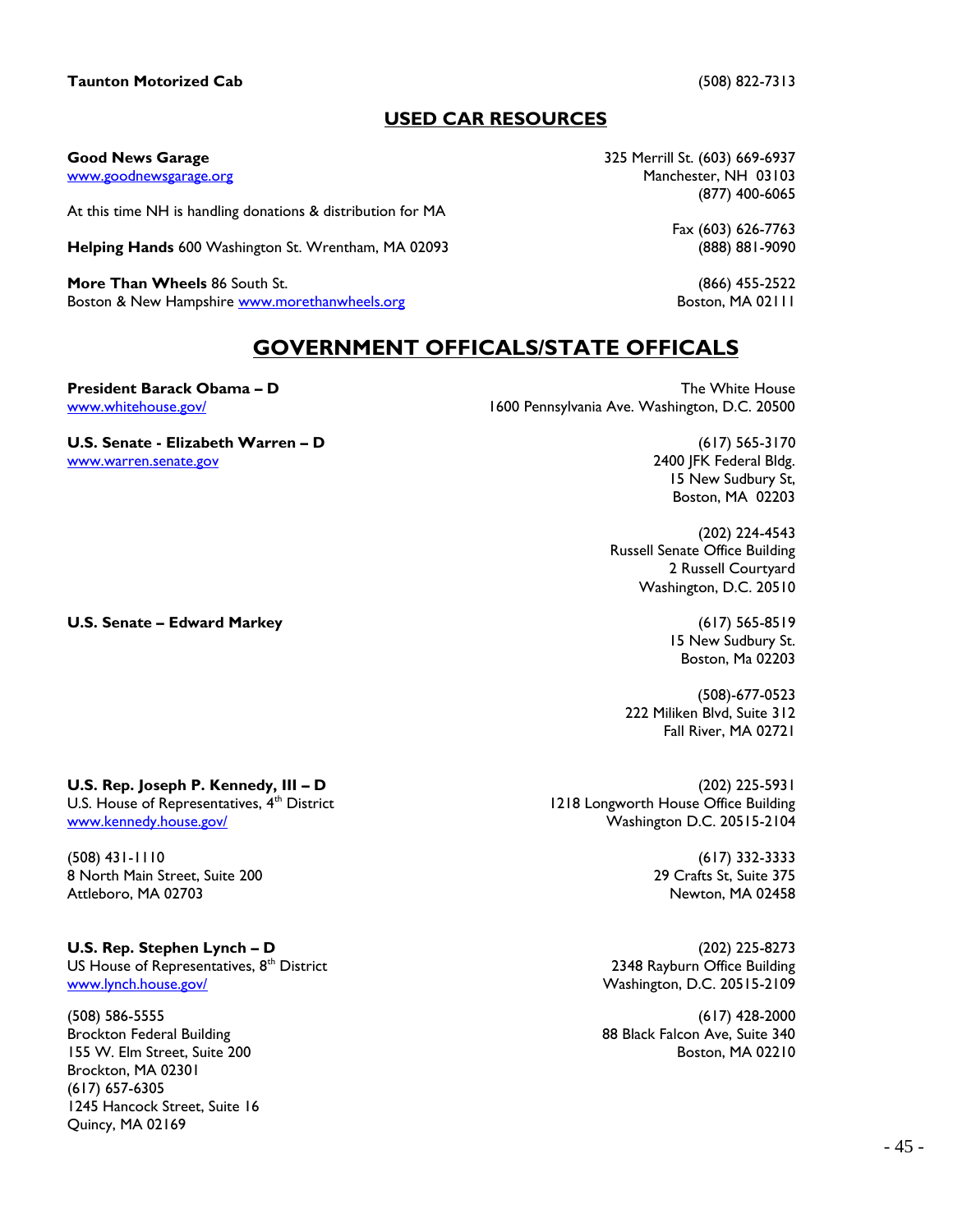**Taunton Motorized Cab** (508) 822-7313

## USED CAR RESOURCES

**Good News Garage**
www.goodnewsgarage.org
325 Merrill St. (603) 669-6937
Manchester, NH 03103
(877) 400-6065
Fax (603) 626-7763

At this time NH is handling donations & distribution for MA

**Helping Hands** 600 Washington St. Wrentham, MA 02093 (888) 881-9090

**More Than Wheels** 86 South St.
Boston, MA 02111
Boston & New Hampshire www.morethanwheels.org
(866) 455-2522

## GOVERNMENT OFFICALS/STATE OFFICALS

**President Barack Obama – D**
www.whitehouse.gov/
The White House
1600 Pennsylvania Ave. Washington, D.C. 20500

**U.S. Senate - Elizabeth Warren – D**
www.warren.senate.gov

(617) 565-3170
2400 JFK Federal Bldg.
15 New Sudbury St,
Boston, MA 02203

(202) 224-4543
Russell Senate Office Building
2 Russell Courtyard
Washington, D.C. 20510

**U.S. Senate – Edward Markey**

(617) 565-8519
15 New Sudbury St.
Boston, Ma 02203

(508)-677-0523
222 Miliken Blvd, Suite 312
Fall River, MA 02721

**U.S. Rep. Joseph P. Kennedy, III – D**
U.S. House of Representatives, 4th District
www.kennedy.house.gov/

(202) 225-5931
1218 Longworth House Office Building
Washington D.C. 20515-2104

(508) 431-1110
8 North Main Street, Suite 200
Attleboro, MA 02703

(617) 332-3333
29 Crafts St, Suite 375
Newton, MA 02458

**U.S. Rep. Stephen Lynch – D**
US House of Representatives, 8th District
www.lynch.house.gov/

(202) 225-8273
2348 Rayburn Office Building
Washington, D.C. 20515-2109

(508) 586-5555
Brockton Federal Building
155 W. Elm Street, Suite 200
Brockton, MA 02301

(617) 657-6305
1245 Hancock Street, Suite 16
Quincy, MA 02169

(617) 428-2000
88 Black Falcon Ave, Suite 340
Boston, MA 02210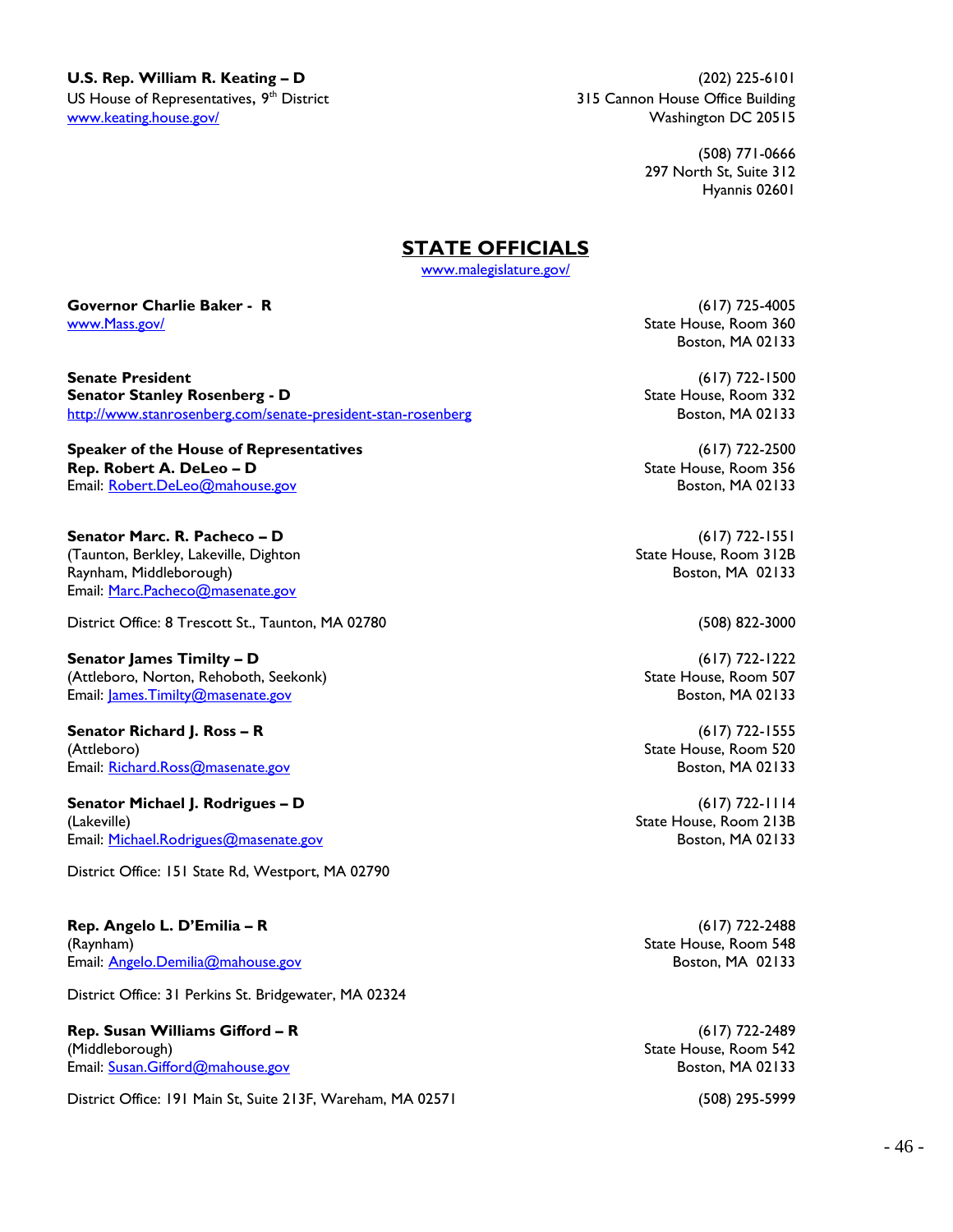**U.S. Rep. William R. Keating – D**
US House of Representatives, 9th District
www.keating.house.gov/

(202) 225-6101
315 Cannon House Office Building
Washington DC 20515

(508) 771-0666
297 North St, Suite 312
Hyannis 02601

## STATE OFFICIALS

www.malegislature.gov/

**Governor Charlie Baker - R**
www.Mass.gov/

(617) 725-4005
State House, Room 360
Boston, MA 02133

**Senate President**
**Senator Stanley Rosenberg - D**
http://www.stanrosenberg.com/senate-president-stan-rosenberg

(617) 722-1500
State House, Room 332
Boston, MA 02133

**Speaker of the House of Representatives**
**Rep. Robert A. DeLeo – D**
Email: Robert.DeLeo@mahouse.gov

(617) 722-2500
State House, Room 356
Boston, MA 02133

**Senator Marc. R. Pacheco – D**
(Taunton, Berkley, Lakeville, Dighton
Raynham, Middleborough)
Email: Marc.Pacheco@masenate.gov

(617) 722-1551
State House, Room 312B
Boston, MA 02133

District Office: 8 Trescott St., Taunton, MA 02780 (508) 822-3000

**Senator James Timilty – D**
(Attleboro, Norton, Rehoboth, Seekonk)
Email: James.Timilty@masenate.gov

(617) 722-1222
State House, Room 507
Boston, MA 02133

**Senator Richard J. Ross – R**
(Attleboro)
Email: Richard.Ross@masenate.gov

(617) 722-1555
State House, Room 520
Boston, MA 02133

**Senator Michael J. Rodrigues – D**
(Lakeville)
Email: Michael.Rodrigues@masenate.gov

(617) 722-1114
State House, Room 213B
Boston, MA 02133

District Office: 151 State Rd, Westport, MA 02790

**Rep. Angelo L. D'Emilia – R**
(Raynham)
Email: Angelo.Demilia@mahouse.gov

(617) 722-2488
State House, Room 548
Boston, MA 02133

District Office: 31 Perkins St. Bridgewater, MA 02324

**Rep. Susan Williams Gifford – R**
(Middleborough)
Email: Susan.Gifford@mahouse.gov

(617) 722-2489
State House, Room 542
Boston, MA 02133

District Office: 191 Main St, Suite 213F, Wareham, MA 02571 (508) 295-5999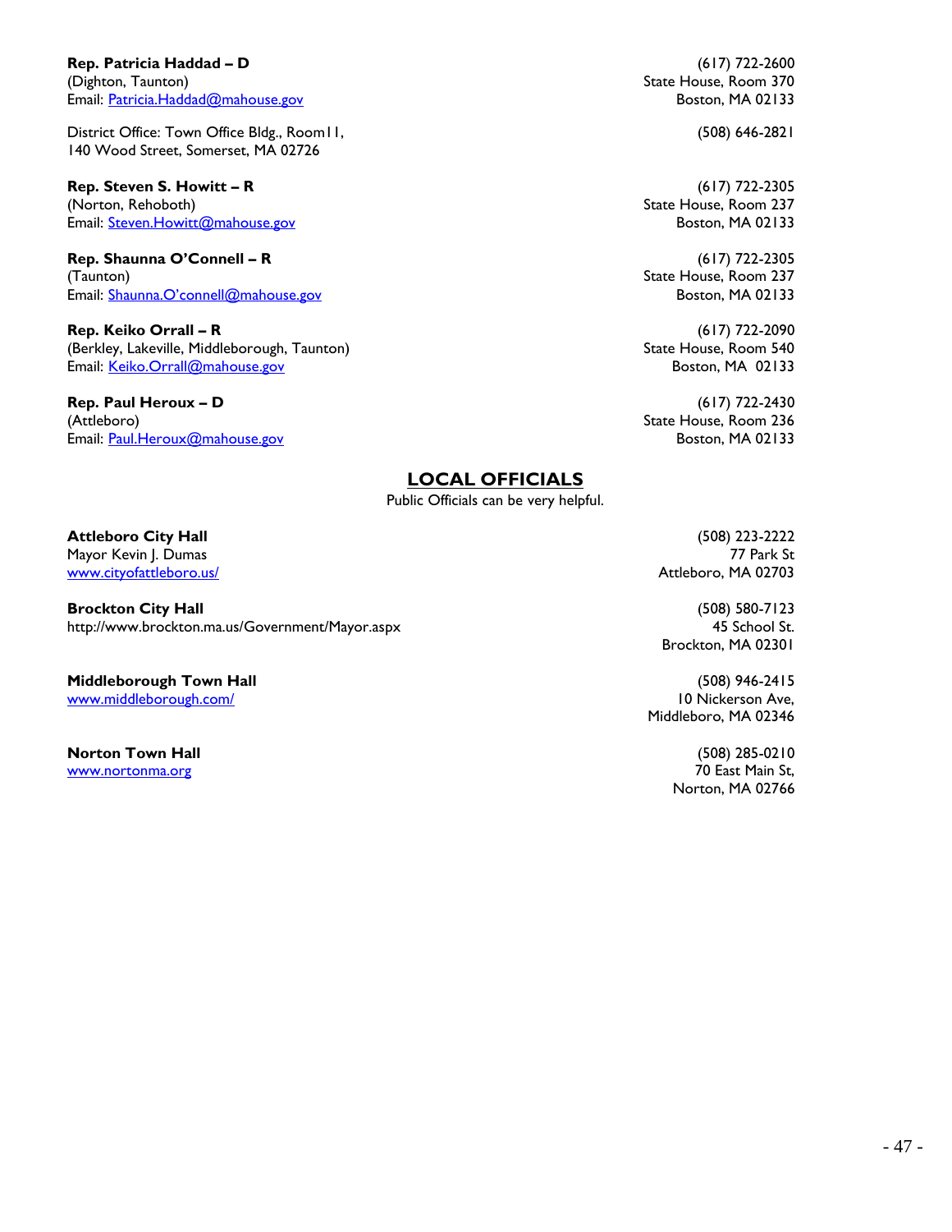**Rep. Patricia Haddad – D**
(Dighton, Taunton)
Email: Patricia.Haddad@mahouse.gov

(617) 722-2600
State House, Room 370
Boston, MA 02133

District Office: Town Office Bldg., Room11,
140 Wood Street, Somerset, MA 02726

(508) 646-2821

**Rep. Steven S. Howitt – R**
(Norton, Rehoboth)
Email: Steven.Howitt@mahouse.gov

(617) 722-2305
State House, Room 237
Boston, MA 02133

**Rep. Shaunna O'Connell – R**
(Taunton)
Email: Shaunna.O'connell@mahouse.gov

(617) 722-2305
State House, Room 237
Boston, MA 02133

**Rep. Keiko Orrall – R**
(Berkley, Lakeville, Middleborough, Taunton)
Email: Keiko.Orrall@mahouse.gov

(617) 722-2090
State House, Room 540
Boston, MA 02133

**Rep. Paul Heroux – D**
(Attleboro)
Email: Paul.Heroux@mahouse.gov

(617) 722-2430
State House, Room 236
Boston, MA 02133

## LOCAL OFFICIALS

Public Officials can be very helpful.

**Attleboro City Hall**
Mayor Kevin J. Dumas
www.cityofattleboro.us/

(508) 223-2222
77 Park St
Attleboro, MA 02703

**Brockton City Hall**
http://www.brockton.ma.us/Government/Mayor.aspx

(508) 580-7123
45 School St.
Brockton, MA 02301

**Middleborough Town Hall**
www.middleborough.com/

(508) 946-2415
10 Nickerson Ave,
Middleboro, MA 02346

**Norton Town Hall**
www.nortonma.org

(508) 285-0210
70 East Main St,
Norton, MA 02766